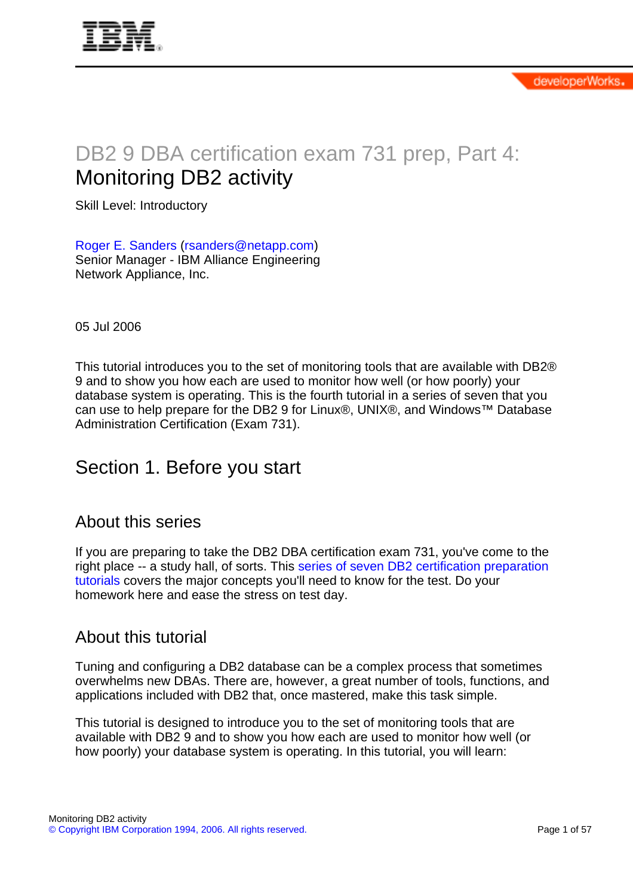# DB2 9 DBA certification exam 731 prep, Part 4: Monitoring DB2 activity

Skill Level: Introductory

Roger E. Sanders (rsanders@netapp.com)
Senior Manager - IBM Alliance Engineering
Network Appliance, Inc.

05 Jul 2006

This tutorial introduces you to the set of monitoring tools that are available with DB2® 9 and to show you how each are used to monitor how well (or how poorly) your database system is operating. This is the fourth tutorial in a series of seven that you can use to help prepare for the DB2 9 for Linux®, UNIX®, and Windows™ Database Administration Certification (Exam 731).

## Section 1. Before you start

### About this series

If you are preparing to take the DB2 DBA certification exam 731, you've come to the right place -- a study hall, of sorts. This series of seven DB2 certification preparation tutorials covers the major concepts you'll need to know for the test. Do your homework here and ease the stress on test day.

### About this tutorial

Tuning and configuring a DB2 database can be a complex process that sometimes overwhelms new DBAs. There are, however, a great number of tools, functions, and applications included with DB2 that, once mastered, make this task simple.

This tutorial is designed to introduce you to the set of monitoring tools that are available with DB2 9 and to show you how each are used to monitor how well (or how poorly) your database system is operating. In this tutorial, you will learn: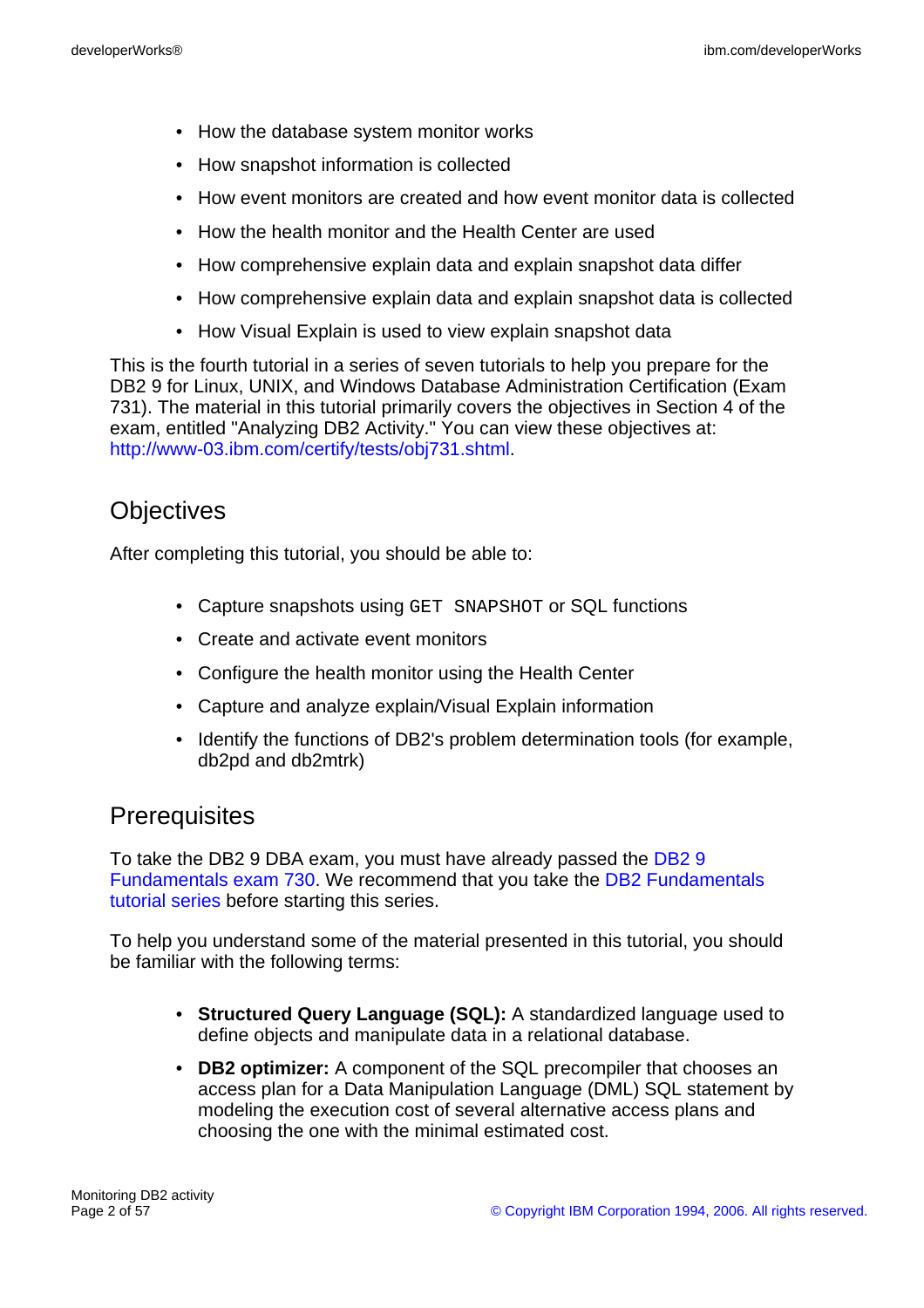- How the database system monitor works
- How snapshot information is collected
- How event monitors are created and how event monitor data is collected
- How the health monitor and the Health Center are used
- How comprehensive explain data and explain snapshot data differ
- How comprehensive explain data and explain snapshot data is collected
- How Visual Explain is used to view explain snapshot data

This is the fourth tutorial in a series of seven tutorials to help you prepare for the DB2 9 for Linux, UNIX, and Windows Database Administration Certification (Exam 731). The material in this tutorial primarily covers the objectives in Section 4 of the exam, entitled "Analyzing DB2 Activity." You can view these objectives at: http://www-03.ibm.com/certify/tests/obj731.shtml.

## Objectives

After completing this tutorial, you should be able to:

- Capture snapshots using `GET SNAPSHOT` or SQL functions
- Create and activate event monitors
- Configure the health monitor using the Health Center
- Capture and analyze explain/Visual Explain information
- Identify the functions of DB2's problem determination tools (for example, db2pd and db2mtrk)

## Prerequisites

To take the DB2 9 DBA exam, you must have already passed the DB2 9 Fundamentals exam 730. We recommend that you take the DB2 Fundamentals tutorial series before starting this series.

To help you understand some of the material presented in this tutorial, you should be familiar with the following terms:

- **Structured Query Language (SQL):** A standardized language used to define objects and manipulate data in a relational database.
- **DB2 optimizer:** A component of the SQL precompiler that chooses an access plan for a Data Manipulation Language (DML) SQL statement by modeling the execution cost of several alternative access plans and choosing the one with the minimal estimated cost.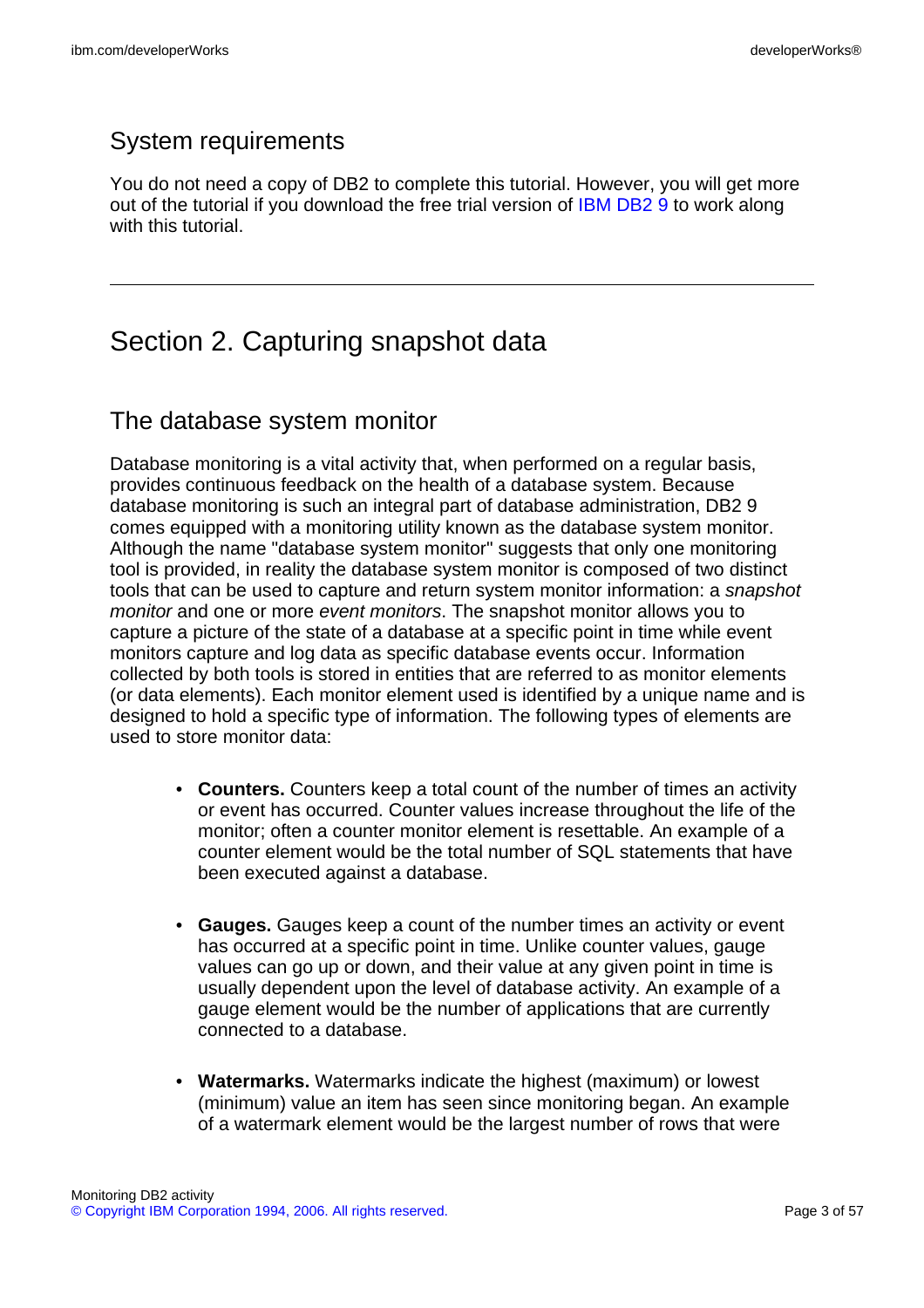## System requirements

You do not need a copy of DB2 to complete this tutorial. However, you will get more out of the tutorial if you download the free trial version of IBM DB2 9 to work along with this tutorial.

---

# Section 2. Capturing snapshot data

## The database system monitor

Database monitoring is a vital activity that, when performed on a regular basis, provides continuous feedback on the health of a database system. Because database monitoring is such an integral part of database administration, DB2 9 comes equipped with a monitoring utility known as the database system monitor. Although the name "database system monitor" suggests that only one monitoring tool is provided, in reality the database system monitor is composed of two distinct tools that can be used to capture and return system monitor information: a *snapshot monitor* and one or more *event monitors*. The snapshot monitor allows you to capture a picture of the state of a database at a specific point in time while event monitors capture and log data as specific database events occur. Information collected by both tools is stored in entities that are referred to as monitor elements (or data elements). Each monitor element used is identified by a unique name and is designed to hold a specific type of information. The following types of elements are used to store monitor data:

- **Counters.** Counters keep a total count of the number of times an activity or event has occurred. Counter values increase throughout the life of the monitor; often a counter monitor element is resettable. An example of a counter element would be the total number of SQL statements that have been executed against a database.

- **Gauges.** Gauges keep a count of the number times an activity or event has occurred at a specific point in time. Unlike counter values, gauge values can go up or down, and their value at any given point in time is usually dependent upon the level of database activity. An example of a gauge element would be the number of applications that are currently connected to a database.

- **Watermarks.** Watermarks indicate the highest (maximum) or lowest (minimum) value an item has seen since monitoring began. An example of a watermark element would be the largest number of rows that were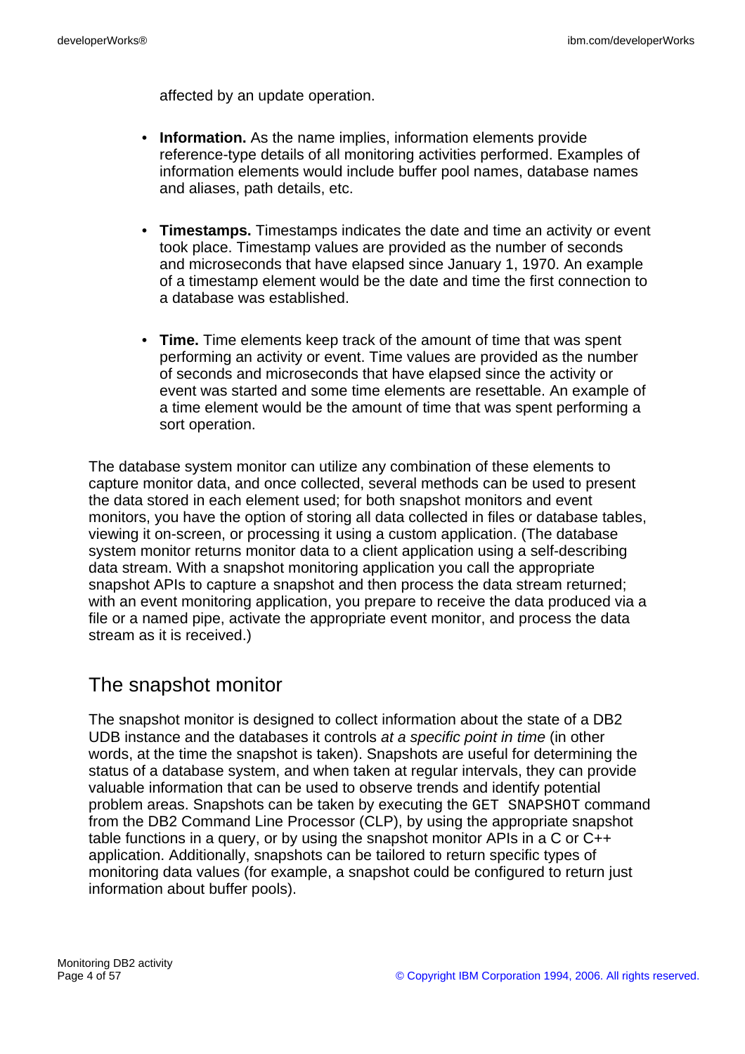affected by an update operation.

- **Information.** As the name implies, information elements provide reference-type details of all monitoring activities performed. Examples of information elements would include buffer pool names, database names and aliases, path details, etc.

- **Timestamps.** Timestamps indicates the date and time an activity or event took place. Timestamp values are provided as the number of seconds and microseconds that have elapsed since January 1, 1970. An example of a timestamp element would be the date and time the first connection to a database was established.

- **Time.** Time elements keep track of the amount of time that was spent performing an activity or event. Time values are provided as the number of seconds and microseconds that have elapsed since the activity or event was started and some time elements are resettable. An example of a time element would be the amount of time that was spent performing a sort operation.

The database system monitor can utilize any combination of these elements to capture monitor data, and once collected, several methods can be used to present the data stored in each element used; for both snapshot monitors and event monitors, you have the option of storing all data collected in files or database tables, viewing it on-screen, or processing it using a custom application. (The database system monitor returns monitor data to a client application using a self-describing data stream. With a snapshot monitoring application you call the appropriate snapshot APIs to capture a snapshot and then process the data stream returned; with an event monitoring application, you prepare to receive the data produced via a file or a named pipe, activate the appropriate event monitor, and process the data stream as it is received.)

## The snapshot monitor

The snapshot monitor is designed to collect information about the state of a DB2 UDB instance and the databases it controls *at a specific point in time* (in other words, at the time the snapshot is taken). Snapshots are useful for determining the status of a database system, and when taken at regular intervals, they can provide valuable information that can be used to observe trends and identify potential problem areas. Snapshots can be taken by executing the `GET SNAPSHOT` command from the DB2 Command Line Processor (CLP), by using the appropriate snapshot table functions in a query, or by using the snapshot monitor APIs in a C or C++ application. Additionally, snapshots can be tailored to return specific types of monitoring data values (for example, a snapshot could be configured to return just information about buffer pools).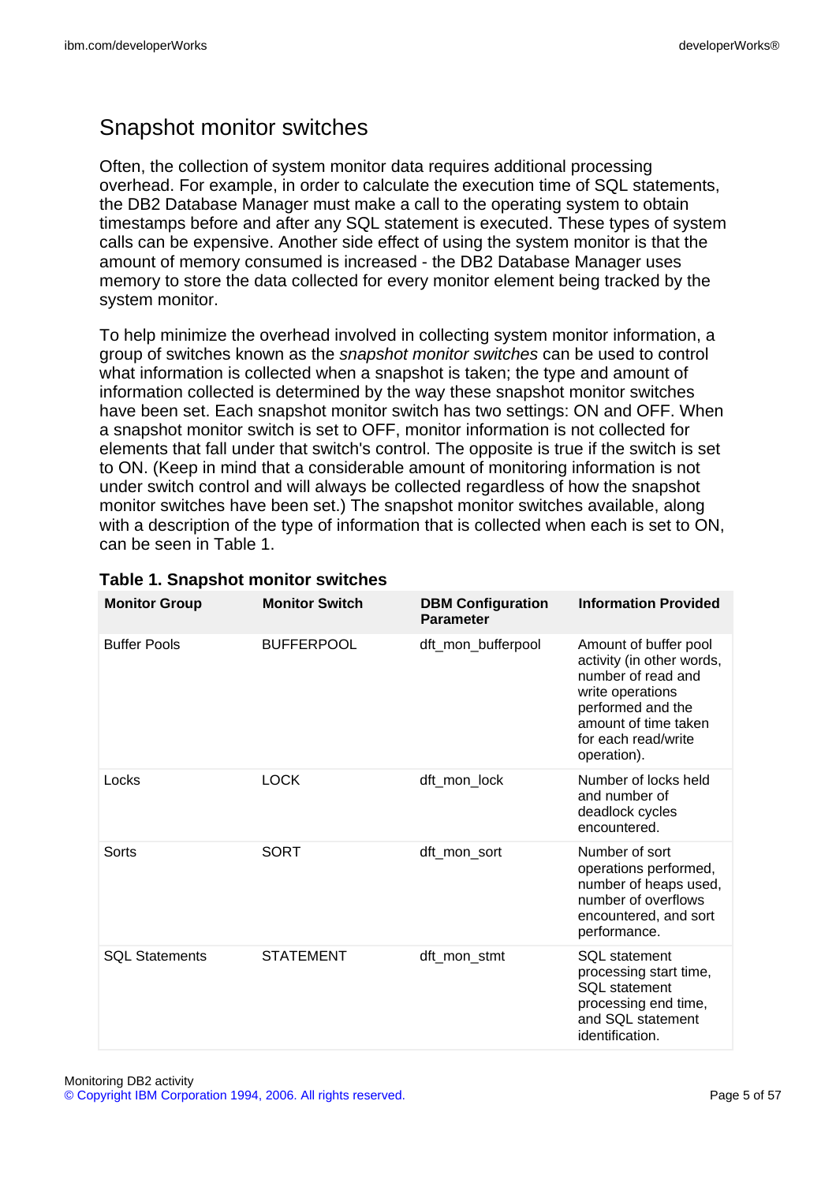## Snapshot monitor switches

Often, the collection of system monitor data requires additional processing overhead. For example, in order to calculate the execution time of SQL statements, the DB2 Database Manager must make a call to the operating system to obtain timestamps before and after any SQL statement is executed. These types of system calls can be expensive. Another side effect of using the system monitor is that the amount of memory consumed is increased - the DB2 Database Manager uses memory to store the data collected for every monitor element being tracked by the system monitor.

To help minimize the overhead involved in collecting system monitor information, a group of switches known as the *snapshot monitor switches* can be used to control what information is collected when a snapshot is taken; the type and amount of information collected is determined by the way these snapshot monitor switches have been set. Each snapshot monitor switch has two settings: ON and OFF. When a snapshot monitor switch is set to OFF, monitor information is not collected for elements that fall under that switch's control. The opposite is true if the switch is set to ON. (Keep in mind that a considerable amount of monitoring information is not under switch control and will always be collected regardless of how the snapshot monitor switches have been set.) The snapshot monitor switches available, along with a description of the type of information that is collected when each is set to ON, can be seen in Table 1.

**Table 1. Snapshot monitor switches**

| Monitor Group | Monitor Switch | DBM Configuration Parameter | Information Provided |
|---|---|---|---|
| Buffer Pools | BUFFERPOOL | dft_mon_bufferpool | Amount of buffer pool activity (in other words, number of read and write operations performed and the amount of time taken for each read/write operation). |
| Locks | LOCK | dft_mon_lock | Number of locks held and number of deadlock cycles encountered. |
| Sorts | SORT | dft_mon_sort | Number of sort operations performed, number of heaps used, number of overflows encountered, and sort performance. |
| SQL Statements | STATEMENT | dft_mon_stmt | SQL statement processing start time, SQL statement processing end time, and SQL statement identification. |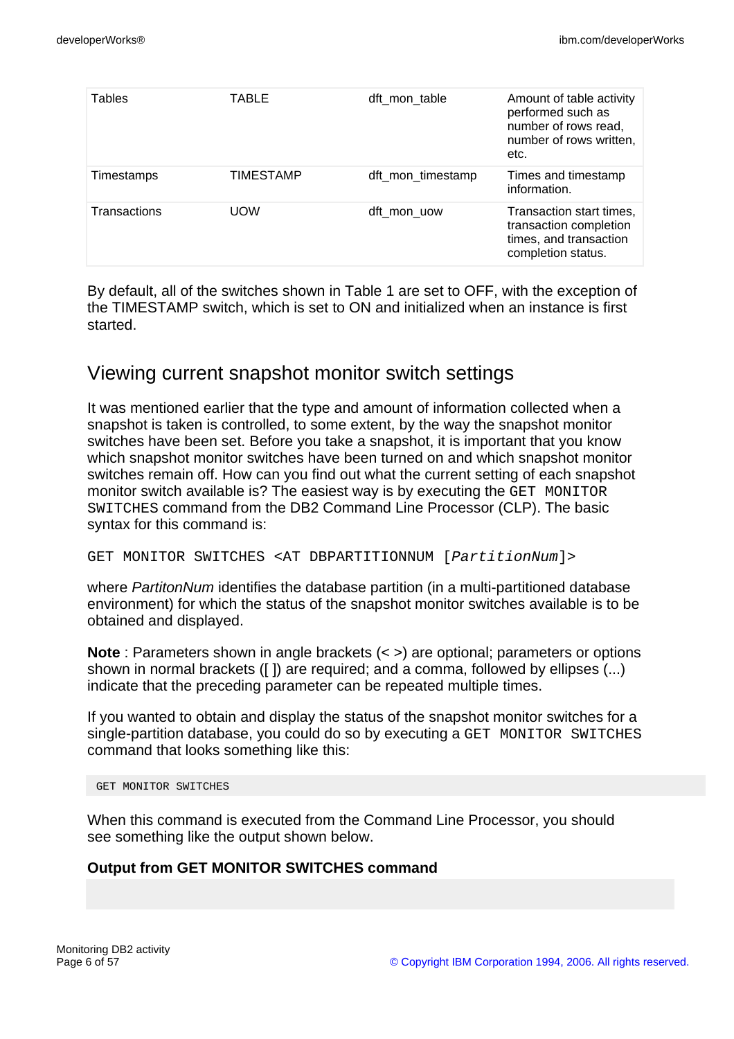| Tables | TABLE | dft_mon_table | Amount of table activity performed such as number of rows read, number of rows written, etc. |
|---|---|---|---|
| Timestamps | TIMESTAMP | dft_mon_timestamp | Times and timestamp information. |
| Transactions | UOW | dft_mon_uow | Transaction start times, transaction completion times, and transaction completion status. |

By default, all of the switches shown in Table 1 are set to OFF, with the exception of the TIMESTAMP switch, which is set to ON and initialized when an instance is first started.

## Viewing current snapshot monitor switch settings

It was mentioned earlier that the type and amount of information collected when a snapshot is taken is controlled, to some extent, by the way the snapshot monitor switches have been set. Before you take a snapshot, it is important that you know which snapshot monitor switches have been turned on and which snapshot monitor switches remain off. How can you find out what the current setting of each snapshot monitor switch available is? The easiest way is by executing the `GET MONITOR SWITCHES` command from the DB2 Command Line Processor (CLP). The basic syntax for this command is:

`GET MONITOR SWITCHES <AT DBPARTITIONNUM [`*`PartitionNum`*`]>`

where *PartitonNum* identifies the database partition (in a multi-partitioned database environment) for which the status of the snapshot monitor switches available is to be obtained and displayed.

**Note** : Parameters shown in angle brackets (< >) are optional; parameters or options shown in normal brackets ([ ]) are required; and a comma, followed by ellipses (...) indicate that the preceding parameter can be repeated multiple times.

If you wanted to obtain and display the status of the snapshot monitor switches for a single-partition database, you could do so by executing a `GET MONITOR SWITCHES` command that looks something like this:

```
GET MONITOR SWITCHES
```

When this command is executed from the Command Line Processor, you should see something like the output shown below.

**Output from GET MONITOR SWITCHES command**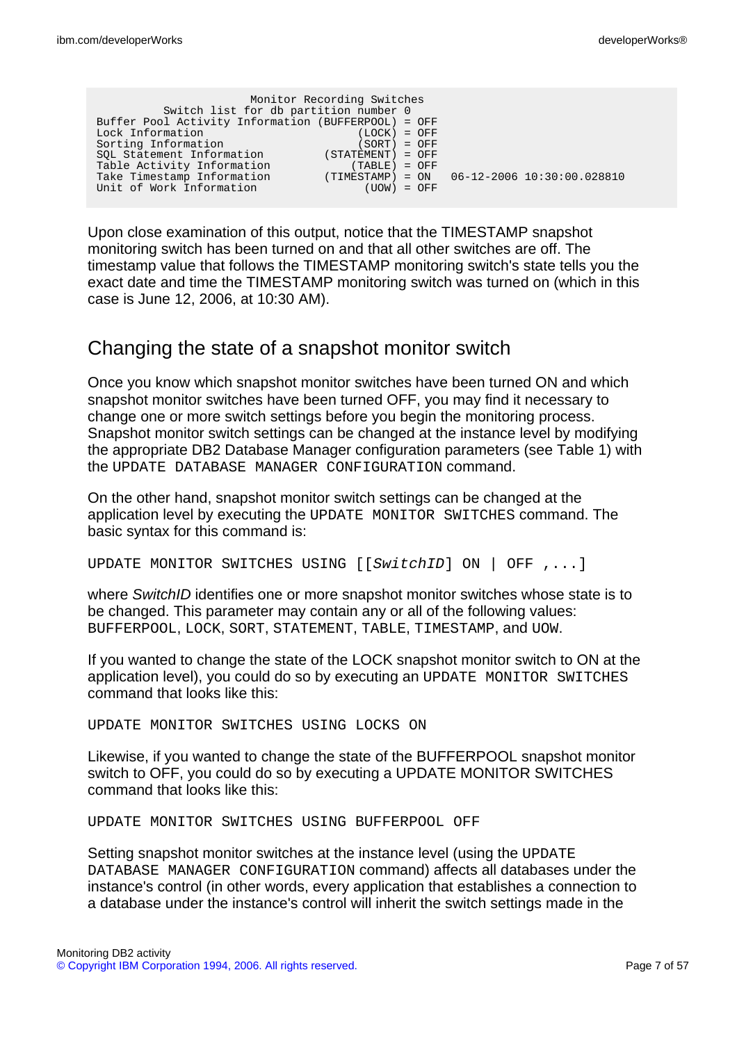```
                Monitor Recording Switches
         Switch list for db partition number 0
Buffer Pool Activity Information (BUFFERPOOL) = OFF
Lock Information                        (LOCK) = OFF
Sorting Information                     (SORT) = OFF
SQL Statement Information          (STATEMENT) = OFF
Table Activity Information             (TABLE) = OFF
Take Timestamp Information         (TIMESTAMP) = ON   06-12-2006 10:30:00.028810
Unit of Work Information                 (UOW) = OFF
```

Upon close examination of this output, notice that the TIMESTAMP snapshot monitoring switch has been turned on and that all other switches are off. The timestamp value that follows the TIMESTAMP monitoring switch's state tells you the exact date and time the TIMESTAMP monitoring switch was turned on (which in this case is June 12, 2006, at 10:30 AM).

## Changing the state of a snapshot monitor switch

Once you know which snapshot monitor switches have been turned ON and which snapshot monitor switches have been turned OFF, you may find it necessary to change one or more switch settings before you begin the monitoring process. Snapshot monitor switch settings can be changed at the instance level by modifying the appropriate DB2 Database Manager configuration parameters (see Table 1) with the `UPDATE DATABASE MANAGER CONFIGURATION` command.

On the other hand, snapshot monitor switch settings can be changed at the application level by executing the `UPDATE MONITOR SWITCHES` command. The basic syntax for this command is:

```
UPDATE MONITOR SWITCHES USING [[SwitchID] ON | OFF ,...]
```

where *SwitchID* identifies one or more snapshot monitor switches whose state is to be changed. This parameter may contain any or all of the following values: `BUFFERPOOL`, `LOCK`, `SORT`, `STATEMENT`, `TABLE`, `TIMESTAMP`, and `UOW`.

If you wanted to change the state of the LOCK snapshot monitor switch to ON at the application level), you could do so by executing an `UPDATE MONITOR SWITCHES` command that looks like this:

```
UPDATE MONITOR SWITCHES USING LOCKS ON
```

Likewise, if you wanted to change the state of the BUFFERPOOL snapshot monitor switch to OFF, you could do so by executing a UPDATE MONITOR SWITCHES command that looks like this:

```
UPDATE MONITOR SWITCHES USING BUFFERPOOL OFF
```

Setting snapshot monitor switches at the instance level (using the `UPDATE DATABASE MANAGER CONFIGURATION` command) affects all databases under the instance's control (in other words, every application that establishes a connection to a database under the instance's control will inherit the switch settings made in the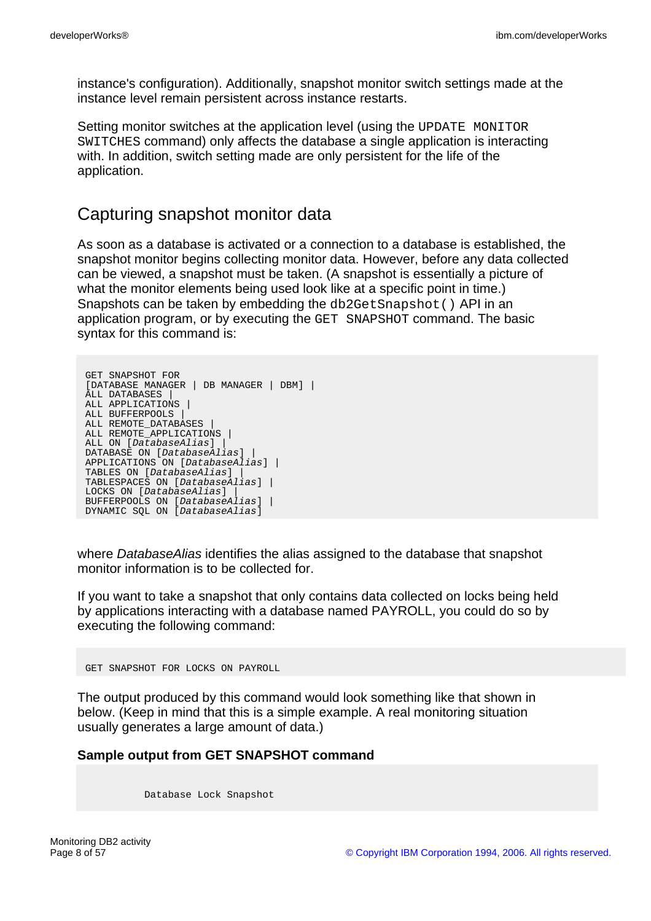instance's configuration). Additionally, snapshot monitor switch settings made at the instance level remain persistent across instance restarts.

Setting monitor switches at the application level (using the `UPDATE MONITOR SWITCHES` command) only affects the database a single application is interacting with. In addition, switch setting made are only persistent for the life of the application.

## Capturing snapshot monitor data

As soon as a database is activated or a connection to a database is established, the snapshot monitor begins collecting monitor data. However, before any data collected can be viewed, a snapshot must be taken. (A snapshot is essentially a picture of what the monitor elements being used look like at a specific point in time.) Snapshots can be taken by embedding the `db2GetSnapshot()` API in an application program, or by executing the `GET SNAPSHOT` command. The basic syntax for this command is:

```
GET SNAPSHOT FOR
[DATABASE MANAGER | DB MANAGER | DBM] |
ALL DATABASES |
ALL APPLICATIONS |
ALL BUFFERPOOLS |
ALL REMOTE_DATABASES |
ALL REMOTE_APPLICATIONS |
ALL ON [DatabaseAlias] |
DATABASE ON [DatabaseAlias] |
APPLICATIONS ON [DatabaseAlias] |
TABLES ON [DatabaseAlias] |
TABLESPACES ON [DatabaseAlias] |
LOCKS ON [DatabaseAlias] |
BUFFERPOOLS ON [DatabaseAlias] |
DYNAMIC SQL ON [DatabaseAlias]
```

where *DatabaseAlias* identifies the alias assigned to the database that snapshot monitor information is to be collected for.

If you want to take a snapshot that only contains data collected on locks being held by applications interacting with a database named PAYROLL, you could do so by executing the following command:

```
GET SNAPSHOT FOR LOCKS ON PAYROLL
```

The output produced by this command would look something like that shown in below. (Keep in mind that this is a simple example. A real monitoring situation usually generates a large amount of data.)

**Sample output from GET SNAPSHOT command**

```
          Database Lock Snapshot
```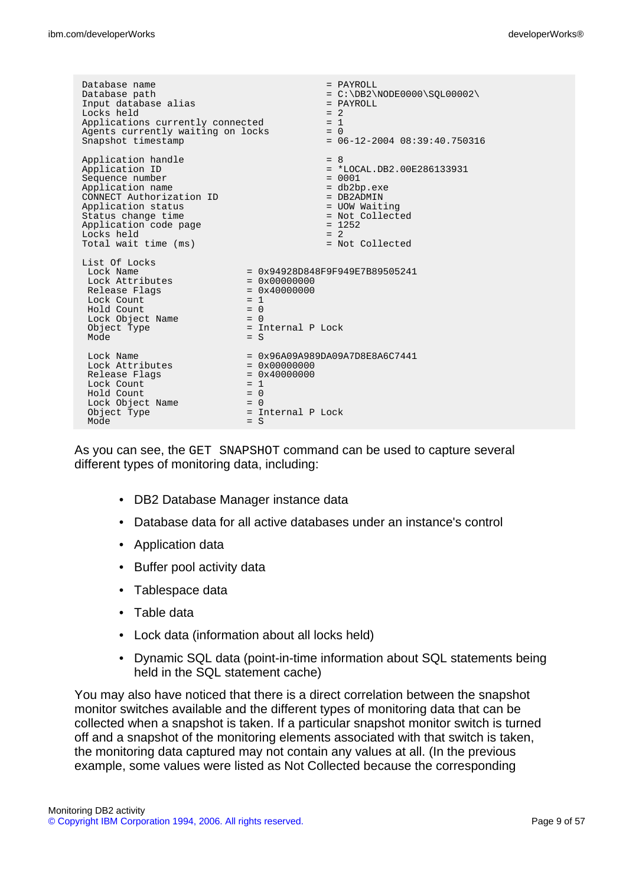```
Database name                                    = PAYROLL
Database path                                    = C:\DB2\NODE0000\SQL00002\
Input database alias                             = PAYROLL
Locks held                                       = 2
Applications currently connected                 = 1
Agents currently waiting on locks                = 0
Snapshot timestamp                               = 06-12-2004 08:39:40.750316

Application handle                               = 8
Application ID                                   = *LOCAL.DB2.00E286133931
Sequence number                                  = 0001
Application name                                 = db2bp.exe
CONNECT Authorization ID                         = DB2ADMIN
Application status                               = UOW Waiting
Status change time                               = Not Collected
Application code page                            = 1252
Locks held                                       = 2
Total wait time (ms)                             = Not Collected

List Of Locks
 Lock Name                    = 0x94928D848F9F949E7B89505241
 Lock Attributes              = 0x00000000
 Release Flags                = 0x40000000
 Lock Count                   = 1
 Hold Count                   = 0
 Lock Object Name             = 0
 Object Type                  = Internal P Lock
 Mode                         = S

 Lock Name                    = 0x96A09A989DA09A7D8E8A6C7441
 Lock Attributes              = 0x00000000
 Release Flags                = 0x40000000
 Lock Count                   = 1
 Hold Count                   = 0
 Lock Object Name             = 0
 Object Type                  = Internal P Lock
 Mode                         = S
```

As you can see, the `GET SNAPSHOT` command can be used to capture several different types of monitoring data, including:

- DB2 Database Manager instance data
- Database data for all active databases under an instance's control
- Application data
- Buffer pool activity data
- Tablespace data
- Table data
- Lock data (information about all locks held)
- Dynamic SQL data (point-in-time information about SQL statements being held in the SQL statement cache)

You may also have noticed that there is a direct correlation between the snapshot monitor switches available and the different types of monitoring data that can be collected when a snapshot is taken. If a particular snapshot monitor switch is turned off and a snapshot of the monitoring elements associated with that switch is taken, the monitoring data captured may not contain any values at all. (In the previous example, some values were listed as Not Collected because the corresponding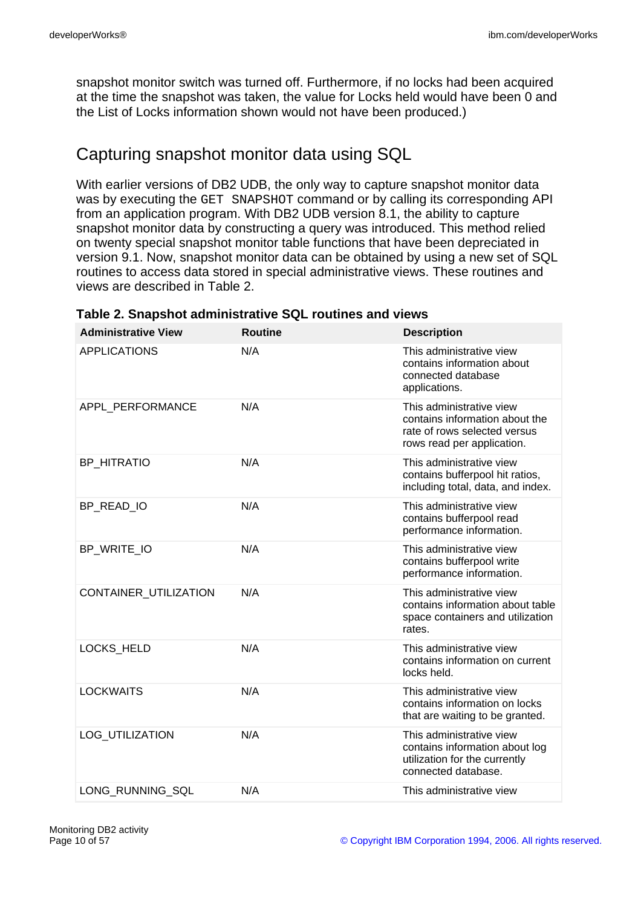snapshot monitor switch was turned off. Furthermore, if no locks had been acquired at the time the snapshot was taken, the value for Locks held would have been 0 and the List of Locks information shown would not have been produced.)

## Capturing snapshot monitor data using SQL

With earlier versions of DB2 UDB, the only way to capture snapshot monitor data was by executing the `GET SNAPSHOT` command or by calling its corresponding API from an application program. With DB2 UDB version 8.1, the ability to capture snapshot monitor data by constructing a query was introduced. This method relied on twenty special snapshot monitor table functions that have been depreciated in version 9.1. Now, snapshot monitor data can be obtained by using a new set of SQL routines to access data stored in special administrative views. These routines and views are described in Table 2.

**Table 2. Snapshot administrative SQL routines and views**

| Administrative View | Routine | Description |
|---|---|---|
| APPLICATIONS | N/A | This administrative view contains information about connected database applications. |
| APPL_PERFORMANCE | N/A | This administrative view contains information about the rate of rows selected versus rows read per application. |
| BP_HITRATIO | N/A | This administrative view contains bufferpool hit ratios, including total, data, and index. |
| BP_READ_IO | N/A | This administrative view contains bufferpool read performance information. |
| BP_WRITE_IO | N/A | This administrative view contains bufferpool write performance information. |
| CONTAINER_UTILIZATION | N/A | This administrative view contains information about table space containers and utilization rates. |
| LOCKS_HELD | N/A | This administrative view contains information on current locks held. |
| LOCKWAITS | N/A | This administrative view contains information on locks that are waiting to be granted. |
| LOG_UTILIZATION | N/A | This administrative view contains information about log utilization for the currently connected database. |
| LONG_RUNNING_SQL | N/A | This administrative view |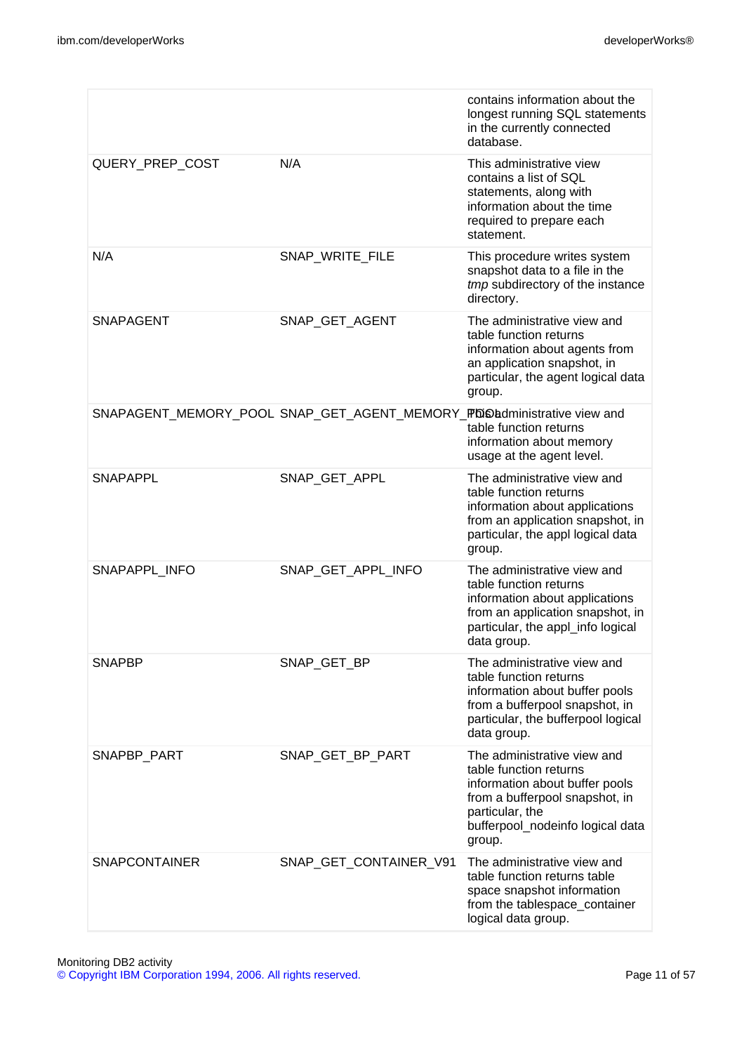| | | |
|---|---|---|
| | | contains information about the longest running SQL statements in the currently connected database. |
| QUERY_PREP_COST | N/A | This administrative view contains a list of SQL statements, along with information about the time required to prepare each statement. |
| N/A | SNAP_WRITE_FILE | This procedure writes system snapshot data to a file in the *tmp* subdirectory of the instance directory. |
| SNAPAGENT | SNAP_GET_AGENT | The administrative view and table function returns information about agents from an application snapshot, in particular, the agent logical data group. |
| SNAPAGENT_MEMORY_POOL | SNAP_GET_AGENT_MEMORY_POOL | This administrative view and table function returns information about memory usage at the agent level. |
| SNAPAPPL | SNAP_GET_APPL | The administrative view and table function returns information about applications from an application snapshot, in particular, the appl logical data group. |
| SNAPAPPL_INFO | SNAP_GET_APPL_INFO | The administrative view and table function returns information about applications from an application snapshot, in particular, the appl_info logical data group. |
| SNAPBP | SNAP_GET_BP | The administrative view and table function returns information about buffer pools from a bufferpool snapshot, in particular, the bufferpool logical data group. |
| SNAPBP_PART | SNAP_GET_BP_PART | The administrative view and table function returns information about buffer pools from a bufferpool snapshot, in particular, the bufferpool_nodeinfo logical data group. |
| SNAPCONTAINER | SNAP_GET_CONTAINER_V91 | The administrative view and table function returns table space snapshot information from the tablespace_container logical data group. |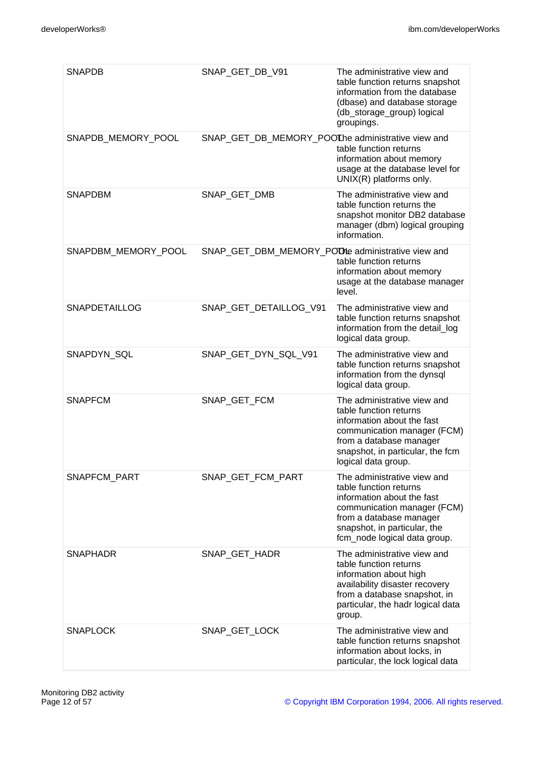| | | |
|---|---|---|
| SNAPDB | SNAP_GET_DB_V91 | The administrative view and table function returns snapshot information from the database (dbase) and database storage (db_storage_group) logical groupings. |
| SNAPDB_MEMORY_POOL | SNAP_GET_DB_MEMORY_POOL | The administrative view and table function returns information about memory usage at the database level for UNIX(R) platforms only. |
| SNAPDBM | SNAP_GET_DMB | The administrative view and table function returns the snapshot monitor DB2 database manager (dbm) logical grouping information. |
| SNAPDBM_MEMORY_POOL | SNAP_GET_DBM_MEMORY_POOL | The administrative view and table function returns information about memory usage at the database manager level. |
| SNAPDETAILLOG | SNAP_GET_DETAILLOG_V91 | The administrative view and table function returns snapshot information from the detail_log logical data group. |
| SNAPDYN_SQL | SNAP_GET_DYN_SQL_V91 | The administrative view and table function returns snapshot information from the dynsql logical data group. |
| SNAPFCM | SNAP_GET_FCM | The administrative view and table function returns information about the fast communication manager (FCM) from a database manager snapshot, in particular, the fcm logical data group. |
| SNAPFCM_PART | SNAP_GET_FCM_PART | The administrative view and table function returns information about the fast communication manager (FCM) from a database manager snapshot, in particular, the fcm_node logical data group. |
| SNAPHADR | SNAP_GET_HADR | The administrative view and table function returns information about high availability disaster recovery from a database snapshot, in particular, the hadr logical data group. |
| SNAPLOCK | SNAP_GET_LOCK | The administrative view and table function returns snapshot information about locks, in particular, the lock logical data |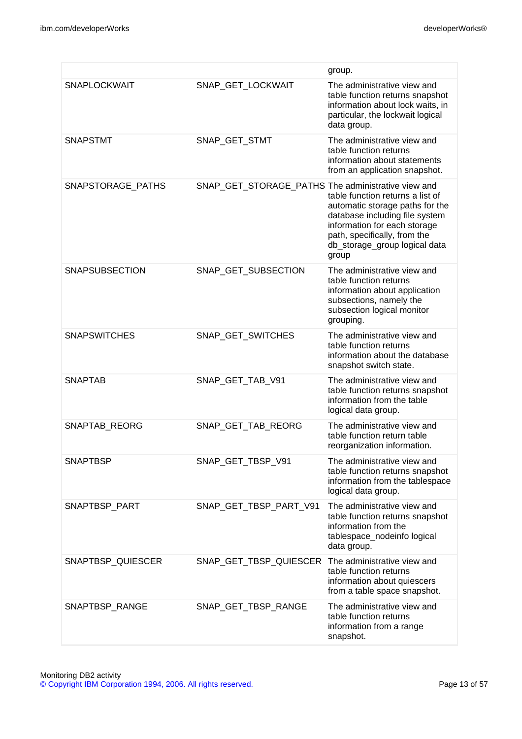| | | group. |
|---|---|---|
| SNAPLOCKWAIT | SNAP_GET_LOCKWAIT | The administrative view and table function returns snapshot information about lock waits, in particular, the lockwait logical data group. |
| SNAPSTMT | SNAP_GET_STMT | The administrative view and table function returns information about statements from an application snapshot. |
| SNAPSTORAGE_PATHS | SNAP_GET_STORAGE_PATHS | The administrative view and table function returns a list of automatic storage paths for the database including file system information for each storage path, specifically, from the db_storage_group logical data group |
| SNAPSUBSECTION | SNAP_GET_SUBSECTION | The administrative view and table function returns information about application subsections, namely the subsection logical monitor grouping. |
| SNAPSWITCHES | SNAP_GET_SWITCHES | The administrative view and table function returns information about the database snapshot switch state. |
| SNAPTAB | SNAP_GET_TAB_V91 | The administrative view and table function returns snapshot information from the table logical data group. |
| SNAPTAB_REORG | SNAP_GET_TAB_REORG | The administrative view and table function return table reorganization information. |
| SNAPTBSP | SNAP_GET_TBSP_V91 | The administrative view and table function returns snapshot information from the tablespace logical data group. |
| SNAPTBSP_PART | SNAP_GET_TBSP_PART_V91 | The administrative view and table function returns snapshot information from the tablespace_nodeinfo logical data group. |
| SNAPTBSP_QUIESCER | SNAP_GET_TBSP_QUIESCER | The administrative view and table function returns information about quiescers from a table space snapshot. |
| SNAPTBSP_RANGE | SNAP_GET_TBSP_RANGE | The administrative view and table function returns information from a range snapshot. |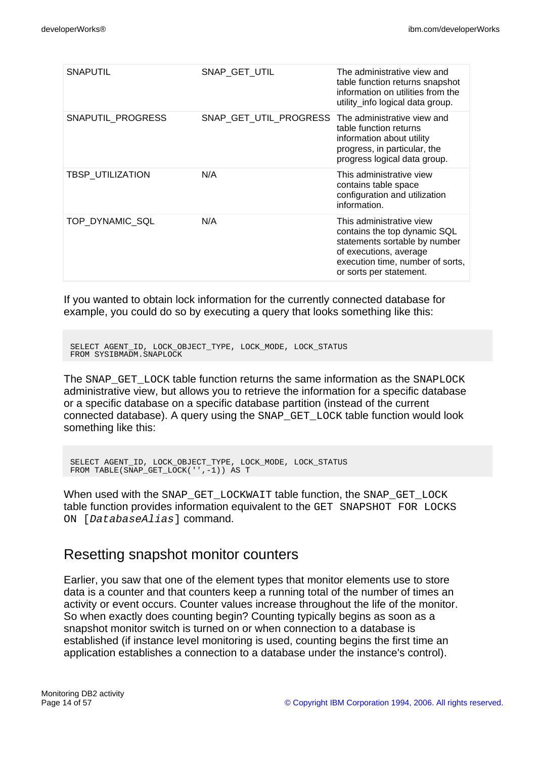| | | |
|---|---|---|
| SNAPUTIL | SNAP_GET_UTIL | The administrative view and table function returns snapshot information on utilities from the utility_info logical data group. |
| SNAPUTIL_PROGRESS | SNAP_GET_UTIL_PROGRESS | The administrative view and table function returns information about utility progress, in particular, the progress logical data group. |
| TBSP_UTILIZATION | N/A | This administrative view contains table space configuration and utilization information. |
| TOP_DYNAMIC_SQL | N/A | This administrative view contains the top dynamic SQL statements sortable by number of executions, average execution time, number of sorts, or sorts per statement. |

If you wanted to obtain lock information for the currently connected database for example, you could do so by executing a query that looks something like this:

```
SELECT AGENT_ID, LOCK_OBJECT_TYPE, LOCK_MODE, LOCK_STATUS
FROM SYSIBMADM.SNAPLOCK
```

The `SNAP_GET_LOCK` table function returns the same information as the `SNAPLOCK` administrative view, but allows you to retrieve the information for a specific database or a specific database on a specific database partition (instead of the current connected database). A query using the `SNAP_GET_LOCK` table function would look something like this:

```
SELECT AGENT_ID, LOCK_OBJECT_TYPE, LOCK_MODE, LOCK_STATUS
FROM TABLE(SNAP_GET_LOCK('',-1)) AS T
```

When used with the `SNAP_GET_LOCKWAIT` table function, the `SNAP_GET_LOCK` table function provides information equivalent to the `GET SNAPSHOT FOR LOCKS ON [`*`DatabaseAlias`*`]` command.

## Resetting snapshot monitor counters

Earlier, you saw that one of the element types that monitor elements use to store data is a counter and that counters keep a running total of the number of times an activity or event occurs. Counter values increase throughout the life of the monitor. So when exactly does counting begin? Counting typically begins as soon as a snapshot monitor switch is turned on or when connection to a database is established (if instance level monitoring is used, counting begins the first time an application establishes a connection to a database under the instance's control).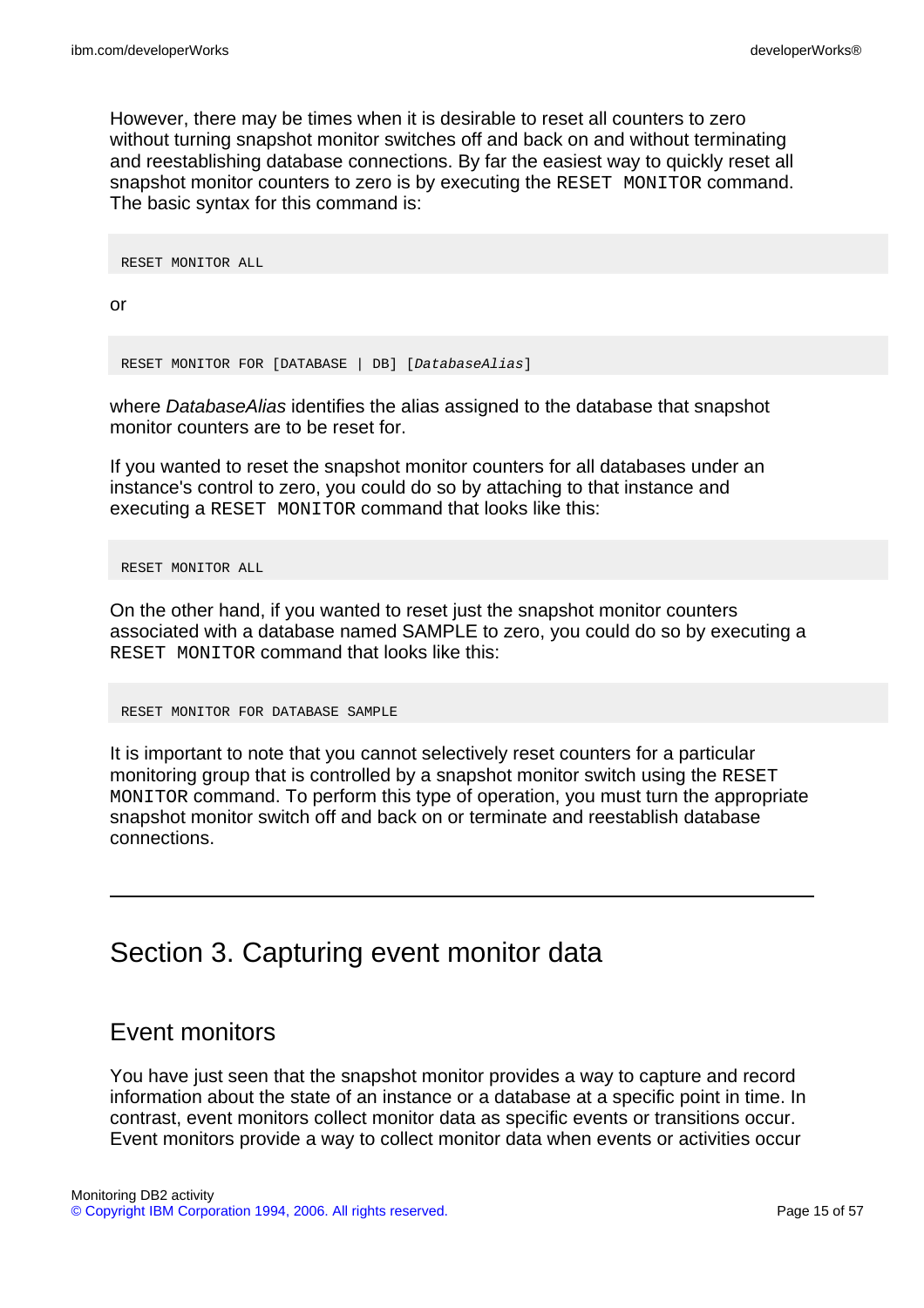However, there may be times when it is desirable to reset all counters to zero without turning snapshot monitor switches off and back on and without terminating and reestablishing database connections. By far the easiest way to quickly reset all snapshot monitor counters to zero is by executing the `RESET MONITOR` command. The basic syntax for this command is:

```
RESET MONITOR ALL
```

or

```
RESET MONITOR FOR [DATABASE | DB] [DatabaseAlias]
```

where *DatabaseAlias* identifies the alias assigned to the database that snapshot monitor counters are to be reset for.

If you wanted to reset the snapshot monitor counters for all databases under an instance's control to zero, you could do so by attaching to that instance and executing a `RESET MONITOR` command that looks like this:

```
RESET MONITOR ALL
```

On the other hand, if you wanted to reset just the snapshot monitor counters associated with a database named SAMPLE to zero, you could do so by executing a `RESET MONITOR` command that looks like this:

```
RESET MONITOR FOR DATABASE SAMPLE
```

It is important to note that you cannot selectively reset counters for a particular monitoring group that is controlled by a snapshot monitor switch using the `RESET MONITOR` command. To perform this type of operation, you must turn the appropriate snapshot monitor switch off and back on or terminate and reestablish database connections.

# Section 3. Capturing event monitor data

## Event monitors

You have just seen that the snapshot monitor provides a way to capture and record information about the state of an instance or a database at a specific point in time. In contrast, event monitors collect monitor data as specific events or transitions occur. Event monitors provide a way to collect monitor data when events or activities occur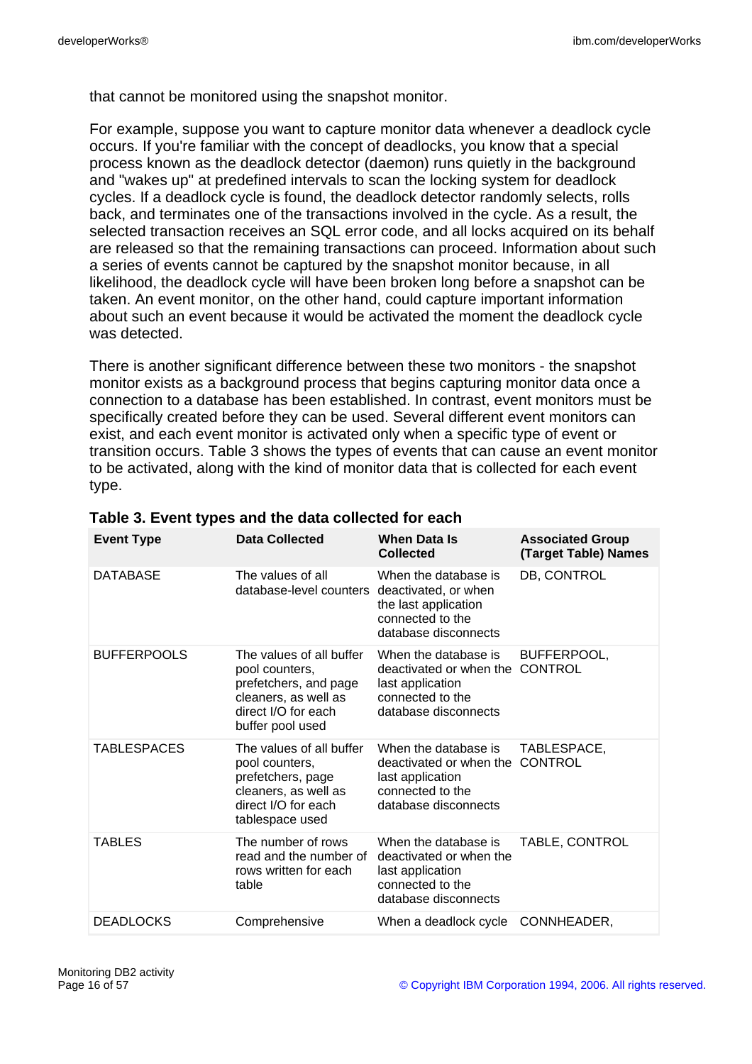that cannot be monitored using the snapshot monitor.

For example, suppose you want to capture monitor data whenever a deadlock cycle occurs. If you're familiar with the concept of deadlocks, you know that a special process known as the deadlock detector (daemon) runs quietly in the background and "wakes up" at predefined intervals to scan the locking system for deadlock cycles. If a deadlock cycle is found, the deadlock detector randomly selects, rolls back, and terminates one of the transactions involved in the cycle. As a result, the selected transaction receives an SQL error code, and all locks acquired on its behalf are released so that the remaining transactions can proceed. Information about such a series of events cannot be captured by the snapshot monitor because, in all likelihood, the deadlock cycle will have been broken long before a snapshot can be taken. An event monitor, on the other hand, could capture important information about such an event because it would be activated the moment the deadlock cycle was detected.

There is another significant difference between these two monitors - the snapshot monitor exists as a background process that begins capturing monitor data once a connection to a database has been established. In contrast, event monitors must be specifically created before they can be used. Several different event monitors can exist, and each event monitor is activated only when a specific type of event or transition occurs. Table 3 shows the types of events that can cause an event monitor to be activated, along with the kind of monitor data that is collected for each event type.

**Table 3. Event types and the data collected for each**

| Event Type | Data Collected | When Data Is Collected | Associated Group (Target Table) Names |
|---|---|---|---|
| DATABASE | The values of all database-level counters | When the database is deactivated, or when the last application connected to the database disconnects | DB, CONTROL |
| BUFFERPOOLS | The values of all buffer pool counters, prefetchers, and page cleaners, as well as direct I/O for each buffer pool used | When the database is deactivated or when the last application connected to the database disconnects | BUFFERPOOL, CONTROL |
| TABLESPACES | The values of all buffer pool counters, prefetchers, page cleaners, as well as direct I/O for each tablespace used | When the database is deactivated or when the last application connected to the database disconnects | TABLESPACE, CONTROL |
| TABLES | The number of rows read and the number of rows written for each table | When the database is deactivated or when the last application connected to the database disconnects | TABLE, CONTROL |
| DEADLOCKS | Comprehensive | When a deadlock cycle | CONNHEADER, |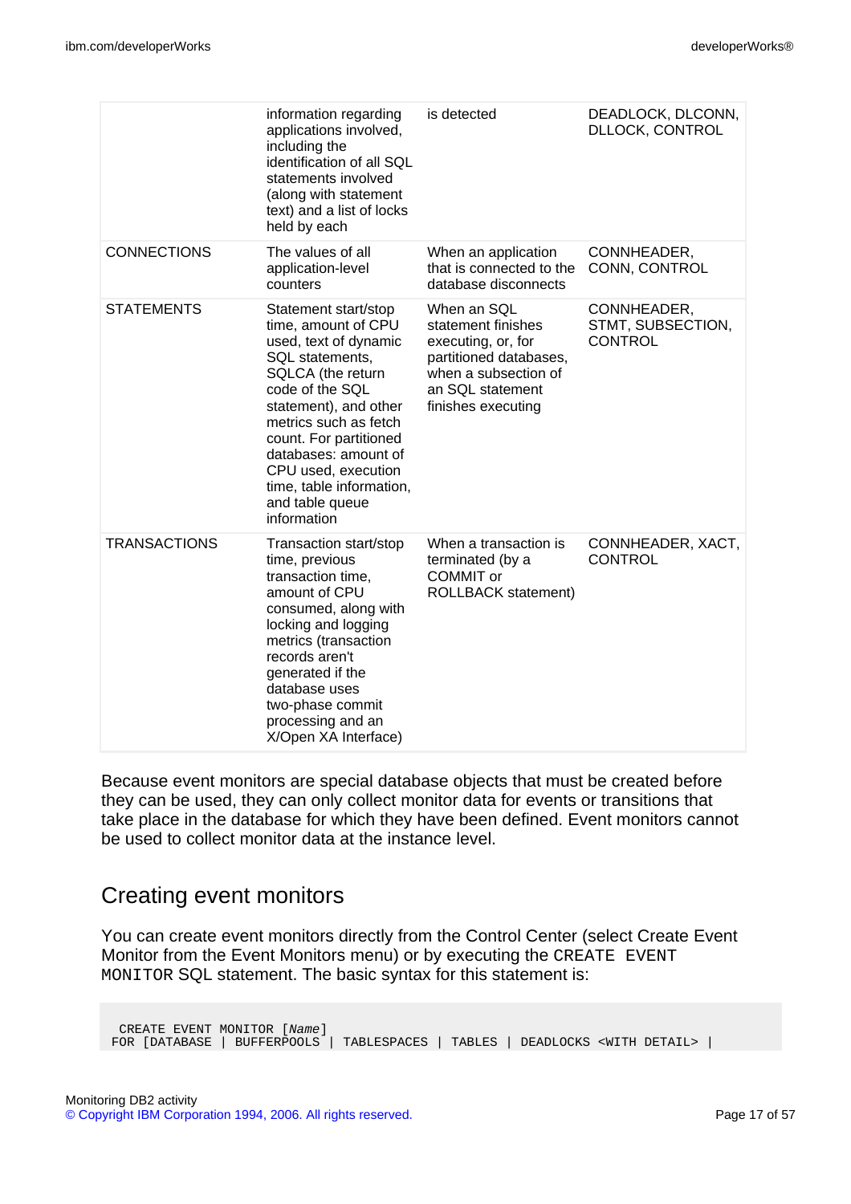| | | | |
|---|---|---|---|
| | information regarding applications involved, including the identification of all SQL statements involved (along with statement text) and a list of locks held by each | is detected | DEADLOCK, DLCONN, DLLOCK, CONTROL |
| CONNECTIONS | The values of all application-level counters | When an application that is connected to the database disconnects | CONNHEADER, CONN, CONTROL |
| STATEMENTS | Statement start/stop time, amount of CPU used, text of dynamic SQL statements, SQLCA (the return code of the SQL statement), and other metrics such as fetch count. For partitioned databases: amount of CPU used, execution time, table information, and table queue information | When an SQL statement finishes executing, or, for partitioned databases, when a subsection of an SQL statement finishes executing | CONNHEADER, STMT, SUBSECTION, CONTROL |
| TRANSACTIONS | Transaction start/stop time, previous transaction time, amount of CPU consumed, along with locking and logging metrics (transaction records aren't generated if the database uses two-phase commit processing and an X/Open XA Interface) | When a transaction is terminated (by a COMMIT or ROLLBACK statement) | CONNHEADER, XACT, CONTROL |

Because event monitors are special database objects that must be created before they can be used, they can only collect monitor data for events or transitions that take place in the database for which they have been defined. Event monitors cannot be used to collect monitor data at the instance level.

## Creating event monitors

You can create event monitors directly from the Control Center (select Create Event Monitor from the Event Monitors menu) or by executing the `CREATE EVENT MONITOR` SQL statement. The basic syntax for this statement is:

```
 CREATE EVENT MONITOR [Name]
FOR [DATABASE | BUFFERPOOLS | TABLESPACES | TABLES | DEADLOCKS <WITH DETAIL> |
```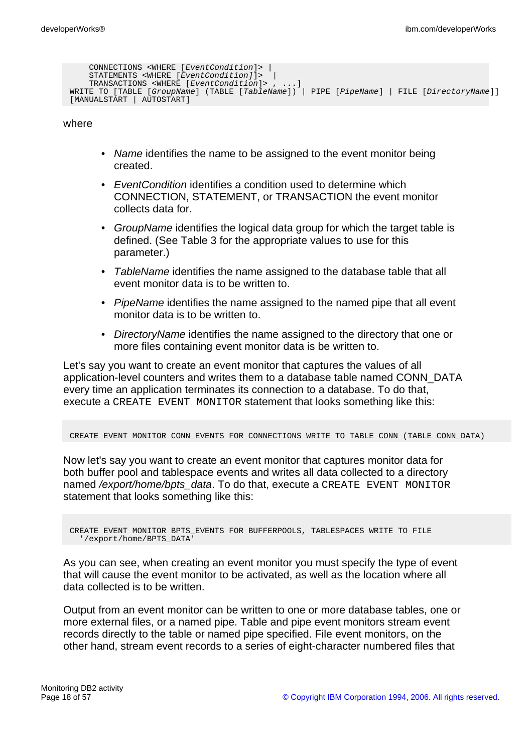```
     CONNECTIONS <WHERE [EventCondition]> |
     STATEMENTS <WHERE [EventCondition]>  |
     TRANSACTIONS <WHERE [EventCondition]> , ...]
 WRITE TO [TABLE [GroupName] (TABLE [TableName]) | PIPE [PipeName] | FILE [DirectoryName]]
 [MANUALSTART | AUTOSTART]
```

where

- *Name* identifies the name to be assigned to the event monitor being created.
- *EventCondition* identifies a condition used to determine which CONNECTION, STATEMENT, or TRANSACTION the event monitor collects data for.
- *GroupName* identifies the logical data group for which the target table is defined. (See Table 3 for the appropriate values to use for this parameter.)
- *TableName* identifies the name assigned to the database table that all event monitor data is to be written to.
- *PipeName* identifies the name assigned to the named pipe that all event monitor data is to be written to.
- *DirectoryName* identifies the name assigned to the directory that one or more files containing event monitor data is be written to.

Let's say you want to create an event monitor that captures the values of all application-level counters and writes them to a database table named CONN_DATA every time an application terminates its connection to a database. To do that, execute a `CREATE EVENT MONITOR` statement that looks something like this:

```
CREATE EVENT MONITOR CONN_EVENTS FOR CONNECTIONS WRITE TO TABLE CONN (TABLE CONN_DATA)
```

Now let's say you want to create an event monitor that captures monitor data for both buffer pool and tablespace events and writes all data collected to a directory named */export/home/bpts_data*. To do that, execute a `CREATE EVENT MONITOR` statement that looks something like this:

```
CREATE EVENT MONITOR BPTS_EVENTS FOR BUFFERPOOLS, TABLESPACES WRITE TO FILE
  '/export/home/BPTS_DATA'
```

As you can see, when creating an event monitor you must specify the type of event that will cause the event monitor to be activated, as well as the location where all data collected is to be written.

Output from an event monitor can be written to one or more database tables, one or more external files, or a named pipe. Table and pipe event monitors stream event records directly to the table or named pipe specified. File event monitors, on the other hand, stream event records to a series of eight-character numbered files that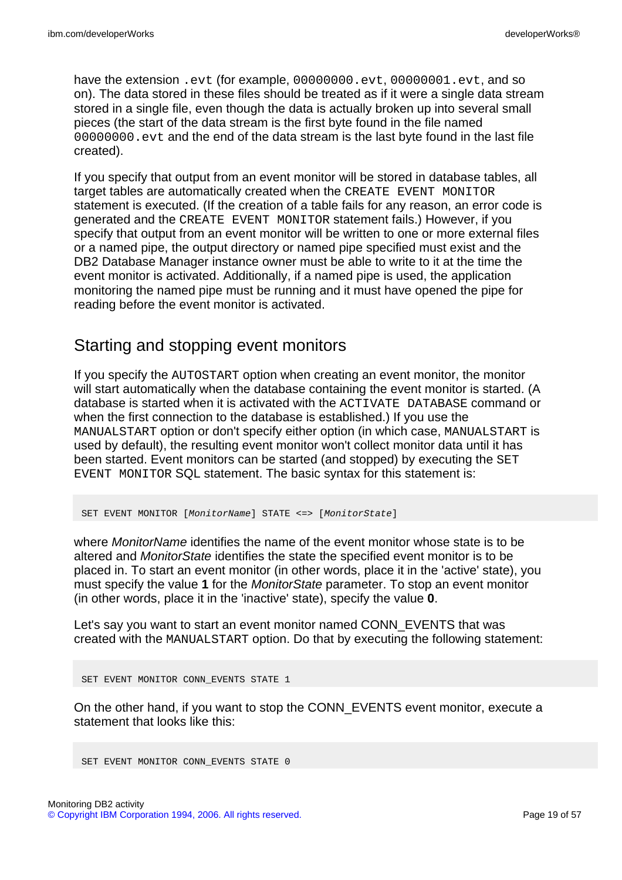have the extension `.evt` (for example, `00000000.evt`, `00000001.evt`, and so on). The data stored in these files should be treated as if it were a single data stream stored in a single file, even though the data is actually broken up into several small pieces (the start of the data stream is the first byte found in the file named `00000000.evt` and the end of the data stream is the last byte found in the last file created).

If you specify that output from an event monitor will be stored in database tables, all target tables are automatically created when the `CREATE EVENT MONITOR` statement is executed. (If the creation of a table fails for any reason, an error code is generated and the `CREATE EVENT MONITOR` statement fails.) However, if you specify that output from an event monitor will be written to one or more external files or a named pipe, the output directory or named pipe specified must exist and the DB2 Database Manager instance owner must be able to write to it at the time the event monitor is activated. Additionally, if a named pipe is used, the application monitoring the named pipe must be running and it must have opened the pipe for reading before the event monitor is activated.

## Starting and stopping event monitors

If you specify the `AUTOSTART` option when creating an event monitor, the monitor will start automatically when the database containing the event monitor is started. (A database is started when it is activated with the `ACTIVATE DATABASE` command or when the first connection to the database is established.) If you use the `MANUALSTART` option or don't specify either option (in which case, `MANUALSTART` is used by default), the resulting event monitor won't collect monitor data until it has been started. Event monitors can be started (and stopped) by executing the `SET EVENT MONITOR` SQL statement. The basic syntax for this statement is:

```
SET EVENT MONITOR [MonitorName] STATE <=> [MonitorState]
```

where *MonitorName* identifies the name of the event monitor whose state is to be altered and *MonitorState* identifies the state the specified event monitor is to be placed in. To start an event monitor (in other words, place it in the 'active' state), you must specify the value **1** for the *MonitorState* parameter. To stop an event monitor (in other words, place it in the 'inactive' state), specify the value **0**.

Let's say you want to start an event monitor named CONN_EVENTS that was created with the `MANUALSTART` option. Do that by executing the following statement:

```
SET EVENT MONITOR CONN_EVENTS STATE 1
```

On the other hand, if you want to stop the CONN_EVENTS event monitor, execute a statement that looks like this:

```
SET EVENT MONITOR CONN_EVENTS STATE 0
```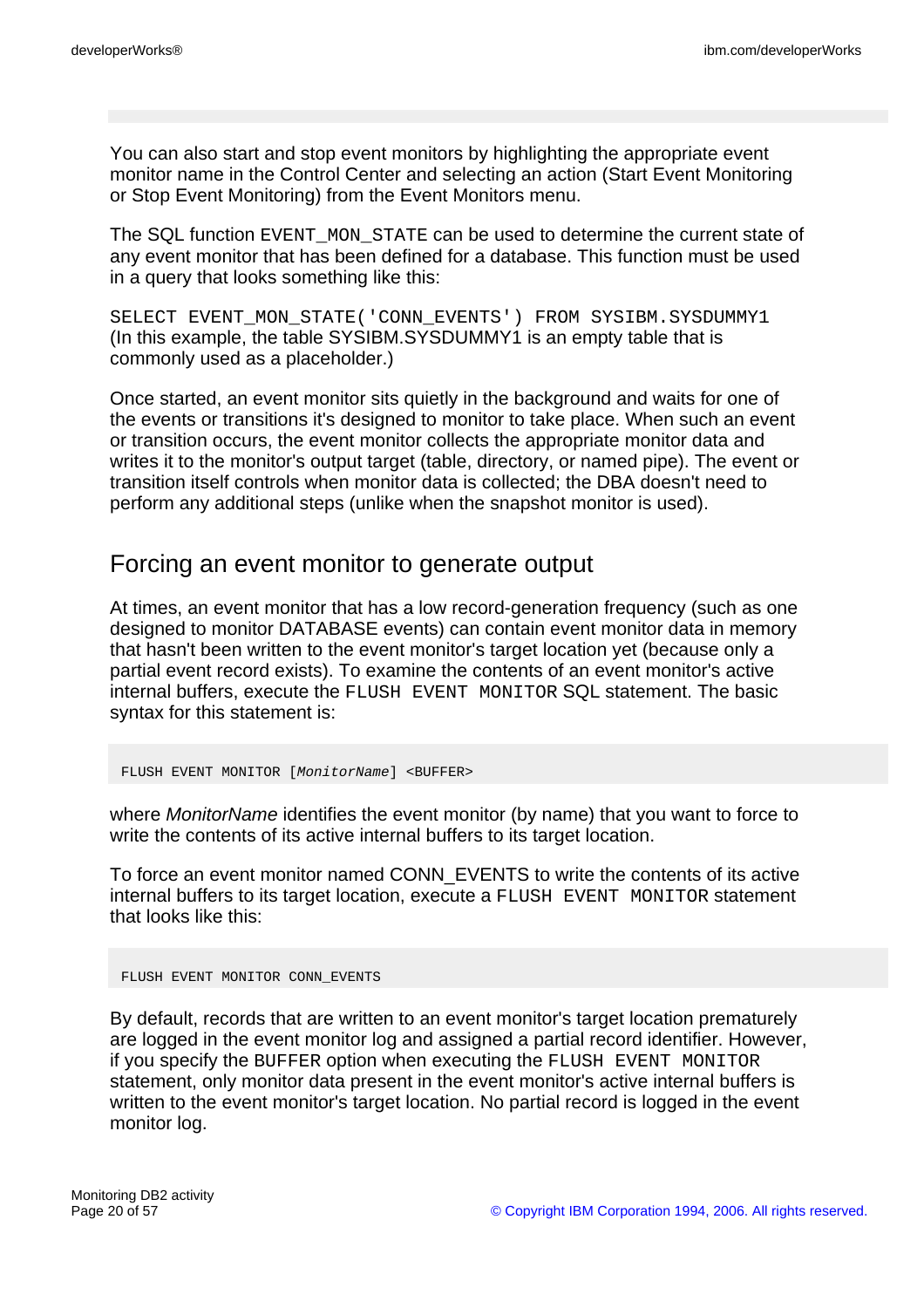You can also start and stop event monitors by highlighting the appropriate event monitor name in the Control Center and selecting an action (Start Event Monitoring or Stop Event Monitoring) from the Event Monitors menu.

The SQL function `EVENT_MON_STATE` can be used to determine the current state of any event monitor that has been defined for a database. This function must be used in a query that looks something like this:

`SELECT EVENT_MON_STATE('CONN_EVENTS') FROM SYSIBM.SYSDUMMY1`
(In this example, the table SYSIBM.SYSDUMMY1 is an empty table that is commonly used as a placeholder.)

Once started, an event monitor sits quietly in the background and waits for one of the events or transitions it's designed to monitor to take place. When such an event or transition occurs, the event monitor collects the appropriate monitor data and writes it to the monitor's output target (table, directory, or named pipe). The event or transition itself controls when monitor data is collected; the DBA doesn't need to perform any additional steps (unlike when the snapshot monitor is used).

## Forcing an event monitor to generate output

At times, an event monitor that has a low record-generation frequency (such as one designed to monitor DATABASE events) can contain event monitor data in memory that hasn't been written to the event monitor's target location yet (because only a partial event record exists). To examine the contents of an event monitor's active internal buffers, execute the `FLUSH EVENT MONITOR` SQL statement. The basic syntax for this statement is:

```
FLUSH EVENT MONITOR [MonitorName] <BUFFER>
```

where *MonitorName* identifies the event monitor (by name) that you want to force to write the contents of its active internal buffers to its target location.

To force an event monitor named CONN_EVENTS to write the contents of its active internal buffers to its target location, execute a `FLUSH EVENT MONITOR` statement that looks like this:

```
FLUSH EVENT MONITOR CONN_EVENTS
```

By default, records that are written to an event monitor's target location prematurely are logged in the event monitor log and assigned a partial record identifier. However, if you specify the `BUFFER` option when executing the `FLUSH EVENT MONITOR` statement, only monitor data present in the event monitor's active internal buffers is written to the event monitor's target location. No partial record is logged in the event monitor log.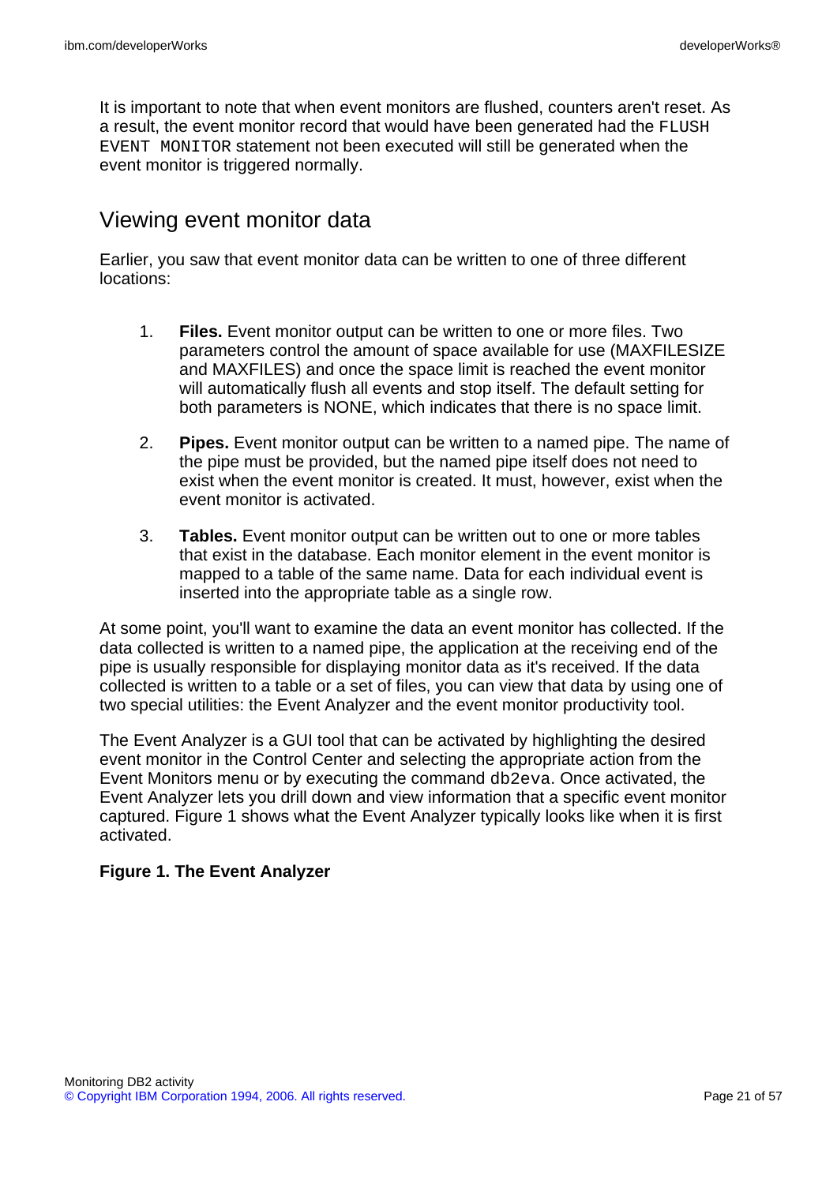It is important to note that when event monitors are flushed, counters aren't reset. As a result, the event monitor record that would have been generated had the `FLUSH EVENT MONITOR` statement not been executed will still be generated when the event monitor is triggered normally.

## Viewing event monitor data

Earlier, you saw that event monitor data can be written to one of three different locations:

1. **Files.** Event monitor output can be written to one or more files. Two parameters control the amount of space available for use (MAXFILESIZE and MAXFILES) and once the space limit is reached the event monitor will automatically flush all events and stop itself. The default setting for both parameters is NONE, which indicates that there is no space limit.

2. **Pipes.** Event monitor output can be written to a named pipe. The name of the pipe must be provided, but the named pipe itself does not need to exist when the event monitor is created. It must, however, exist when the event monitor is activated.

3. **Tables.** Event monitor output can be written out to one or more tables that exist in the database. Each monitor element in the event monitor is mapped to a table of the same name. Data for each individual event is inserted into the appropriate table as a single row.

At some point, you'll want to examine the data an event monitor has collected. If the data collected is written to a named pipe, the application at the receiving end of the pipe is usually responsible for displaying monitor data as it's received. If the data collected is written to a table or a set of files, you can view that data by using one of two special utilities: the Event Analyzer and the event monitor productivity tool.

The Event Analyzer is a GUI tool that can be activated by highlighting the desired event monitor in the Control Center and selecting the appropriate action from the Event Monitors menu or by executing the command `db2eva`. Once activated, the Event Analyzer lets you drill down and view information that a specific event monitor captured. Figure 1 shows what the Event Analyzer typically looks like when it is first activated.

**Figure 1. The Event Analyzer**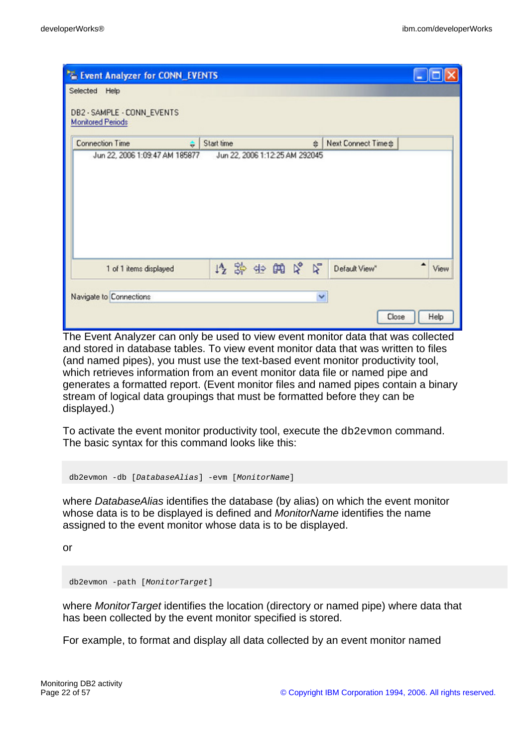The Event Analyzer can only be used to view event monitor data that was collected and stored in database tables. To view event monitor data that was written to files (and named pipes), you must use the text-based event monitor productivity tool, which retrieves information from an event monitor data file or named pipe and generates a formatted report. (Event monitor files and named pipes contain a binary stream of logical data groupings that must be formatted before they can be displayed.)

To activate the event monitor productivity tool, execute the `db2evmon` command. The basic syntax for this command looks like this:

```
db2evmon -db [DatabaseAlias] -evm [MonitorName]
```

where *DatabaseAlias* identifies the database (by alias) on which the event monitor whose data is to be displayed is defined and *MonitorName* identifies the name assigned to the event monitor whose data is to be displayed.

or

```
db2evmon -path [MonitorTarget]
```

where *MonitorTarget* identifies the location (directory or named pipe) where data that has been collected by the event monitor specified is stored.

For example, to format and display all data collected by an event monitor named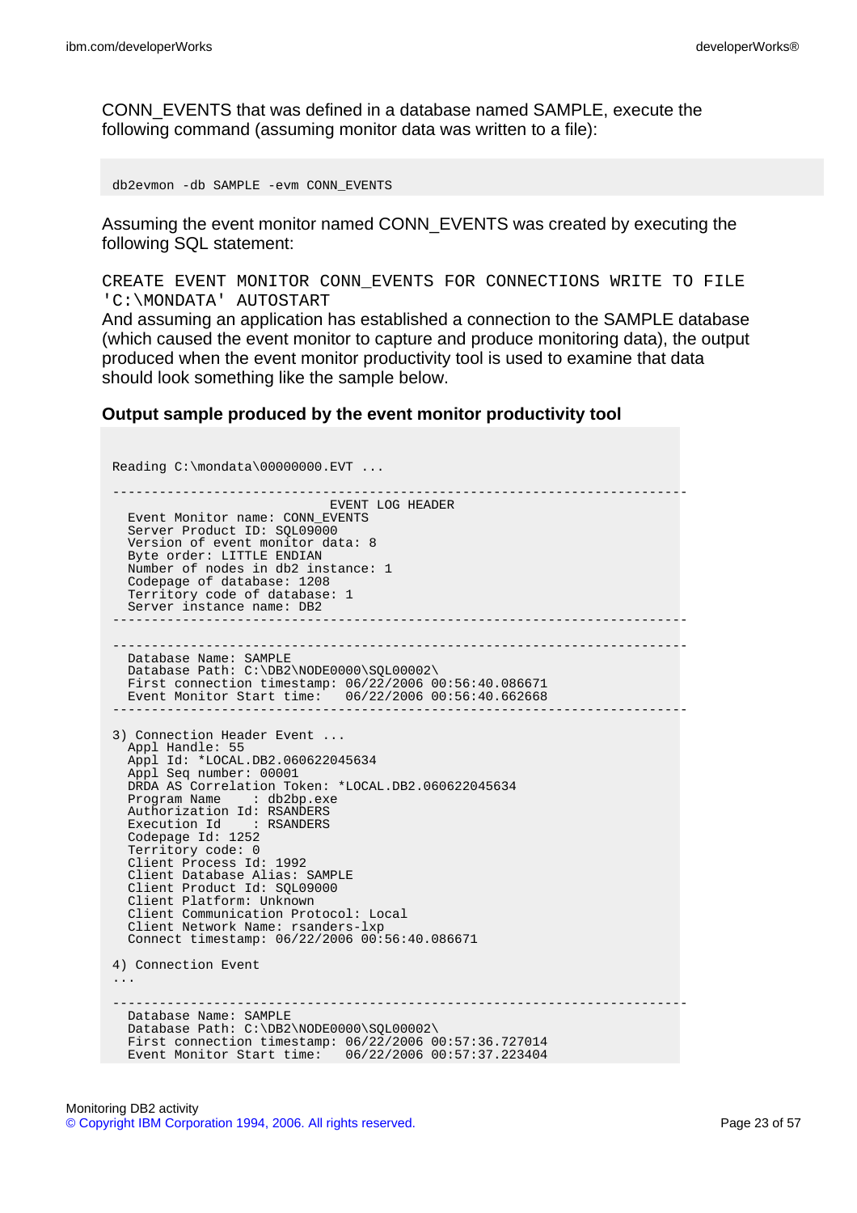CONN_EVENTS that was defined in a database named SAMPLE, execute the following command (assuming monitor data was written to a file):

```
db2evmon -db SAMPLE -evm CONN_EVENTS
```

Assuming the event monitor named CONN_EVENTS was created by executing the following SQL statement:

```
CREATE EVENT MONITOR CONN_EVENTS FOR CONNECTIONS WRITE TO FILE
'C:\MONDATA' AUTOSTART
```

And assuming an application has established a connection to the SAMPLE database (which caused the event monitor to capture and produce monitoring data), the output produced when the event monitor productivity tool is used to examine that data should look something like the sample below.

### Output sample produced by the event monitor productivity tool

```
Reading C:\mondata\00000000.EVT ...

--------------------------------------------------------------------------
                            EVENT LOG HEADER
  Event Monitor name: CONN_EVENTS
  Server Product ID: SQL09000
  Version of event monitor data: 8
  Byte order: LITTLE ENDIAN
  Number of nodes in db2 instance: 1
  Codepage of database: 1208
  Territory code of database: 1
  Server instance name: DB2
--------------------------------------------------------------------------

--------------------------------------------------------------------------
  Database Name: SAMPLE
  Database Path: C:\DB2\NODE0000\SQL00002\
  First connection timestamp: 06/22/2006 00:56:40.086671
  Event Monitor Start time:   06/22/2006 00:56:40.662668
--------------------------------------------------------------------------

3) Connection Header Event ...
  Appl Handle: 55
  Appl Id: *LOCAL.DB2.060622045634
  Appl Seq number: 00001
  DRDA AS Correlation Token: *LOCAL.DB2.060622045634
  Program Name    : db2bp.exe
  Authorization Id: RSANDERS
  Execution Id    : RSANDERS
  Codepage Id: 1252
  Territory code: 0
  Client Process Id: 1992
  Client Database Alias: SAMPLE
  Client Product Id: SQL09000
  Client Platform: Unknown
  Client Communication Protocol: Local
  Client Network Name: rsanders-lxp
  Connect timestamp: 06/22/2006 00:56:40.086671

4) Connection Event
...

--------------------------------------------------------------------------
  Database Name: SAMPLE
  Database Path: C:\DB2\NODE0000\SQL00002\
  First connection timestamp: 06/22/2006 00:57:36.727014
  Event Monitor Start time:   06/22/2006 00:57:37.223404
```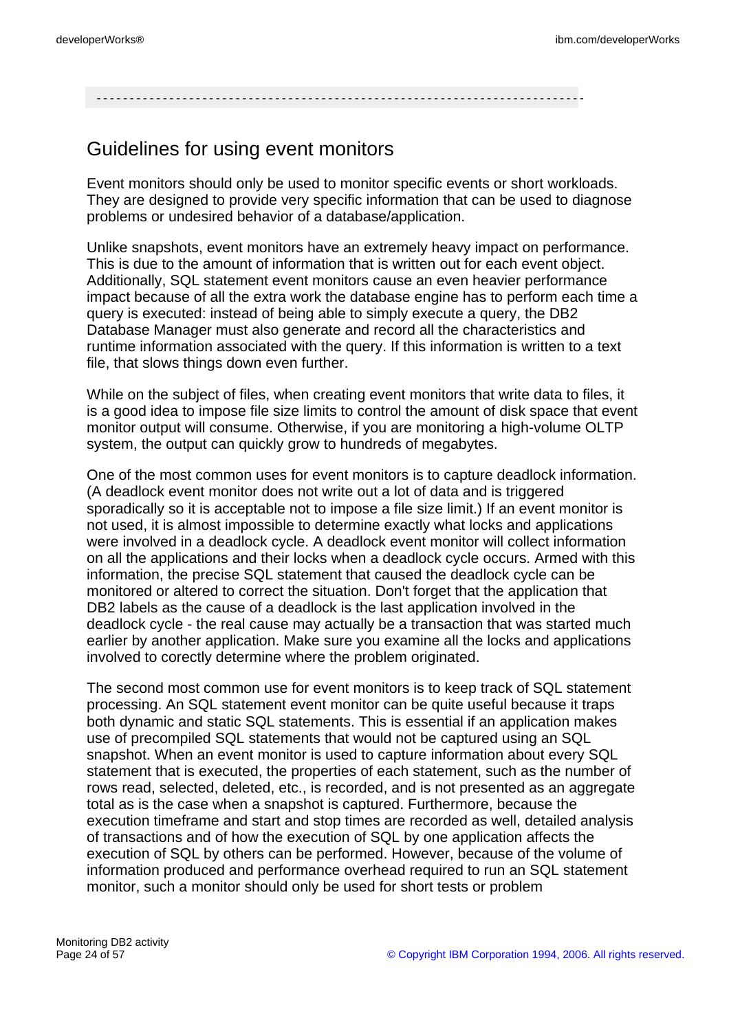## Guidelines for using event monitors

Event monitors should only be used to monitor specific events or short workloads. They are designed to provide very specific information that can be used to diagnose problems or undesired behavior of a database/application.

Unlike snapshots, event monitors have an extremely heavy impact on performance. This is due to the amount of information that is written out for each event object. Additionally, SQL statement event monitors cause an even heavier performance impact because of all the extra work the database engine has to perform each time a query is executed: instead of being able to simply execute a query, the DB2 Database Manager must also generate and record all the characteristics and runtime information associated with the query. If this information is written to a text file, that slows things down even further.

While on the subject of files, when creating event monitors that write data to files, it is a good idea to impose file size limits to control the amount of disk space that event monitor output will consume. Otherwise, if you are monitoring a high-volume OLTP system, the output can quickly grow to hundreds of megabytes.

One of the most common uses for event monitors is to capture deadlock information. (A deadlock event monitor does not write out a lot of data and is triggered sporadically so it is acceptable not to impose a file size limit.) If an event monitor is not used, it is almost impossible to determine exactly what locks and applications were involved in a deadlock cycle. A deadlock event monitor will collect information on all the applications and their locks when a deadlock cycle occurs. Armed with this information, the precise SQL statement that caused the deadlock cycle can be monitored or altered to correct the situation. Don't forget that the application that DB2 labels as the cause of a deadlock is the last application involved in the deadlock cycle - the real cause may actually be a transaction that was started much earlier by another application. Make sure you examine all the locks and applications involved to corectly determine where the problem originated.

The second most common use for event monitors is to keep track of SQL statement processing. An SQL statement event monitor can be quite useful because it traps both dynamic and static SQL statements. This is essential if an application makes use of precompiled SQL statements that would not be captured using an SQL snapshot. When an event monitor is used to capture information about every SQL statement that is executed, the properties of each statement, such as the number of rows read, selected, deleted, etc., is recorded, and is not presented as an aggregate total as is the case when a snapshot is captured. Furthermore, because the execution timeframe and start and stop times are recorded as well, detailed analysis of transactions and of how the execution of SQL by one application affects the execution of SQL by others can be performed. However, because of the volume of information produced and performance overhead required to run an SQL statement monitor, such a monitor should only be used for short tests or problem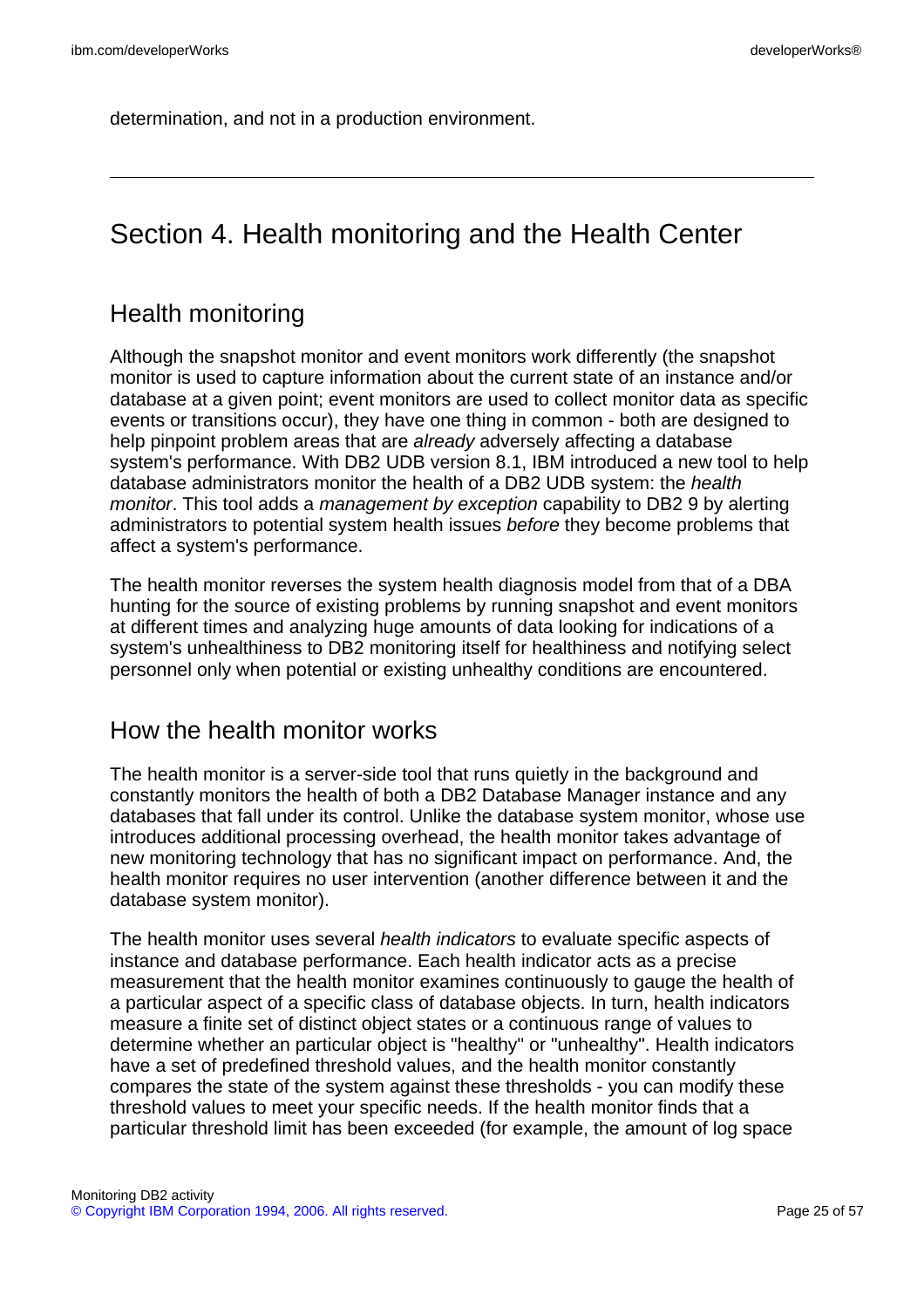determination, and not in a production environment.

---

# Section 4. Health monitoring and the Health Center

## Health monitoring

Although the snapshot monitor and event monitors work differently (the snapshot monitor is used to capture information about the current state of an instance and/or database at a given point; event monitors are used to collect monitor data as specific events or transitions occur), they have one thing in common - both are designed to help pinpoint problem areas that are *already* adversely affecting a database system's performance. With DB2 UDB version 8.1, IBM introduced a new tool to help database administrators monitor the health of a DB2 UDB system: the *health monitor*. This tool adds a *management by exception* capability to DB2 9 by alerting administrators to potential system health issues *before* they become problems that affect a system's performance.

The health monitor reverses the system health diagnosis model from that of a DBA hunting for the source of existing problems by running snapshot and event monitors at different times and analyzing huge amounts of data looking for indications of a system's unhealthiness to DB2 monitoring itself for healthiness and notifying select personnel only when potential or existing unhealthy conditions are encountered.

## How the health monitor works

The health monitor is a server-side tool that runs quietly in the background and constantly monitors the health of both a DB2 Database Manager instance and any databases that fall under its control. Unlike the database system monitor, whose use introduces additional processing overhead, the health monitor takes advantage of new monitoring technology that has no significant impact on performance. And, the health monitor requires no user intervention (another difference between it and the database system monitor).

The health monitor uses several *health indicators* to evaluate specific aspects of instance and database performance. Each health indicator acts as a precise measurement that the health monitor examines continuously to gauge the health of a particular aspect of a specific class of database objects. In turn, health indicators measure a finite set of distinct object states or a continuous range of values to determine whether an particular object is "healthy" or "unhealthy". Health indicators have a set of predefined threshold values, and the health monitor constantly compares the state of the system against these thresholds - you can modify these threshold values to meet your specific needs. If the health monitor finds that a particular threshold limit has been exceeded (for example, the amount of log space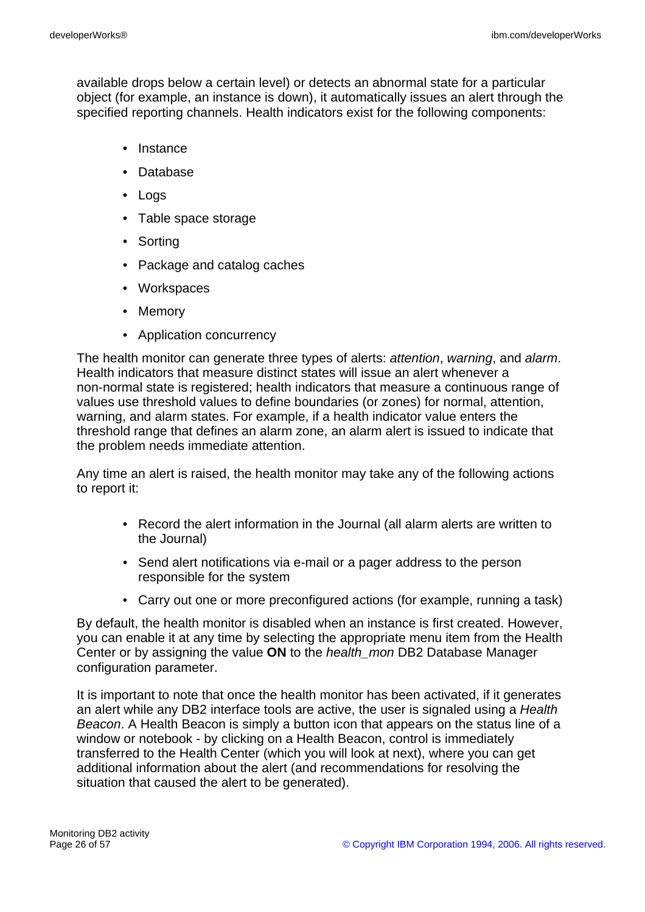available drops below a certain level) or detects an abnormal state for a particular object (for example, an instance is down), it automatically issues an alert through the specified reporting channels. Health indicators exist for the following components:

- Instance
- Database
- Logs
- Table space storage
- Sorting
- Package and catalog caches
- Workspaces
- Memory
- Application concurrency

The health monitor can generate three types of alerts: *attention*, *warning*, and *alarm*. Health indicators that measure distinct states will issue an alert whenever a non-normal state is registered; health indicators that measure a continuous range of values use threshold values to define boundaries (or zones) for normal, attention, warning, and alarm states. For example, if a health indicator value enters the threshold range that defines an alarm zone, an alarm alert is issued to indicate that the problem needs immediate attention.

Any time an alert is raised, the health monitor may take any of the following actions to report it:

- Record the alert information in the Journal (all alarm alerts are written to the Journal)
- Send alert notifications via e-mail or a pager address to the person responsible for the system
- Carry out one or more preconfigured actions (for example, running a task)

By default, the health monitor is disabled when an instance is first created. However, you can enable it at any time by selecting the appropriate menu item from the Health Center or by assigning the value **ON** to the *health_mon* DB2 Database Manager configuration parameter.

It is important to note that once the health monitor has been activated, if it generates an alert while any DB2 interface tools are active, the user is signaled using a *Health Beacon*. A Health Beacon is simply a button icon that appears on the status line of a window or notebook - by clicking on a Health Beacon, control is immediately transferred to the Health Center (which you will look at next), where you can get additional information about the alert (and recommendations for resolving the situation that caused the alert to be generated).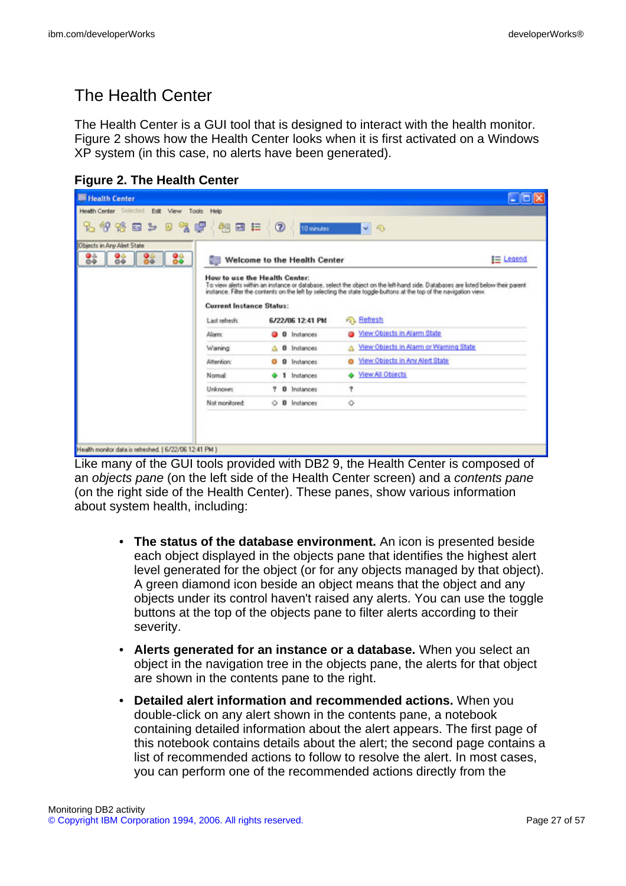## The Health Center

The Health Center is a GUI tool that is designed to interact with the health monitor. Figure 2 shows how the Health Center looks when it is first activated on a Windows XP system (in this case, no alerts have been generated).

**Figure 2. The Health Center**

Like many of the GUI tools provided with DB2 9, the Health Center is composed of an *objects pane* (on the left side of the Health Center screen) and a *contents pane* (on the right side of the Health Center). These panes, show various information about system health, including:

- **The status of the database environment.** An icon is presented beside each object displayed in the objects pane that identifies the highest alert level generated for the object (or for any objects managed by that object). A green diamond icon beside an object means that the object and any objects under its control haven't raised any alerts. You can use the toggle buttons at the top of the objects pane to filter alerts according to their severity.
- **Alerts generated for an instance or a database.** When you select an object in the navigation tree in the objects pane, the alerts for that object are shown in the contents pane to the right.
- **Detailed alert information and recommended actions.** When you double-click on any alert shown in the contents pane, a notebook containing detailed information about the alert appears. The first page of this notebook contains details about the alert; the second page contains a list of recommended actions to follow to resolve the alert. In most cases, you can perform one of the recommended actions directly from the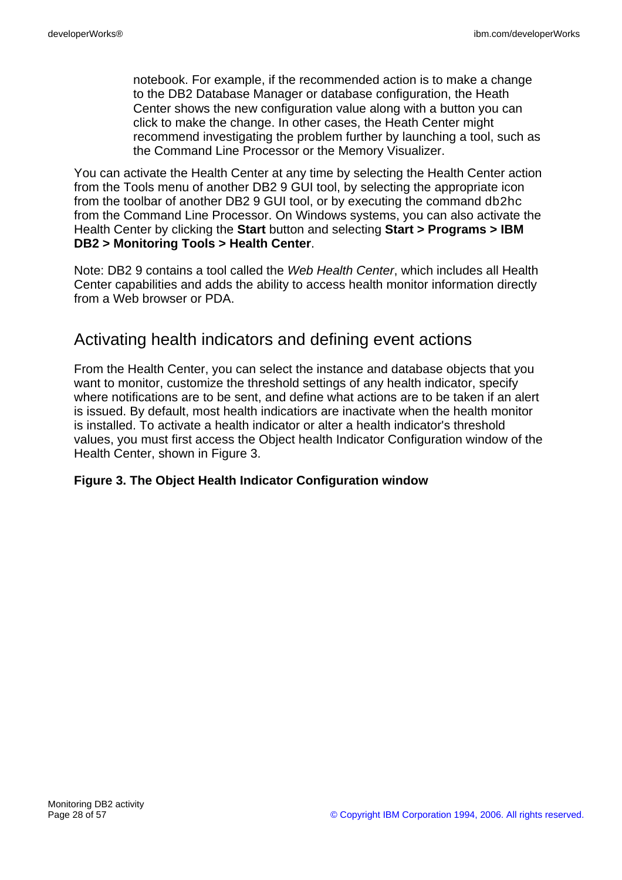notebook. For example, if the recommended action is to make a change to the DB2 Database Manager or database configuration, the Heath Center shows the new configuration value along with a button you can click to make the change. In other cases, the Heath Center might recommend investigating the problem further by launching a tool, such as the Command Line Processor or the Memory Visualizer.

You can activate the Health Center at any time by selecting the Health Center action from the Tools menu of another DB2 9 GUI tool, by selecting the appropriate icon from the toolbar of another DB2 9 GUI tool, or by executing the command `db2hc` from the Command Line Processor. On Windows systems, you can also activate the Health Center by clicking the **Start** button and selecting **Start > Programs > IBM DB2 > Monitoring Tools > Health Center**.

Note: DB2 9 contains a tool called the *Web Health Center*, which includes all Health Center capabilities and adds the ability to access health monitor information directly from a Web browser or PDA.

## Activating health indicators and defining event actions

From the Health Center, you can select the instance and database objects that you want to monitor, customize the threshold settings of any health indicator, specify where notifications are to be sent, and define what actions are to be taken if an alert is issued. By default, most health indicatiors are inactivate when the health monitor is installed. To activate a health indicator or alter a health indicator's threshold values, you must first access the Object health Indicator Configuration window of the Health Center, shown in Figure 3.

**Figure 3. The Object Health Indicator Configuration window**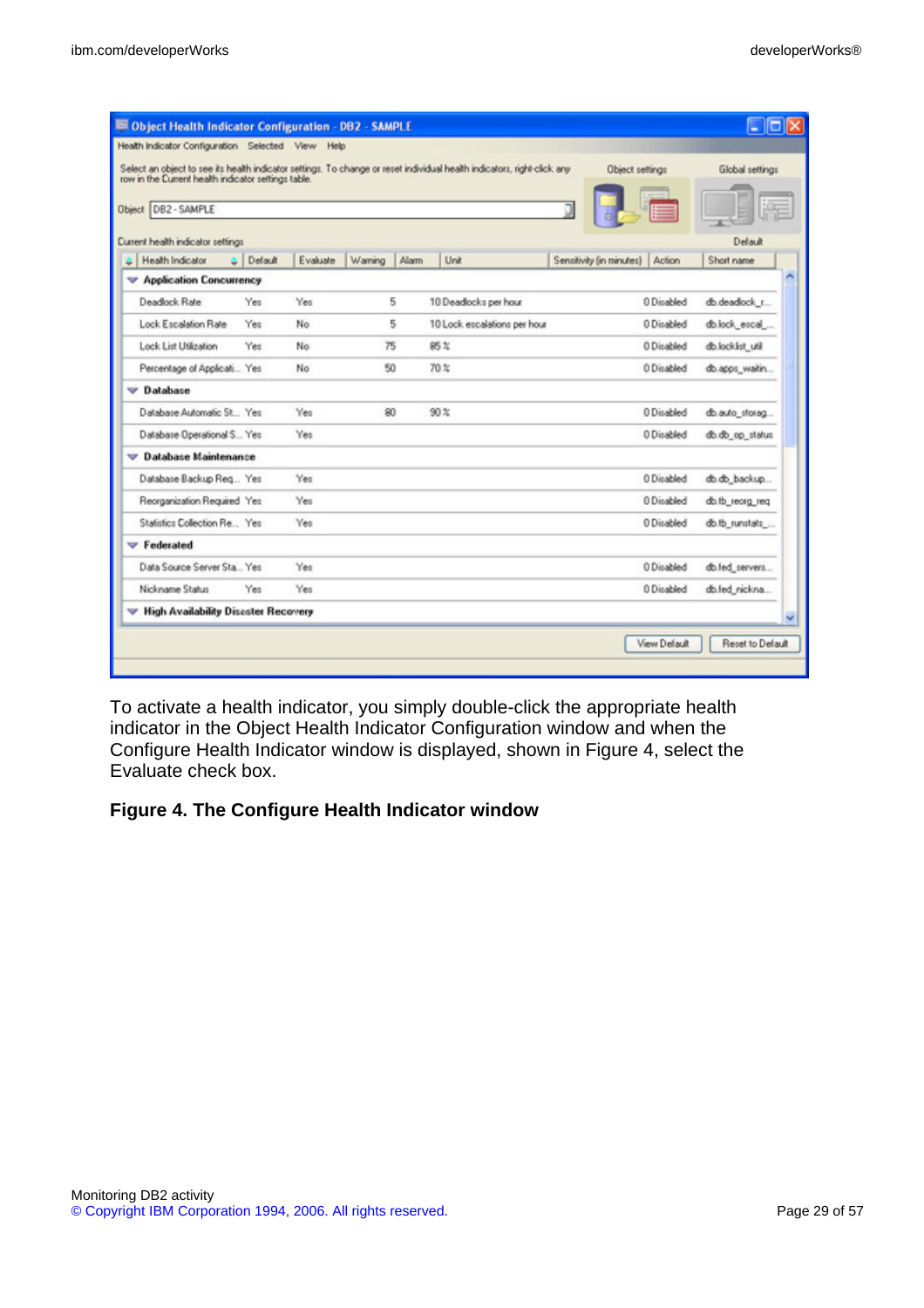To activate a health indicator, you simply double-click the appropriate health indicator in the Object Health Indicator Configuration window and when the Configure Health Indicator window is displayed, shown in Figure 4, select the Evaluate check box.

**Figure 4. The Configure Health Indicator window**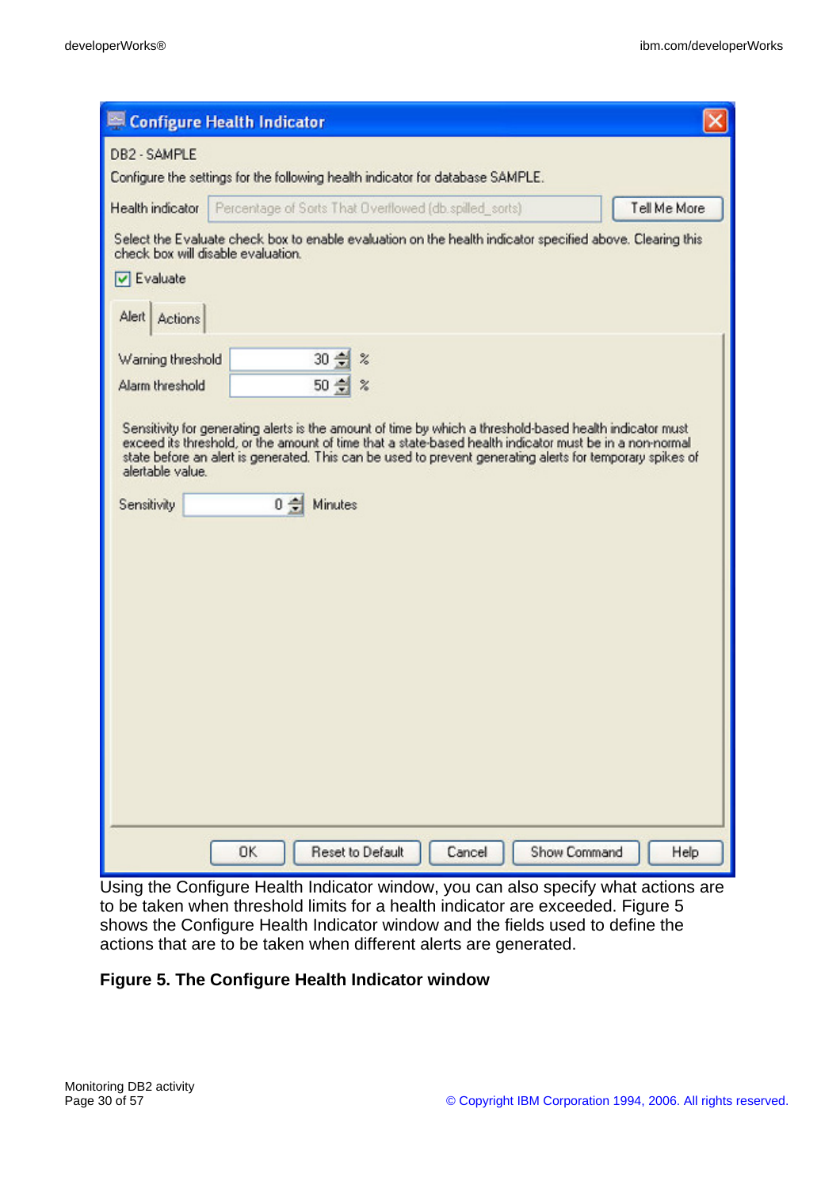Using the Configure Health Indicator window, you can also specify what actions are to be taken when threshold limits for a health indicator are exceeded. Figure 5 shows the Configure Health Indicator window and the fields used to define the actions that are to be taken when different alerts are generated.

**Figure 5. The Configure Health Indicator window**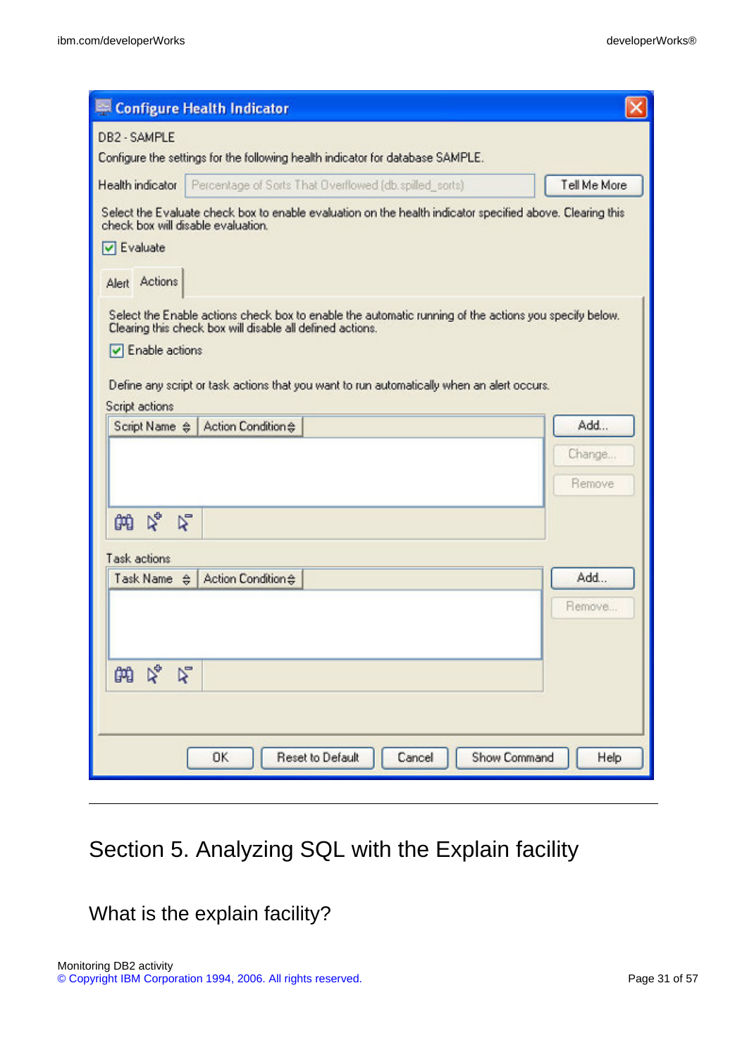# Section 5. Analyzing SQL with the Explain facility

## What is the explain facility?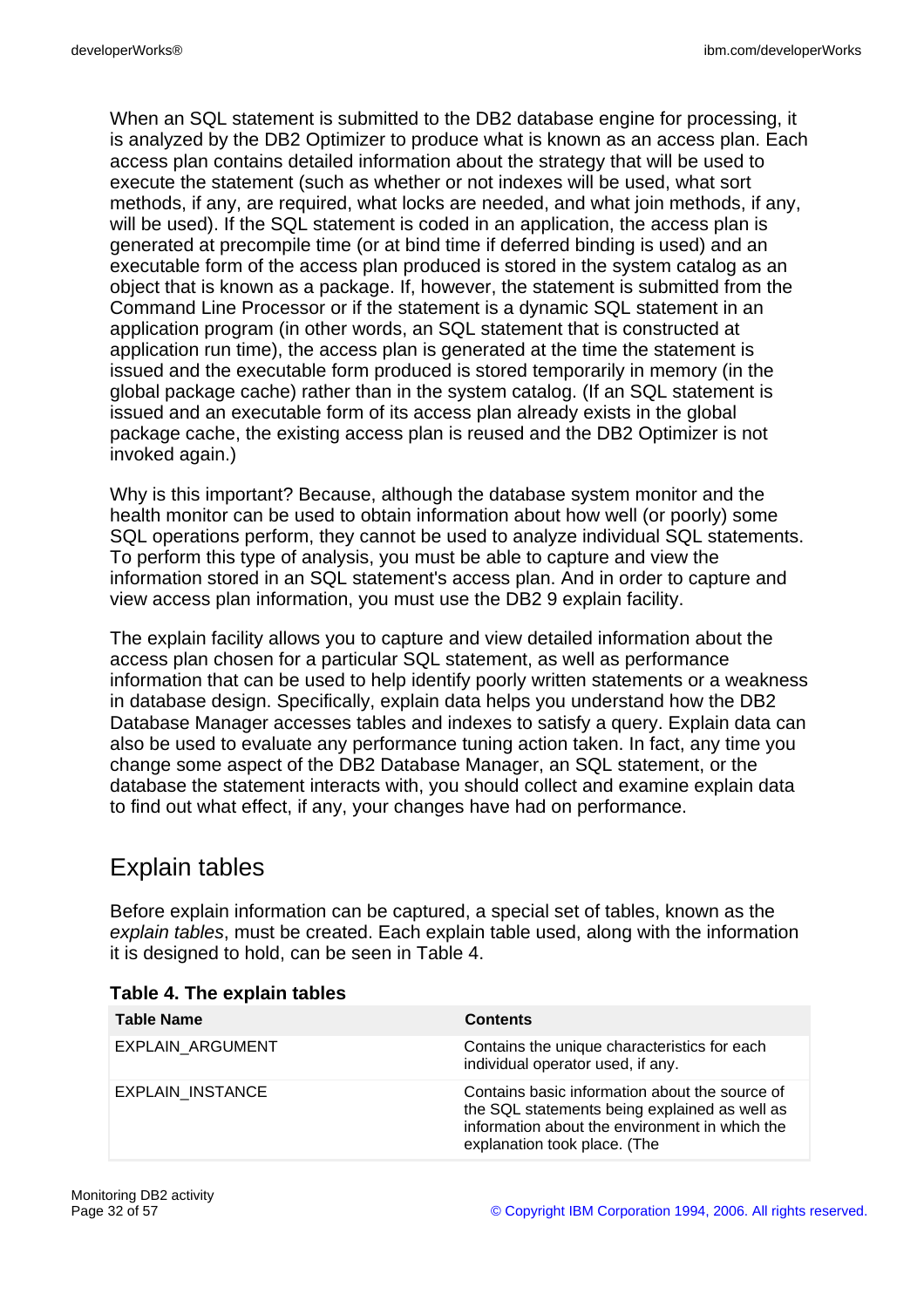When an SQL statement is submitted to the DB2 database engine for processing, it is analyzed by the DB2 Optimizer to produce what is known as an access plan. Each access plan contains detailed information about the strategy that will be used to execute the statement (such as whether or not indexes will be used, what sort methods, if any, are required, what locks are needed, and what join methods, if any, will be used). If the SQL statement is coded in an application, the access plan is generated at precompile time (or at bind time if deferred binding is used) and an executable form of the access plan produced is stored in the system catalog as an object that is known as a package. If, however, the statement is submitted from the Command Line Processor or if the statement is a dynamic SQL statement in an application program (in other words, an SQL statement that is constructed at application run time), the access plan is generated at the time the statement is issued and the executable form produced is stored temporarily in memory (in the global package cache) rather than in the system catalog. (If an SQL statement is issued and an executable form of its access plan already exists in the global package cache, the existing access plan is reused and the DB2 Optimizer is not invoked again.)

Why is this important? Because, although the database system monitor and the health monitor can be used to obtain information about how well (or poorly) some SQL operations perform, they cannot be used to analyze individual SQL statements. To perform this type of analysis, you must be able to capture and view the information stored in an SQL statement's access plan. And in order to capture and view access plan information, you must use the DB2 9 explain facility.

The explain facility allows you to capture and view detailed information about the access plan chosen for a particular SQL statement, as well as performance information that can be used to help identify poorly written statements or a weakness in database design. Specifically, explain data helps you understand how the DB2 Database Manager accesses tables and indexes to satisfy a query. Explain data can also be used to evaluate any performance tuning action taken. In fact, any time you change some aspect of the DB2 Database Manager, an SQL statement, or the database the statement interacts with, you should collect and examine explain data to find out what effect, if any, your changes have had on performance.

## Explain tables

Before explain information can be captured, a special set of tables, known as the *explain tables*, must be created. Each explain table used, along with the information it is designed to hold, can be seen in Table 4.

**Table 4. The explain tables**

| Table Name | Contents |
|---|---|
| EXPLAIN_ARGUMENT | Contains the unique characteristics for each individual operator used, if any. |
| EXPLAIN_INSTANCE | Contains basic information about the source of the SQL statements being explained as well as information about the environment in which the explanation took place. (The |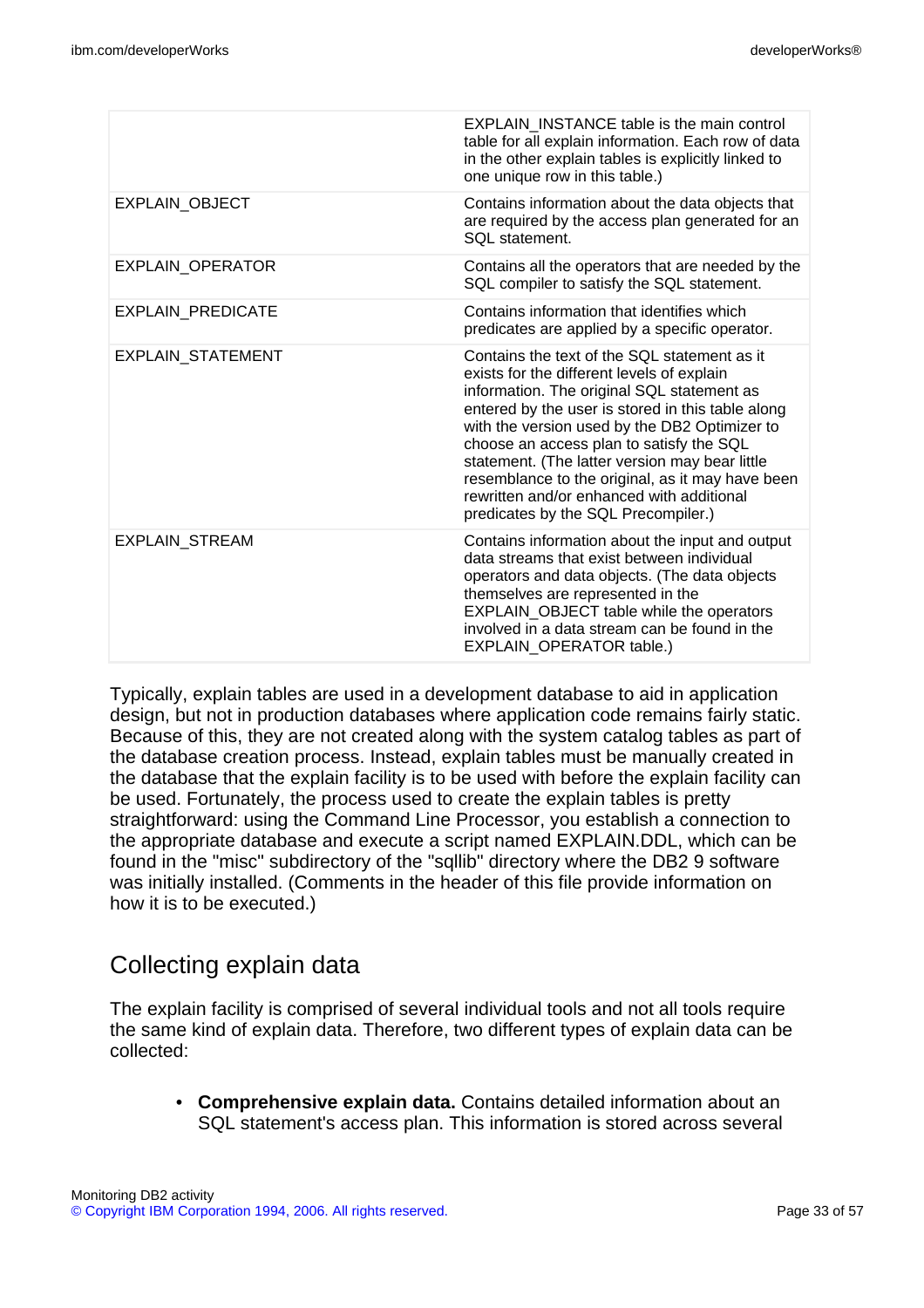| | |
|---|---|
| | EXPLAIN_INSTANCE table is the main control table for all explain information. Each row of data in the other explain tables is explicitly linked to one unique row in this table.) |
| EXPLAIN_OBJECT | Contains information about the data objects that are required by the access plan generated for an SQL statement. |
| EXPLAIN_OPERATOR | Contains all the operators that are needed by the SQL compiler to satisfy the SQL statement. |
| EXPLAIN_PREDICATE | Contains information that identifies which predicates are applied by a specific operator. |
| EXPLAIN_STATEMENT | Contains the text of the SQL statement as it exists for the different levels of explain information. The original SQL statement as entered by the user is stored in this table along with the version used by the DB2 Optimizer to choose an access plan to satisfy the SQL statement. (The latter version may bear little resemblance to the original, as it may have been rewritten and/or enhanced with additional predicates by the SQL Precompiler.) |
| EXPLAIN_STREAM | Contains information about the input and output data streams that exist between individual operators and data objects. (The data objects themselves are represented in the EXPLAIN_OBJECT table while the operators involved in a data stream can be found in the EXPLAIN_OPERATOR table.) |

Typically, explain tables are used in a development database to aid in application design, but not in production databases where application code remains fairly static. Because of this, they are not created along with the system catalog tables as part of the database creation process. Instead, explain tables must be manually created in the database that the explain facility is to be used with before the explain facility can be used. Fortunately, the process used to create the explain tables is pretty straightforward: using the Command Line Processor, you establish a connection to the appropriate database and execute a script named EXPLAIN.DDL, which can be found in the "misc" subdirectory of the "sqllib" directory where the DB2 9 software was initially installed. (Comments in the header of this file provide information on how it is to be executed.)

## Collecting explain data

The explain facility is comprised of several individual tools and not all tools require the same kind of explain data. Therefore, two different types of explain data can be collected:

- **Comprehensive explain data.** Contains detailed information about an SQL statement's access plan. This information is stored across several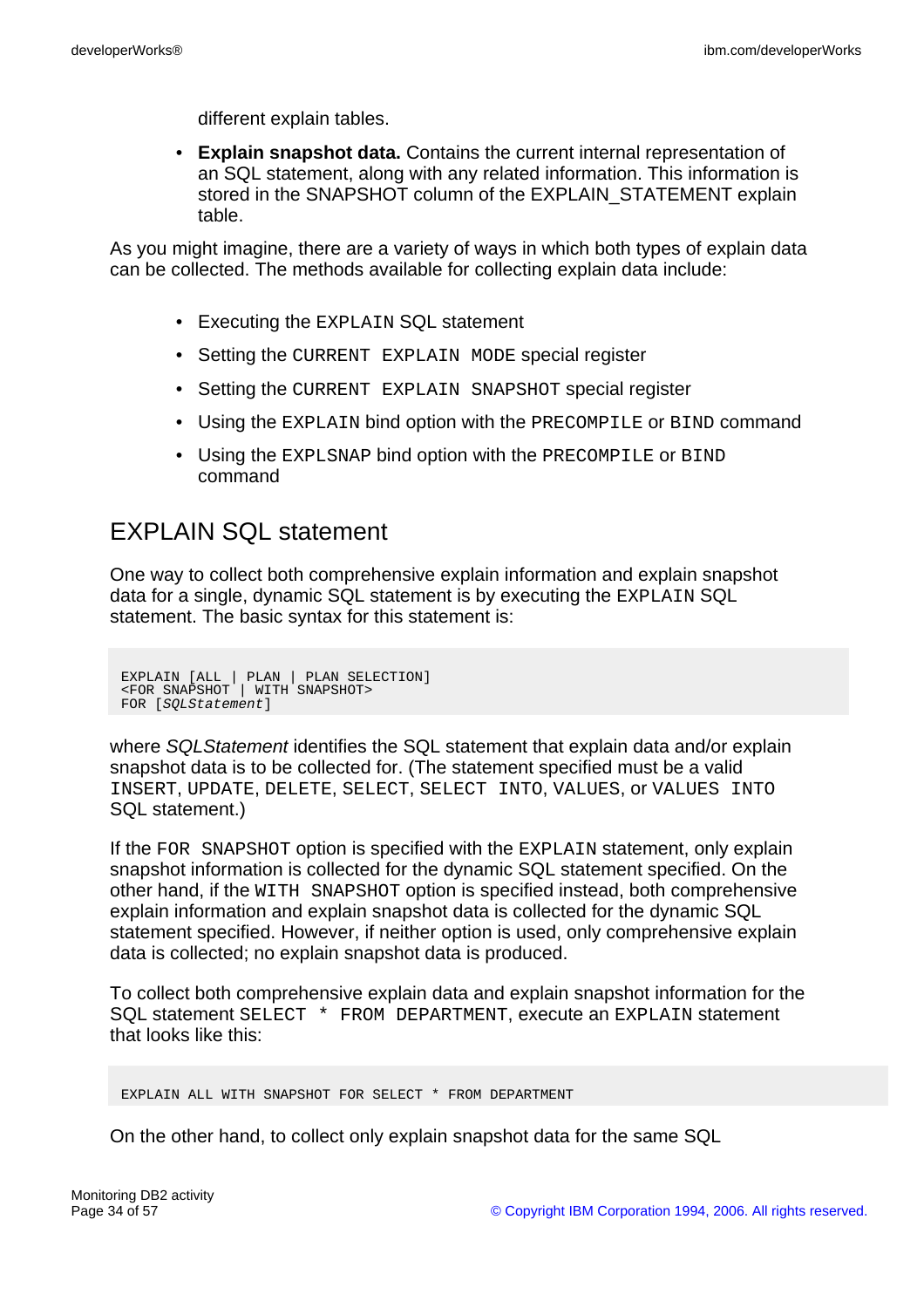different explain tables.

- **Explain snapshot data.** Contains the current internal representation of an SQL statement, along with any related information. This information is stored in the SNAPSHOT column of the EXPLAIN_STATEMENT explain table.

As you might imagine, there are a variety of ways in which both types of explain data can be collected. The methods available for collecting explain data include:

- Executing the `EXPLAIN` SQL statement
- Setting the `CURRENT EXPLAIN MODE` special register
- Setting the `CURRENT EXPLAIN SNAPSHOT` special register
- Using the `EXPLAIN` bind option with the `PRECOMPILE` or `BIND` command
- Using the `EXPLSNAP` bind option with the `PRECOMPILE` or `BIND` command

## EXPLAIN SQL statement

One way to collect both comprehensive explain information and explain snapshot data for a single, dynamic SQL statement is by executing the `EXPLAIN` SQL statement. The basic syntax for this statement is:

```
EXPLAIN [ALL | PLAN | PLAN SELECTION]
<FOR SNAPSHOT | WITH SNAPSHOT>
FOR [SQLStatement]
```

where *SQLStatement* identifies the SQL statement that explain data and/or explain snapshot data is to be collected for. (The statement specified must be a valid `INSERT`, `UPDATE`, `DELETE`, `SELECT`, `SELECT INTO`, `VALUES`, or `VALUES INTO` SQL statement.)

If the `FOR SNAPSHOT` option is specified with the `EXPLAIN` statement, only explain snapshot information is collected for the dynamic SQL statement specified. On the other hand, if the `WITH SNAPSHOT` option is specified instead, both comprehensive explain information and explain snapshot data is collected for the dynamic SQL statement specified. However, if neither option is used, only comprehensive explain data is collected; no explain snapshot data is produced.

To collect both comprehensive explain data and explain snapshot information for the SQL statement `SELECT * FROM DEPARTMENT`, execute an `EXPLAIN` statement that looks like this:

```
EXPLAIN ALL WITH SNAPSHOT FOR SELECT * FROM DEPARTMENT
```

On the other hand, to collect only explain snapshot data for the same SQL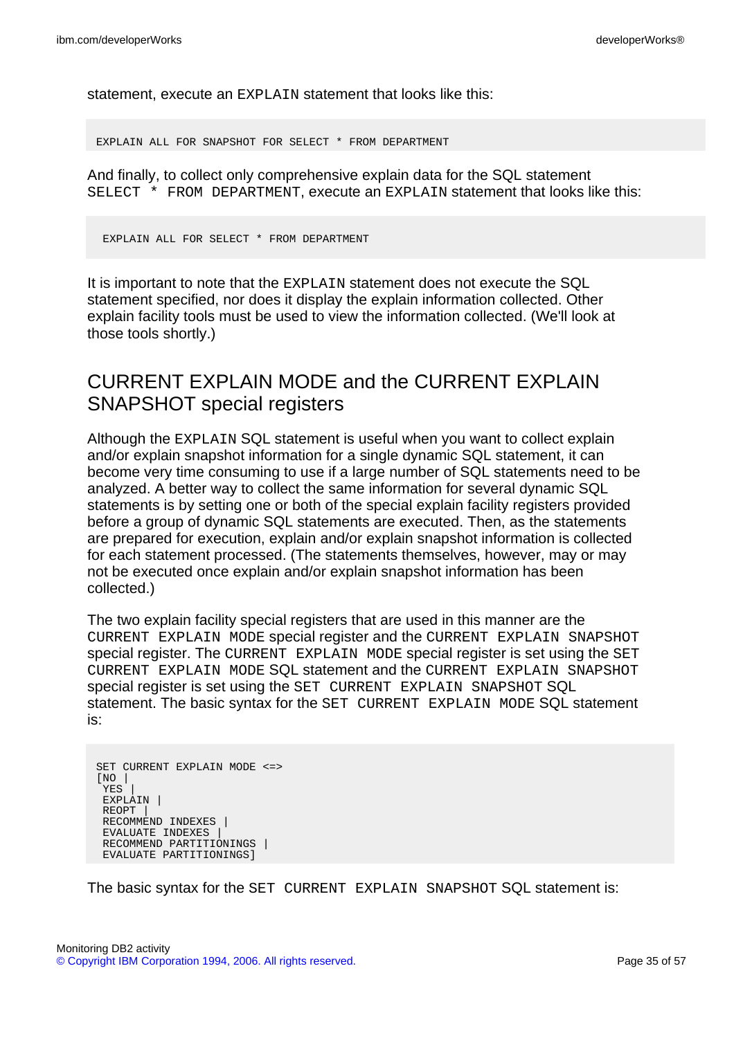statement, execute an `EXPLAIN` statement that looks like this:

```
EXPLAIN ALL FOR SNAPSHOT FOR SELECT * FROM DEPARTMENT
```

And finally, to collect only comprehensive explain data for the SQL statement `SELECT * FROM DEPARTMENT`, execute an `EXPLAIN` statement that looks like this:

```
EXPLAIN ALL FOR SELECT * FROM DEPARTMENT
```

It is important to note that the `EXPLAIN` statement does not execute the SQL statement specified, nor does it display the explain information collected. Other explain facility tools must be used to view the information collected. (We'll look at those tools shortly.)

## CURRENT EXPLAIN MODE and the CURRENT EXPLAIN SNAPSHOT special registers

Although the `EXPLAIN` SQL statement is useful when you want to collect explain and/or explain snapshot information for a single dynamic SQL statement, it can become very time consuming to use if a large number of SQL statements need to be analyzed. A better way to collect the same information for several dynamic SQL statements is by setting one or both of the special explain facility registers provided before a group of dynamic SQL statements are executed. Then, as the statements are prepared for execution, explain and/or explain snapshot information is collected for each statement processed. (The statements themselves, however, may or may not be executed once explain and/or explain snapshot information has been collected.)

The two explain facility special registers that are used in this manner are the `CURRENT EXPLAIN MODE` special register and the `CURRENT EXPLAIN SNAPSHOT` special register. The `CURRENT EXPLAIN MODE` special register is set using the `SET CURRENT EXPLAIN MODE` SQL statement and the `CURRENT EXPLAIN SNAPSHOT` special register is set using the `SET CURRENT EXPLAIN SNAPSHOT` SQL statement. The basic syntax for the `SET CURRENT EXPLAIN MODE` SQL statement is:

```
SET CURRENT EXPLAIN MODE <=>
[NO |
 YES |
 EXPLAIN |
 REOPT |
 RECOMMEND INDEXES |
 EVALUATE INDEXES |
 RECOMMEND PARTITIONINGS |
 EVALUATE PARTITIONINGS]
```

The basic syntax for the `SET CURRENT EXPLAIN SNAPSHOT` SQL statement is: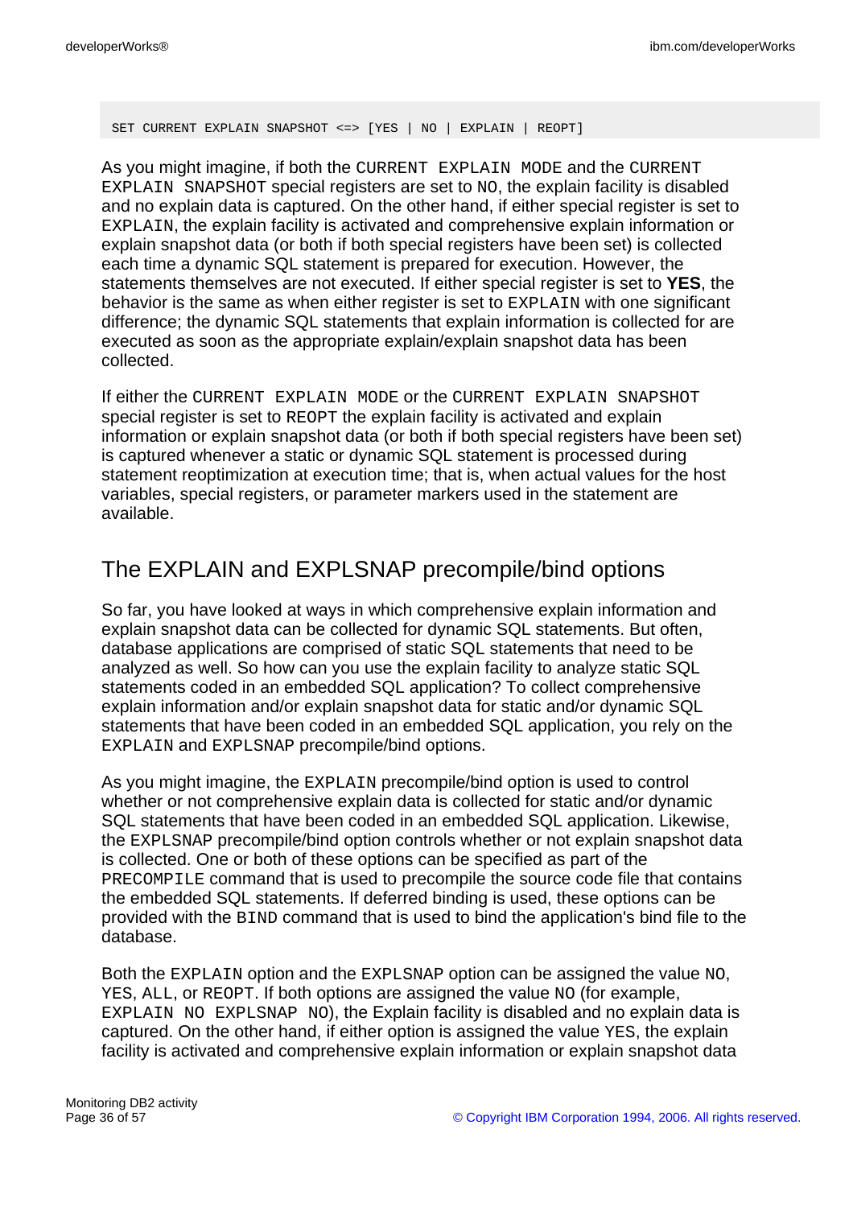```
SET CURRENT EXPLAIN SNAPSHOT <=> [YES | NO | EXPLAIN | REOPT]
```

As you might imagine, if both the `CURRENT EXPLAIN MODE` and the `CURRENT EXPLAIN SNAPSHOT` special registers are set to `NO`, the explain facility is disabled and no explain data is captured. On the other hand, if either special register is set to `EXPLAIN`, the explain facility is activated and comprehensive explain information or explain snapshot data (or both if both special registers have been set) is collected each time a dynamic SQL statement is prepared for execution. However, the statements themselves are not executed. If either special register is set to **YES**, the behavior is the same as when either register is set to `EXPLAIN` with one significant difference; the dynamic SQL statements that explain information is collected for are executed as soon as the appropriate explain/explain snapshot data has been collected.

If either the `CURRENT EXPLAIN MODE` or the `CURRENT EXPLAIN SNAPSHOT` special register is set to `REOPT` the explain facility is activated and explain information or explain snapshot data (or both if both special registers have been set) is captured whenever a static or dynamic SQL statement is processed during statement reoptimization at execution time; that is, when actual values for the host variables, special registers, or parameter markers used in the statement are available.

## The EXPLAIN and EXPLSNAP precompile/bind options

So far, you have looked at ways in which comprehensive explain information and explain snapshot data can be collected for dynamic SQL statements. But often, database applications are comprised of static SQL statements that need to be analyzed as well. So how can you use the explain facility to analyze static SQL statements coded in an embedded SQL application? To collect comprehensive explain information and/or explain snapshot data for static and/or dynamic SQL statements that have been coded in an embedded SQL application, you rely on the `EXPLAIN` and `EXPLSNAP` precompile/bind options.

As you might imagine, the `EXPLAIN` precompile/bind option is used to control whether or not comprehensive explain data is collected for static and/or dynamic SQL statements that have been coded in an embedded SQL application. Likewise, the `EXPLSNAP` precompile/bind option controls whether or not explain snapshot data is collected. One or both of these options can be specified as part of the `PRECOMPILE` command that is used to precompile the source code file that contains the embedded SQL statements. If deferred binding is used, these options can be provided with the `BIND` command that is used to bind the application's bind file to the database.

Both the `EXPLAIN` option and the `EXPLSNAP` option can be assigned the value `NO`, `YES`, `ALL`, or `REOPT`. If both options are assigned the value `NO` (for example, `EXPLAIN NO EXPLSNAP NO`), the Explain facility is disabled and no explain data is captured. On the other hand, if either option is assigned the value `YES`, the explain facility is activated and comprehensive explain information or explain snapshot data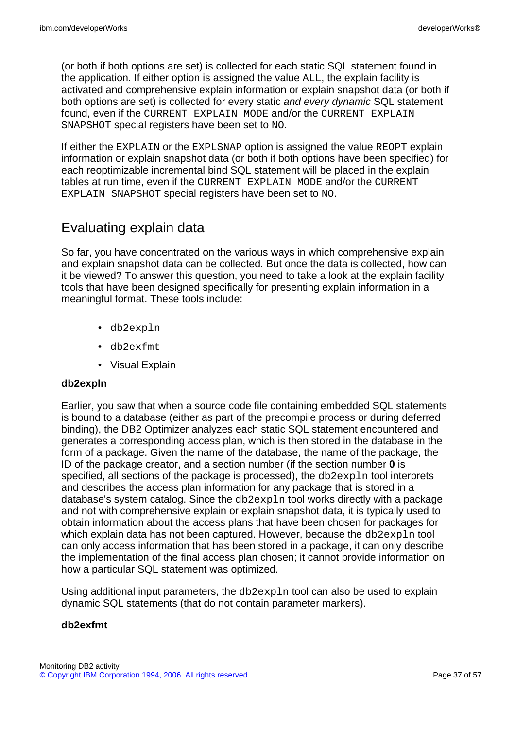(or both if both options are set) is collected for each static SQL statement found in the application. If either option is assigned the value `ALL`, the explain facility is activated and comprehensive explain information or explain snapshot data (or both if both options are set) is collected for every static *and every dynamic* SQL statement found, even if the `CURRENT EXPLAIN MODE` and/or the `CURRENT EXPLAIN SNAPSHOT` special registers have been set to `NO`.

If either the `EXPLAIN` or the `EXPLSNAP` option is assigned the value `REOPT` explain information or explain snapshot data (or both if both options have been specified) for each reoptimizable incremental bind SQL statement will be placed in the explain tables at run time, even if the `CURRENT EXPLAIN MODE` and/or the `CURRENT EXPLAIN SNAPSHOT` special registers have been set to `NO`.

## Evaluating explain data

So far, you have concentrated on the various ways in which comprehensive explain and explain snapshot data can be collected. But once the data is collected, how can it be viewed? To answer this question, you need to take a look at the explain facility tools that have been designed specifically for presenting explain information in a meaningful format. These tools include:

- `db2expln`
- `db2exfmt`
- Visual Explain

**db2expln**

Earlier, you saw that when a source code file containing embedded SQL statements is bound to a database (either as part of the precompile process or during deferred binding), the DB2 Optimizer analyzes each static SQL statement encountered and generates a corresponding access plan, which is then stored in the database in the form of a package. Given the name of the database, the name of the package, the ID of the package creator, and a section number (if the section number **`0`** is specified, all sections of the package is processed), the `db2expln` tool interprets and describes the access plan information for any package that is stored in a database's system catalog. Since the `db2expln` tool works directly with a package and not with comprehensive explain or explain snapshot data, it is typically used to obtain information about the access plans that have been chosen for packages for which explain data has not been captured. However, because the `db2expln` tool can only access information that has been stored in a package, it can only describe the implementation of the final access plan chosen; it cannot provide information on how a particular SQL statement was optimized.

Using additional input parameters, the `db2expln` tool can also be used to explain dynamic SQL statements (that do not contain parameter markers).

**db2exfmt**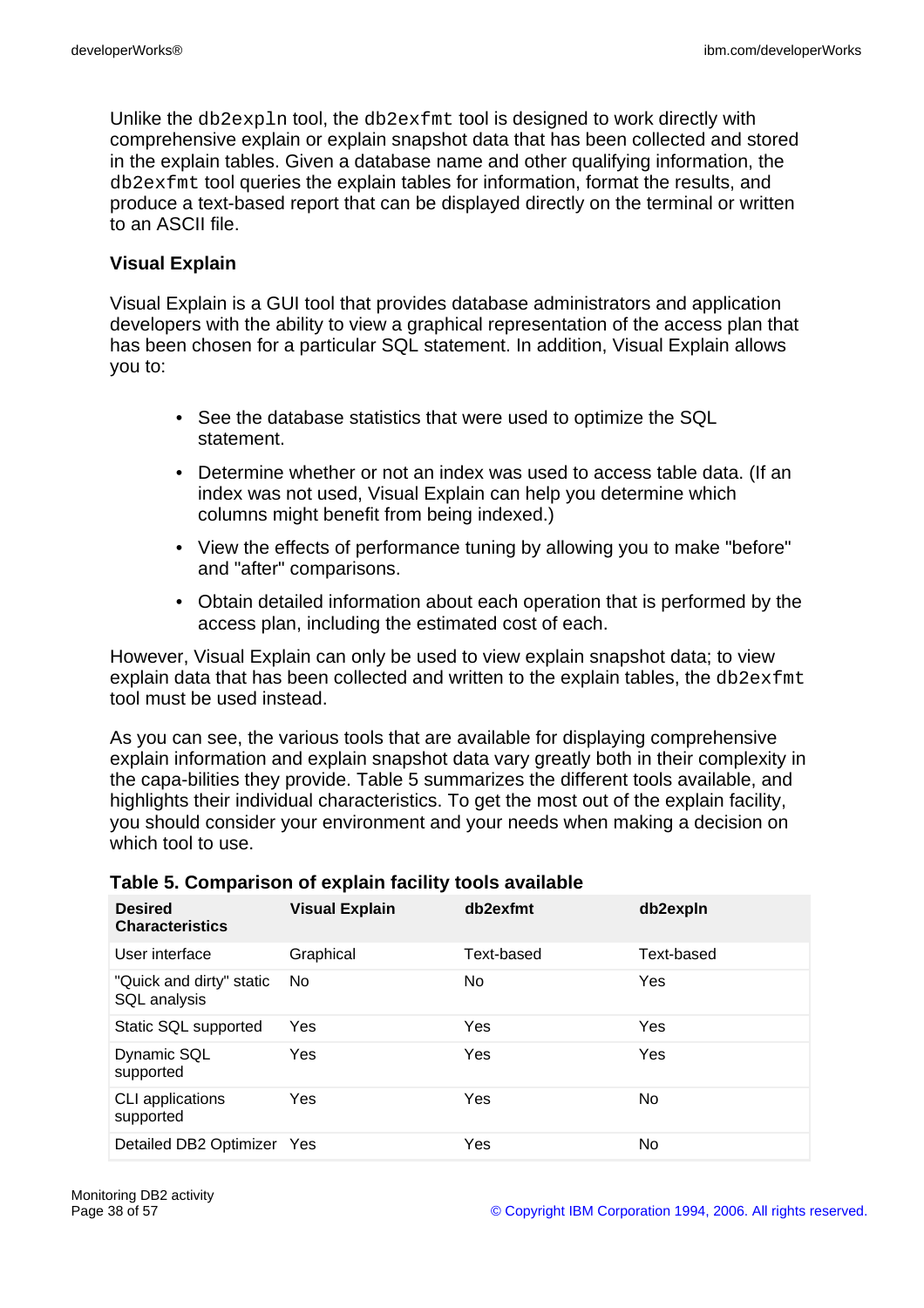Unlike the `db2expln` tool, the `db2exfmt` tool is designed to work directly with comprehensive explain or explain snapshot data that has been collected and stored in the explain tables. Given a database name and other qualifying information, the `db2exfmt` tool queries the explain tables for information, format the results, and produce a text-based report that can be displayed directly on the terminal or written to an ASCII file.

### Visual Explain

Visual Explain is a GUI tool that provides database administrators and application developers with the ability to view a graphical representation of the access plan that has been chosen for a particular SQL statement. In addition, Visual Explain allows you to:

- See the database statistics that were used to optimize the SQL statement.
- Determine whether or not an index was used to access table data. (If an index was not used, Visual Explain can help you determine which columns might benefit from being indexed.)
- View the effects of performance tuning by allowing you to make "before" and "after" comparisons.
- Obtain detailed information about each operation that is performed by the access plan, including the estimated cost of each.

However, Visual Explain can only be used to view explain snapshot data; to view explain data that has been collected and written to the explain tables, the `db2exfmt` tool must be used instead.

As you can see, the various tools that are available for displaying comprehensive explain information and explain snapshot data vary greatly both in their complexity in the capa-bilities they provide. Table 5 summarizes the different tools available, and highlights their individual characteristics. To get the most out of the explain facility, you should consider your environment and your needs when making a decision on which tool to use.

**Table 5. Comparison of explain facility tools available**

| Desired Characteristics | Visual Explain | db2exfmt | db2expln |
|---|---|---|---|
| User interface | Graphical | Text-based | Text-based |
| "Quick and dirty" static SQL analysis | No | No | Yes |
| Static SQL supported | Yes | Yes | Yes |
| Dynamic SQL supported | Yes | Yes | Yes |
| CLI applications supported | Yes | Yes | No |
| Detailed DB2 Optimizer | Yes | Yes | No |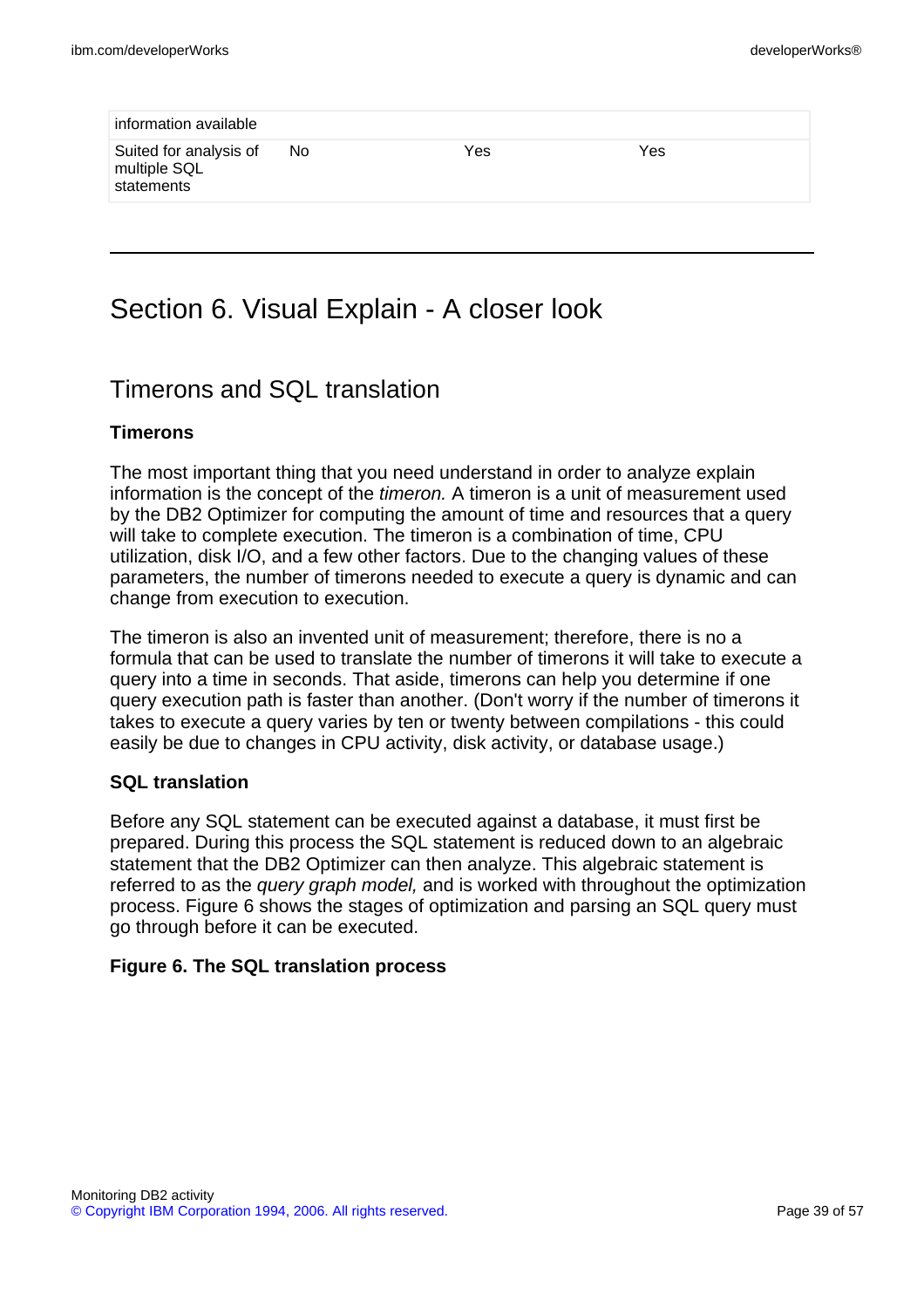| information available | | | |
|---|---|---|---|
| Suited for analysis of multiple SQL statements | No | Yes | Yes |

# Section 6. Visual Explain - A closer look

## Timerons and SQL translation

### Timerons

The most important thing that you need understand in order to analyze explain information is the concept of the *timeron.* A timeron is a unit of measurement used by the DB2 Optimizer for computing the amount of time and resources that a query will take to complete execution. The timeron is a combination of time, CPU utilization, disk I/O, and a few other factors. Due to the changing values of these parameters, the number of timerons needed to execute a query is dynamic and can change from execution to execution.

The timeron is also an invented unit of measurement; therefore, there is no a formula that can be used to translate the number of timerons it will take to execute a query into a time in seconds. That aside, timerons can help you determine if one query execution path is faster than another. (Don't worry if the number of timerons it takes to execute a query varies by ten or twenty between compilations - this could easily be due to changes in CPU activity, disk activity, or database usage.)

### SQL translation

Before any SQL statement can be executed against a database, it must first be prepared. During this process the SQL statement is reduced down to an algebraic statement that the DB2 Optimizer can then analyze. This algebraic statement is referred to as the *query graph model,* and is worked with throughout the optimization process. Figure 6 shows the stages of optimization and parsing an SQL query must go through before it can be executed.

**Figure 6. The SQL translation process**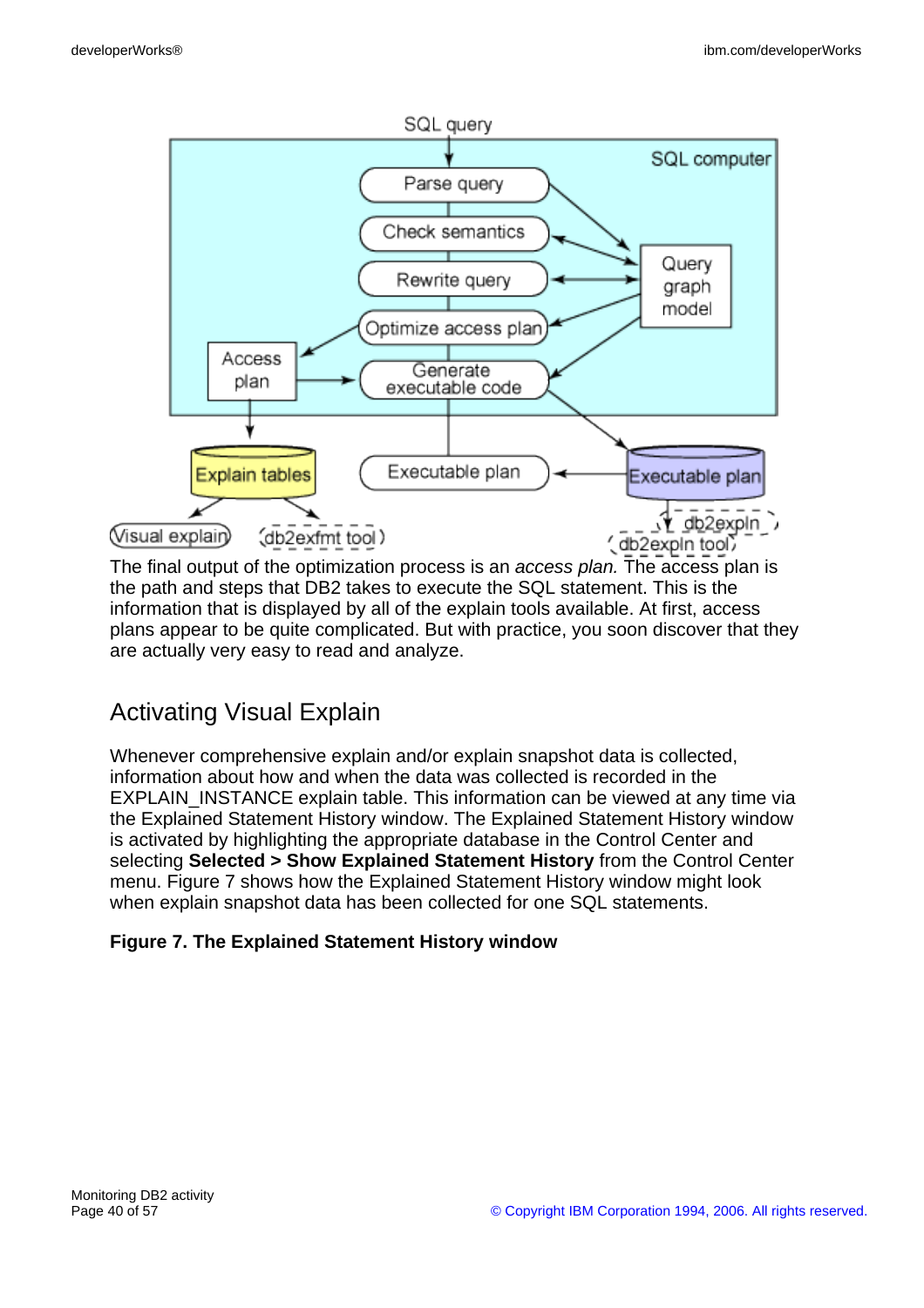The final output of the optimization process is an *access plan.* The access plan is the path and steps that DB2 takes to execute the SQL statement. This is the information that is displayed by all of the explain tools available. At first, access plans appear to be quite complicated. But with practice, you soon discover that they are actually very easy to read and analyze.

## Activating Visual Explain

Whenever comprehensive explain and/or explain snapshot data is collected, information about how and when the data was collected is recorded in the EXPLAIN_INSTANCE explain table. This information can be viewed at any time via the Explained Statement History window. The Explained Statement History window is activated by highlighting the appropriate database in the Control Center and selecting **Selected > Show Explained Statement History** from the Control Center menu. Figure 7 shows how the Explained Statement History window might look when explain snapshot data has been collected for one SQL statements.

**Figure 7. The Explained Statement History window**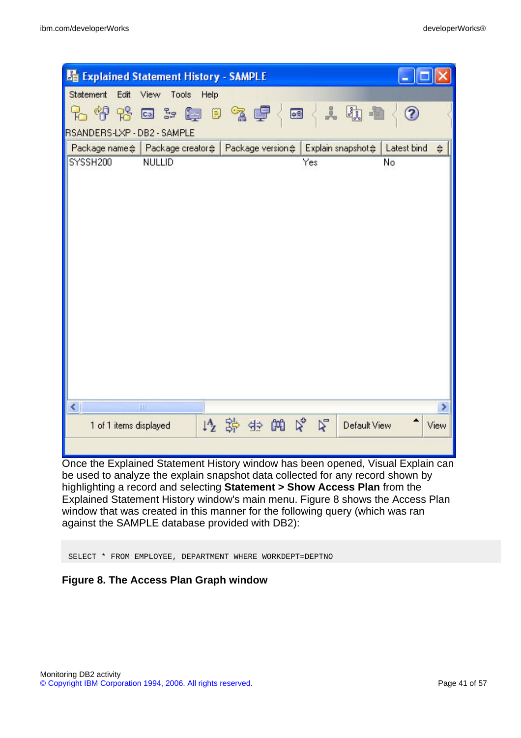Once the Explained Statement History window has been opened, Visual Explain can be used to analyze the explain snapshot data collected for any record shown by highlighting a record and selecting **Statement > Show Access Plan** from the Explained Statement History window's main menu. Figure 8 shows the Access Plan window that was created in this manner for the following query (which was ran against the SAMPLE database provided with DB2):

```
SELECT * FROM EMPLOYEE, DEPARTMENT WHERE WORKDEPT=DEPTNO
```

**Figure 8. The Access Plan Graph window**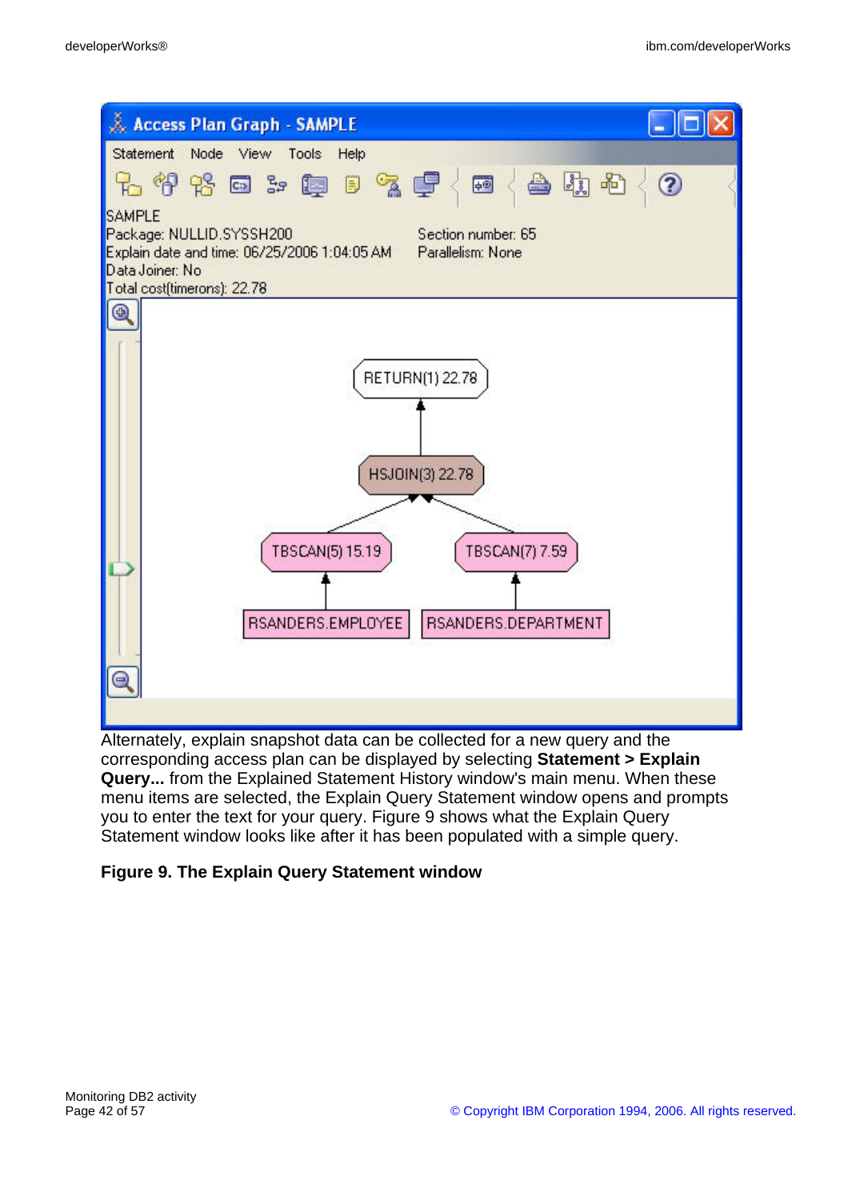Alternately, explain snapshot data can be collected for a new query and the corresponding access plan can be displayed by selecting **Statement > Explain Query...** from the Explained Statement History window's main menu. When these menu items are selected, the Explain Query Statement window opens and prompts you to enter the text for your query. Figure 9 shows what the Explain Query Statement window looks like after it has been populated with a simple query.

**Figure 9. The Explain Query Statement window**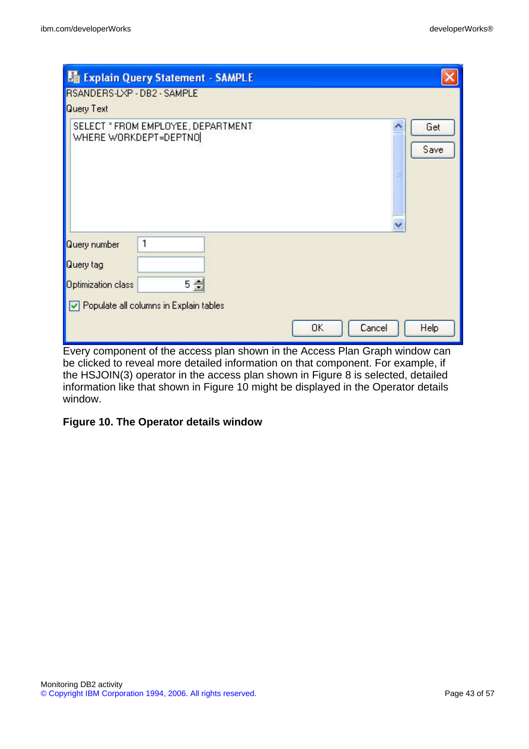Every component of the access plan shown in the Access Plan Graph window can be clicked to reveal more detailed information on that component. For example, if the HSJOIN(3) operator in the access plan shown in Figure 8 is selected, detailed information like that shown in Figure 10 might be displayed in the Operator details window.

**Figure 10. The Operator details window**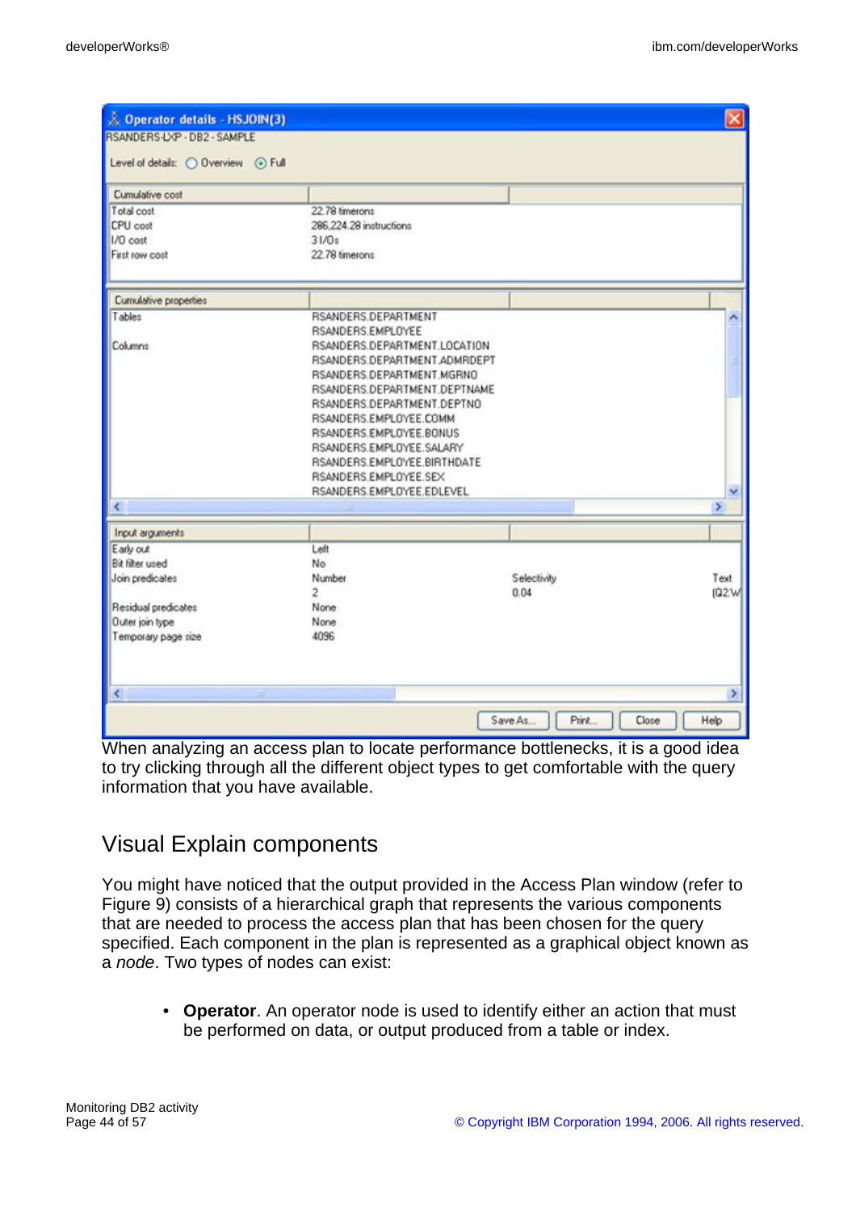**Operator details - HSJOIN(3)**

RSANDERS-LXP - DB2 - SAMPLE

Level of details: ( ) Overview (•) Full

| Cumulative cost | |
|---|---|
| Total cost | 22.78 timerons |
| CPU cost | 286,224.28 instructions |
| I/O cost | 3 I/Os |
| First row cost | 22.78 timerons |

| Cumulative properties | |
|---|---|
| Tables | RSANDERS.DEPARTMENT |
| | RSANDERS.EMPLOYEE |
| Columns | RSANDERS.DEPARTMENT.LOCATION |
| | RSANDERS.DEPARTMENT.ADMRDEPT |
| | RSANDERS.DEPARTMENT.MGRNO |
| | RSANDERS.DEPARTMENT.DEPTNAME |
| | RSANDERS.DEPARTMENT.DEPTNO |
| | RSANDERS.EMPLOYEE.COMM |
| | RSANDERS.EMPLOYEE.BONUS |
| | RSANDERS.EMPLOYEE.SALARY |
| | RSANDERS.EMPLOYEE.BIRTHDATE |
| | RSANDERS.EMPLOYEE.SEX |
| | RSANDERS.EMPLOYEE.EDLEVEL |

| Input arguments | | | |
|---|---|---|---|
| Early out | Left | | |
| Bit filter used | No | | |
| Join predicates | Number | Selectivity | Text |
| | 2 | 0.04 | (Q2.W |
| Residual predicates | None | | |
| Outer join type | None | | |
| Temporary page size | 4096 | | |

Save As... | Print... | Close | Help

When analyzing an access plan to locate performance bottlenecks, it is a good idea to try clicking through all the different object types to get comfortable with the query information that you have available.

## Visual Explain components

You might have noticed that the output provided in the Access Plan window (refer to Figure 9) consists of a hierarchical graph that represents the various components that are needed to process the access plan that has been chosen for the query specified. Each component in the plan is represented as a graphical object known as a *node*. Two types of nodes can exist:

- **Operator**. An operator node is used to identify either an action that must be performed on data, or output produced from a table or index.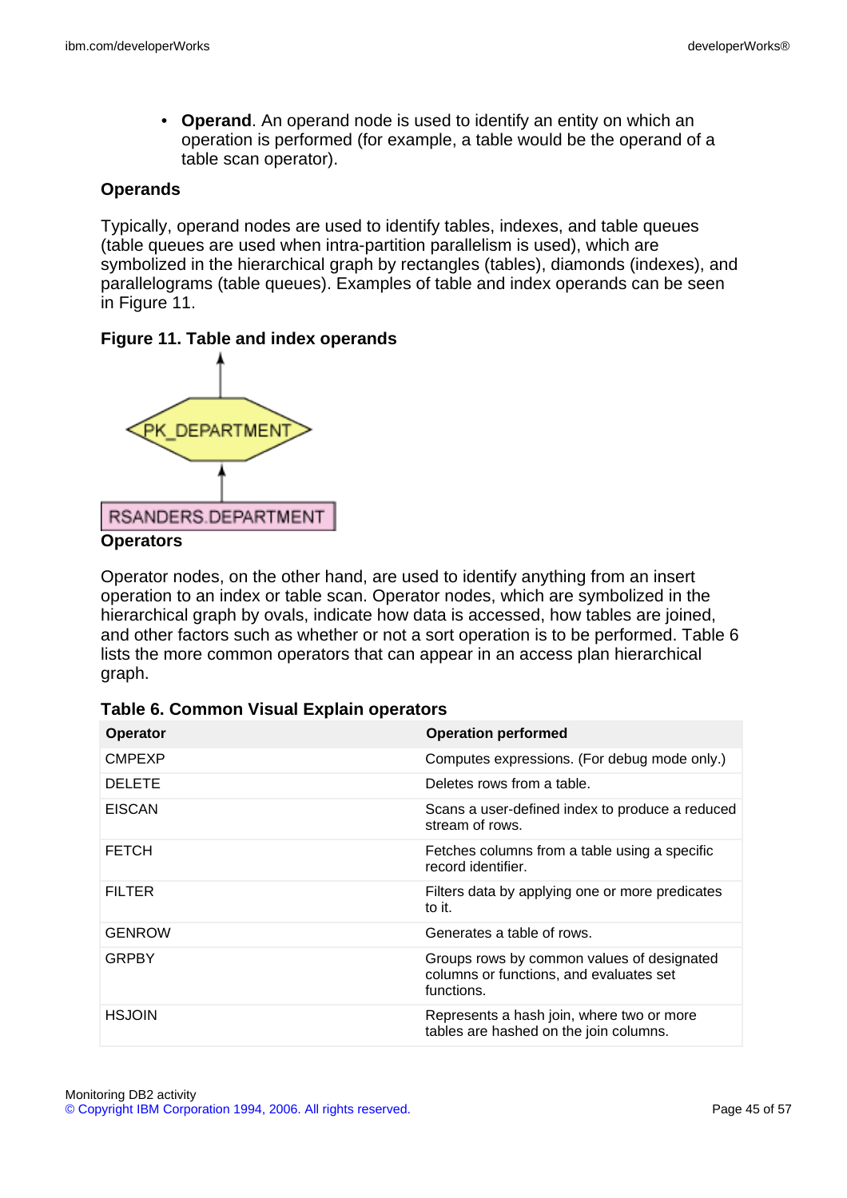- **Operand**. An operand node is used to identify an entity on which an operation is performed (for example, a table would be the operand of a table scan operator).

### Operands

Typically, operand nodes are used to identify tables, indexes, and table queues (table queues are used when intra-partition parallelism is used), which are symbolized in the hierarchical graph by rectangles (tables), diamonds (indexes), and parallelograms (table queues). Examples of table and index operands can be seen in Figure 11.

**Figure 11. Table and index operands**

PK_DEPARTMENT

RSANDERS.DEPARTMENT

### Operators

Operator nodes, on the other hand, are used to identify anything from an insert operation to an index or table scan. Operator nodes, which are symbolized in the hierarchical graph by ovals, indicate how data is accessed, how tables are joined, and other factors such as whether or not a sort operation is to be performed. Table 6 lists the more common operators that can appear in an access plan hierarchical graph.

**Table 6. Common Visual Explain operators**

| Operator | Operation performed |
|---|---|
| CMPEXP | Computes expressions. (For debug mode only.) |
| DELETE | Deletes rows from a table. |
| EISCAN | Scans a user-defined index to produce a reduced stream of rows. |
| FETCH | Fetches columns from a table using a specific record identifier. |
| FILTER | Filters data by applying one or more predicates to it. |
| GENROW | Generates a table of rows. |
| GRPBY | Groups rows by common values of designated columns or functions, and evaluates set functions. |
| HSJOIN | Represents a hash join, where two or more tables are hashed on the join columns. |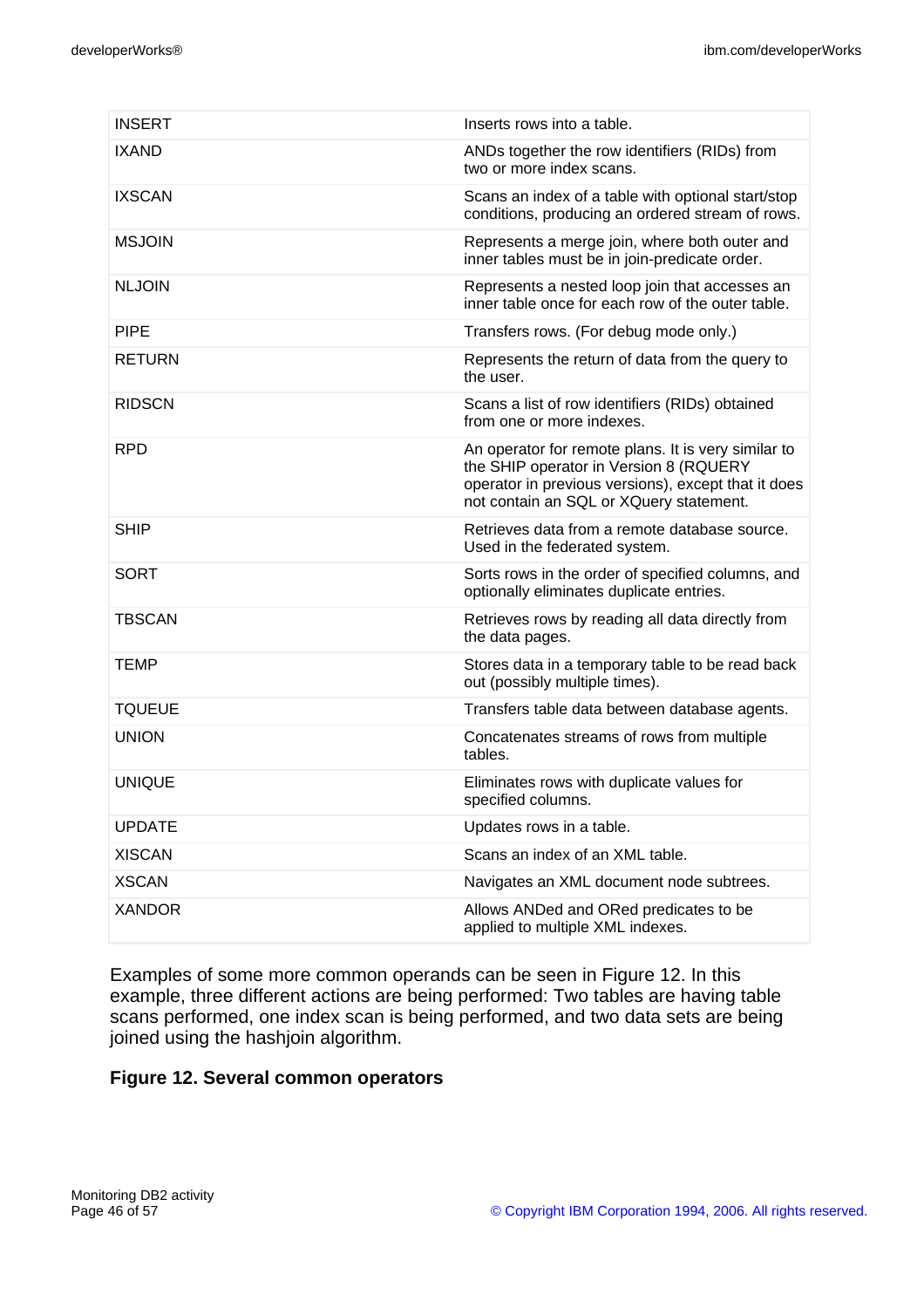| | |
|---|---|
| INSERT | Inserts rows into a table. |
| IXAND | ANDs together the row identifiers (RIDs) from two or more index scans. |
| IXSCAN | Scans an index of a table with optional start/stop conditions, producing an ordered stream of rows. |
| MSJOIN | Represents a merge join, where both outer and inner tables must be in join-predicate order. |
| NLJOIN | Represents a nested loop join that accesses an inner table once for each row of the outer table. |
| PIPE | Transfers rows. (For debug mode only.) |
| RETURN | Represents the return of data from the query to the user. |
| RIDSCN | Scans a list of row identifiers (RIDs) obtained from one or more indexes. |
| RPD | An operator for remote plans. It is very similar to the SHIP operator in Version 8 (RQUERY operator in previous versions), except that it does not contain an SQL or XQuery statement. |
| SHIP | Retrieves data from a remote database source. Used in the federated system. |
| SORT | Sorts rows in the order of specified columns, and optionally eliminates duplicate entries. |
| TBSCAN | Retrieves rows by reading all data directly from the data pages. |
| TEMP | Stores data in a temporary table to be read back out (possibly multiple times). |
| TQUEUE | Transfers table data between database agents. |
| UNION | Concatenates streams of rows from multiple tables. |
| UNIQUE | Eliminates rows with duplicate values for specified columns. |
| UPDATE | Updates rows in a table. |
| XISCAN | Scans an index of an XML table. |
| XSCAN | Navigates an XML document node subtrees. |
| XANDOR | Allows ANDed and ORed predicates to be applied to multiple XML indexes. |

Examples of some more common operands can be seen in Figure 12. In this example, three different actions are being performed: Two tables are having table scans performed, one index scan is being performed, and two data sets are being joined using the hashjoin algorithm.

**Figure 12. Several common operators**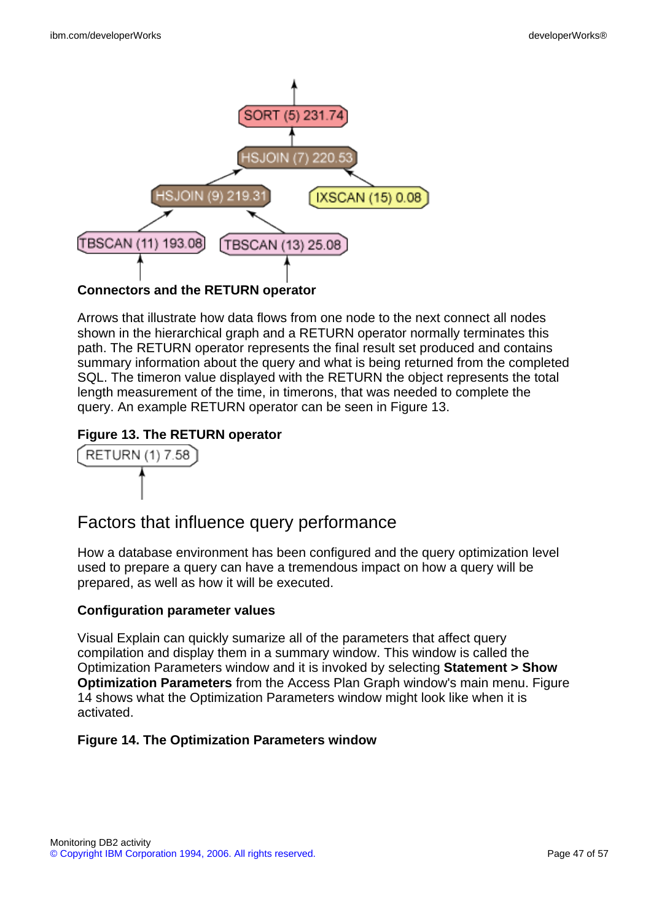SORT (5) 231.74

HSJOIN (7) 220.53

HSJOIN (9) 219.31

IXSCAN (15) 0.08

TBSCAN (11) 193.08

TBSCAN (13) 25.08

**Connectors and the RETURN operator**

Arrows that illustrate how data flows from one node to the next connect all nodes shown in the hierarchical graph and a RETURN operator normally terminates this path. The RETURN operator represents the final result set produced and contains summary information about the query and what is being returned from the completed SQL. The timeron value displayed with the RETURN the object represents the total length measurement of the time, in timerons, that was needed to complete the query. An example RETURN operator can be seen in Figure 13.

**Figure 13. The RETURN operator**

RETURN (1) 7.58

## Factors that influence query performance

How a database environment has been configured and the query optimization level used to prepare a query can have a tremendous impact on how a query will be prepared, as well as how it will be executed.

**Configuration parameter values**

Visual Explain can quickly sumarize all of the parameters that affect query compilation and display them in a summary window. This window is called the Optimization Parameters window and it is invoked by selecting **Statement > Show Optimization Parameters** from the Access Plan Graph window's main menu. Figure 14 shows what the Optimization Parameters window might look like when it is activated.

**Figure 14. The Optimization Parameters window**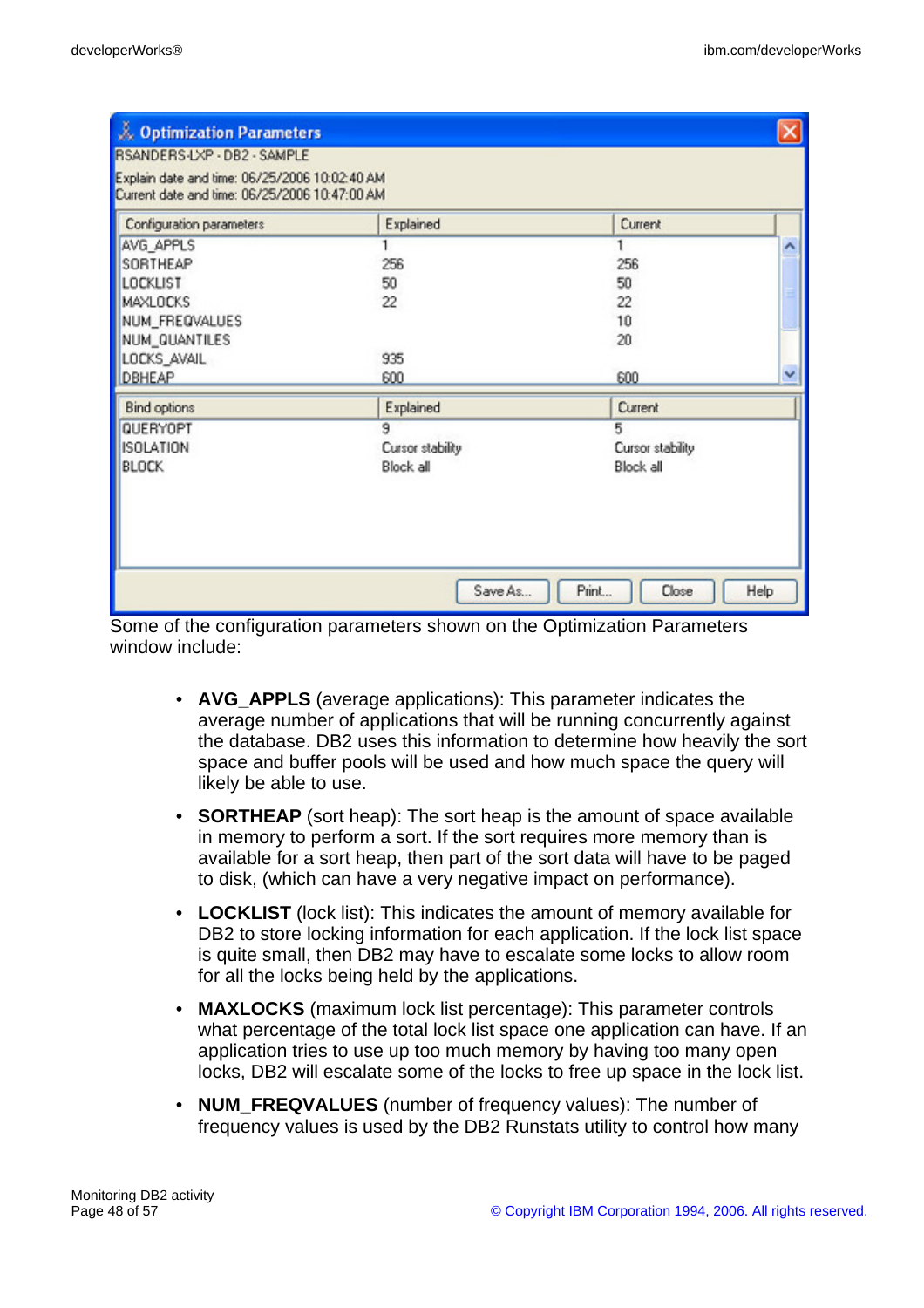**Optimization Parameters**

RSANDERS-LXP - DB2 - SAMPLE

Explain date and time: 06/25/2006 10:02:40 AM
Current date and time: 06/25/2006 10:47:00 AM

| Configuration parameters | Explained | Current |
|---|---|---|
| AVG_APPLS | 1 | 1 |
| SORTHEAP | 256 | 256 |
| LOCKLIST | 50 | 50 |
| MAXLOCKS | 22 | 22 |
| NUM_FREQVALUES | | 10 |
| NUM_QUANTILES | | 20 |
| LOCKS_AVAIL | 935 | |
| DBHEAP | 600 | 600 |

| Bind options | Explained | Current |
|---|---|---|
| QUERYOPT | 9 | 5 |
| ISOLATION | Cursor stability | Cursor stability |
| BLOCK | Block all | Block all |

Save As... Print... Close Help

Some of the configuration parameters shown on the Optimization Parameters window include:

- **AVG_APPLS** (average applications): This parameter indicates the average number of applications that will be running concurrently against the database. DB2 uses this information to determine how heavily the sort space and buffer pools will be used and how much space the query will likely be able to use.
- **SORTHEAP** (sort heap): The sort heap is the amount of space available in memory to perform a sort. If the sort requires more memory than is available for a sort heap, then part of the sort data will have to be paged to disk, (which can have a very negative impact on performance).
- **LOCKLIST** (lock list): This indicates the amount of memory available for DB2 to store locking information for each application. If the lock list space is quite small, then DB2 may have to escalate some locks to allow room for all the locks being held by the applications.
- **MAXLOCKS** (maximum lock list percentage): This parameter controls what percentage of the total lock list space one application can have. If an application tries to use up too much memory by having too many open locks, DB2 will escalate some of the locks to free up space in the lock list.
- **NUM_FREQVALUES** (number of frequency values): The number of frequency values is used by the DB2 Runstats utility to control how many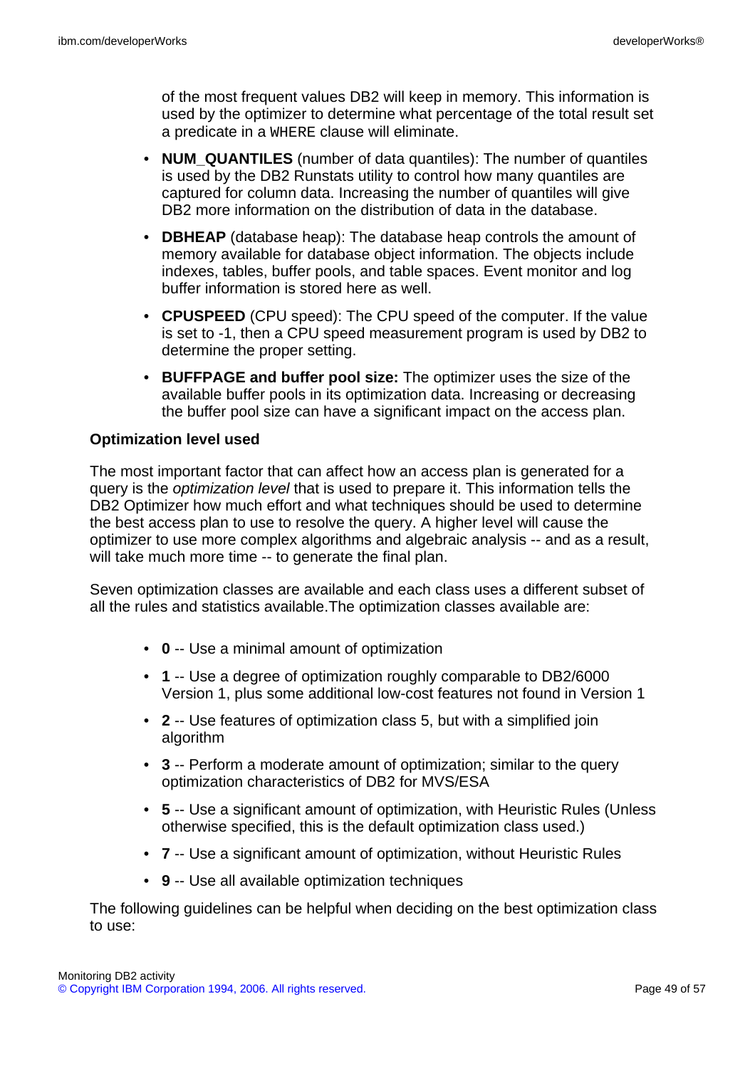of the most frequent values DB2 will keep in memory. This information is used by the optimizer to determine what percentage of the total result set a predicate in a `WHERE` clause will eliminate.

- **NUM_QUANTILES** (number of data quantiles): The number of quantiles is used by the DB2 Runstats utility to control how many quantiles are captured for column data. Increasing the number of quantiles will give DB2 more information on the distribution of data in the database.
- **DBHEAP** (database heap): The database heap controls the amount of memory available for database object information. The objects include indexes, tables, buffer pools, and table spaces. Event monitor and log buffer information is stored here as well.
- **CPUSPEED** (CPU speed): The CPU speed of the computer. If the value is set to -1, then a CPU speed measurement program is used by DB2 to determine the proper setting.
- **BUFFPAGE and buffer pool size:** The optimizer uses the size of the available buffer pools in its optimization data. Increasing or decreasing the buffer pool size can have a significant impact on the access plan.

**Optimization level used**

The most important factor that can affect how an access plan is generated for a query is the *optimization level* that is used to prepare it. This information tells the DB2 Optimizer how much effort and what techniques should be used to determine the best access plan to use to resolve the query. A higher level will cause the optimizer to use more complex algorithms and algebraic analysis -- and as a result, will take much more time -- to generate the final plan.

Seven optimization classes are available and each class uses a different subset of all the rules and statistics available.The optimization classes available are:

- **0** -- Use a minimal amount of optimization
- **1** -- Use a degree of optimization roughly comparable to DB2/6000 Version 1, plus some additional low-cost features not found in Version 1
- **2** -- Use features of optimization class 5, but with a simplified join algorithm
- **3** -- Perform a moderate amount of optimization; similar to the query optimization characteristics of DB2 for MVS/ESA
- **5** -- Use a significant amount of optimization, with Heuristic Rules (Unless otherwise specified, this is the default optimization class used.)
- **7** -- Use a significant amount of optimization, without Heuristic Rules
- **9** -- Use all available optimization techniques

The following guidelines can be helpful when deciding on the best optimization class to use: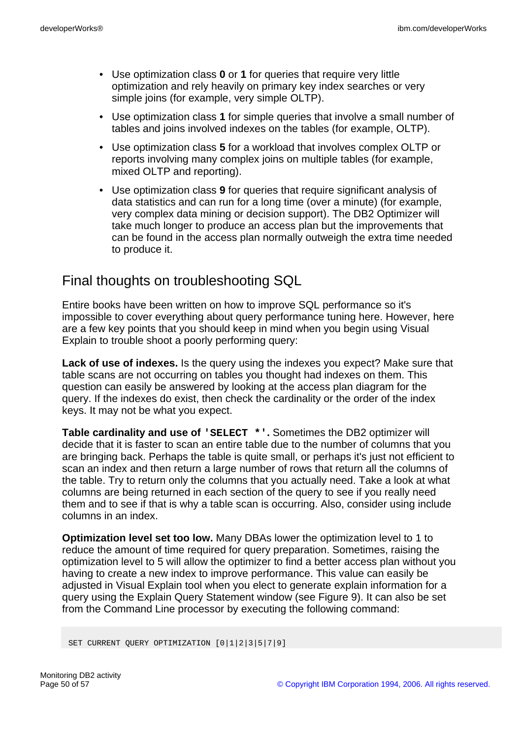- Use optimization class **0** or **1** for queries that require very little optimization and rely heavily on primary key index searches or very simple joins (for example, very simple OLTP).
- Use optimization class **1** for simple queries that involve a small number of tables and joins involved indexes on the tables (for example, OLTP).
- Use optimization class **5** for a workload that involves complex OLTP or reports involving many complex joins on multiple tables (for example, mixed OLTP and reporting).
- Use optimization class **9** for queries that require significant analysis of data statistics and can run for a long time (over a minute) (for example, very complex data mining or decision support). The DB2 Optimizer will take much longer to produce an access plan but the improvements that can be found in the access plan normally outweigh the extra time needed to produce it.

## Final thoughts on troubleshooting SQL

Entire books have been written on how to improve SQL performance so it's impossible to cover everything about query performance tuning here. However, here are a few key points that you should keep in mind when you begin using Visual Explain to trouble shoot a poorly performing query:

**Lack of use of indexes.** Is the query using the indexes you expect? Make sure that table scans are not occurring on tables you thought had indexes on them. This question can easily be answered by looking at the access plan diagram for the query. If the indexes do exist, then check the cardinality or the order of the index keys. It may not be what you expect.

**Table cardinality and use of `'SELECT *'`.** Sometimes the DB2 optimizer will decide that it is faster to scan an entire table due to the number of columns that you are bringing back. Perhaps the table is quite small, or perhaps it's just not efficient to scan an index and then return a large number of rows that return all the columns of the table. Try to return only the columns that you actually need. Take a look at what columns are being returned in each section of the query to see if you really need them and to see if that is why a table scan is occurring. Also, consider using include columns in an index.

**Optimization level set too low.** Many DBAs lower the optimization level to 1 to reduce the amount of time required for query preparation. Sometimes, raising the optimization level to 5 will allow the optimizer to find a better access plan without you having to create a new index to improve performance. This value can easily be adjusted in Visual Explain tool when you elect to generate explain information for a query using the Explain Query Statement window (see Figure 9). It can also be set from the Command Line processor by executing the following command:

```
SET CURRENT QUERY OPTIMIZATION [0|1|2|3|5|7|9]
```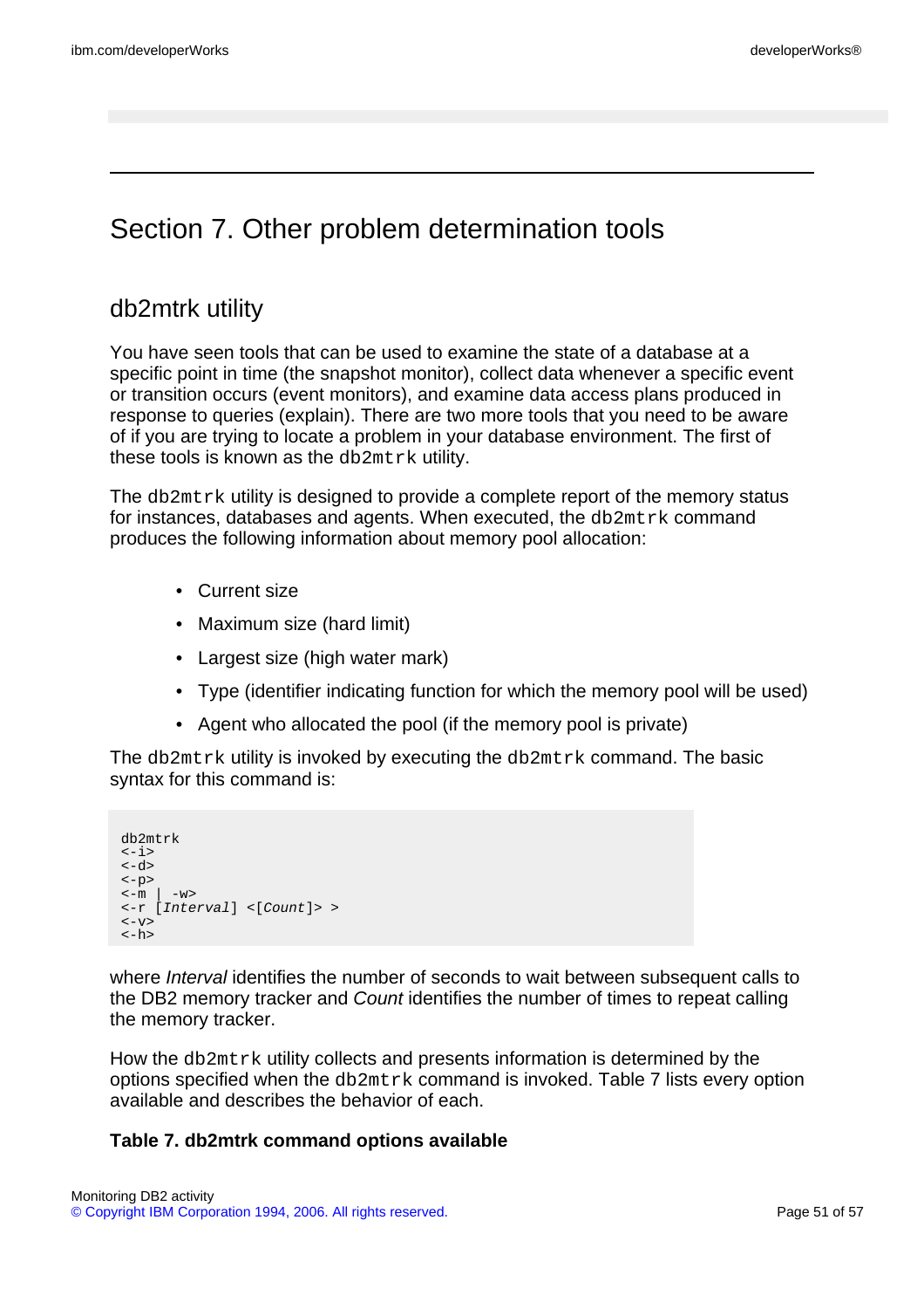# Section 7. Other problem determination tools

## db2mtrk utility

You have seen tools that can be used to examine the state of a database at a specific point in time (the snapshot monitor), collect data whenever a specific event or transition occurs (event monitors), and examine data access plans produced in response to queries (explain). There are two more tools that you need to be aware of if you are trying to locate a problem in your database environment. The first of these tools is known as the `db2mtrk` utility.

The `db2mtrk` utility is designed to provide a complete report of the memory status for instances, databases and agents. When executed, the `db2mtrk` command produces the following information about memory pool allocation:

- Current size
- Maximum size (hard limit)
- Largest size (high water mark)
- Type (identifier indicating function for which the memory pool will be used)
- Agent who allocated the pool (if the memory pool is private)

The `db2mtrk` utility is invoked by executing the `db2mtrk` command. The basic syntax for this command is:

```
db2mtrk
<-i>
<-d>
<-p>
<-m | -w>
<-r [Interval] <[Count]> >
<-v>
<-h>
```

where *Interval* identifies the number of seconds to wait between subsequent calls to the DB2 memory tracker and *Count* identifies the number of times to repeat calling the memory tracker.

How the `db2mtrk` utility collects and presents information is determined by the options specified when the `db2mtrk` command is invoked. Table 7 lists every option available and describes the behavior of each.

**Table 7. db2mtrk command options available**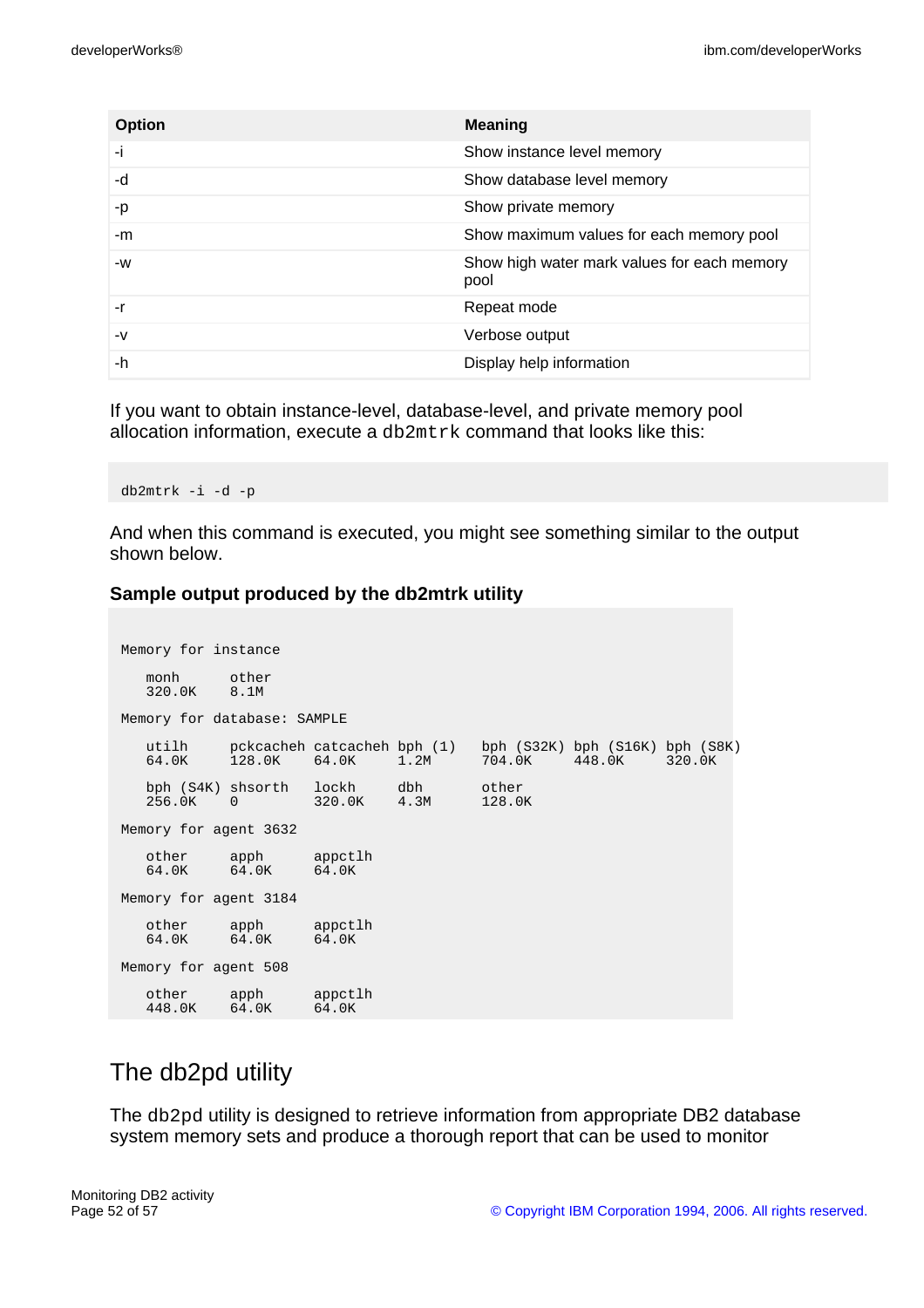| Option | Meaning |
|---|---|
| -i | Show instance level memory |
| -d | Show database level memory |
| -p | Show private memory |
| -m | Show maximum values for each memory pool |
| -w | Show high water mark values for each memory pool |
| -r | Repeat mode |
| -v | Verbose output |
| -h | Display help information |

If you want to obtain instance-level, database-level, and private memory pool allocation information, execute a `db2mtrk` command that looks like this:

```
db2mtrk -i -d -p
```

And when this command is executed, you might see something similar to the output shown below.

### Sample output produced by the db2mtrk utility

```
Memory for instance

   monh      other
   320.0K    8.1M

Memory for database: SAMPLE

   utilh     pckcacheh catcacheh bph (1)   bph (S32K) bph (S16K) bph (S8K)
   64.0K     128.0K    64.0K     1.2M      704.0K     448.0K     320.0K

   bph (S4K) shsorth   lockh     dbh       other
   256.0K    0         320.0K    4.3M      128.0K

Memory for agent 3632

   other     apph      appctlh
   64.0K     64.0K     64.0K

Memory for agent 3184

   other     apph      appctlh
   64.0K     64.0K     64.0K

Memory for agent 508

   other     apph      appctlh
   448.0K    64.0K     64.0K
```

## The db2pd utility

The `db2pd` utility is designed to retrieve information from appropriate DB2 database system memory sets and produce a thorough report that can be used to monitor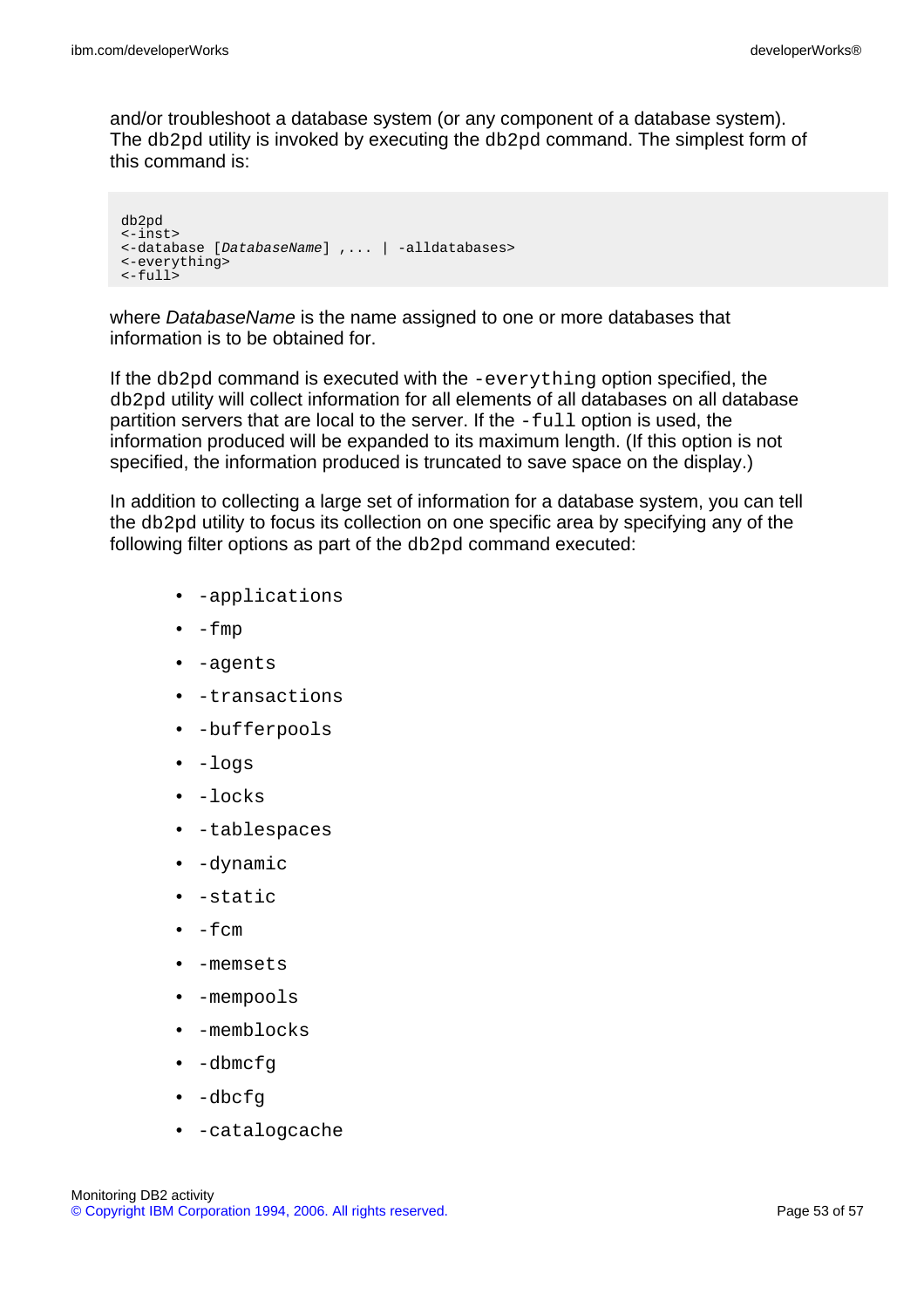and/or troubleshoot a database system (or any component of a database system). The `db2pd` utility is invoked by executing the `db2pd` command. The simplest form of this command is:

```
db2pd
<-inst>
<-database [DatabaseName] ,... | -alldatabases>
<-everything>
<-full>
```

where *DatabaseName* is the name assigned to one or more databases that information is to be obtained for.

If the `db2pd` command is executed with the `-everything` option specified, the `db2pd` utility will collect information for all elements of all databases on all database partition servers that are local to the server. If the `-full` option is used, the information produced will be expanded to its maximum length. (If this option is not specified, the information produced is truncated to save space on the display.)

In addition to collecting a large set of information for a database system, you can tell the `db2pd` utility to focus its collection on one specific area by specifying any of the following filter options as part of the `db2pd` command executed:

- `-applications`
- `-fmp`
- `-agents`
- `-transactions`
- `-bufferpools`
- `-logs`
- `-locks`
- `-tablespaces`
- `-dynamic`
- `-static`
- `-fcm`
- `-memsets`
- `-mempools`
- `-memblocks`
- `-dbmcfg`
- `-dbcfg`
- `-catalogcache`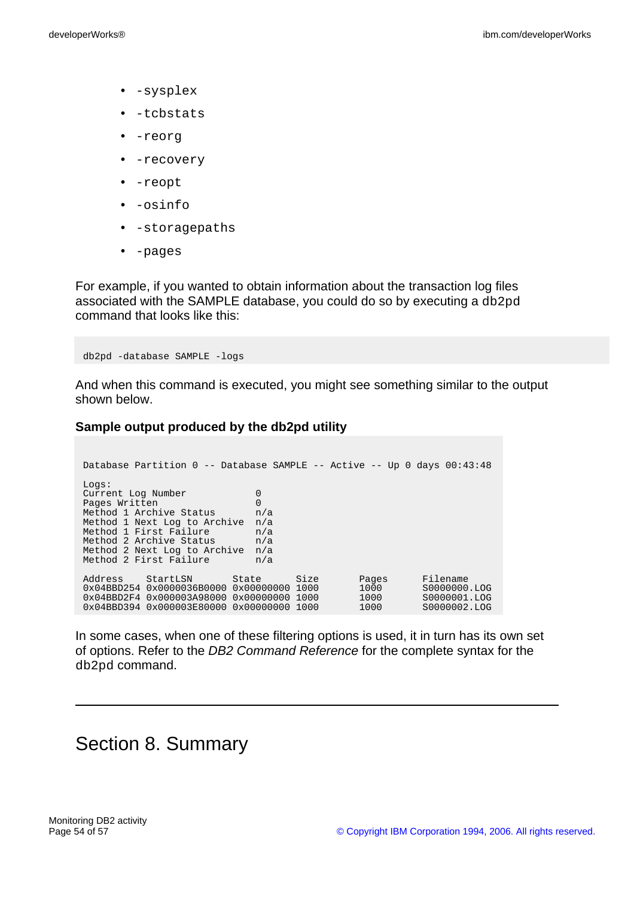- `-sysplex`
- `-tcbstats`
- `-reorg`
- `-recovery`
- `-reopt`
- `-osinfo`
- `-storagepaths`
- `-pages`

For example, if you wanted to obtain information about the transaction log files associated with the SAMPLE database, you could do so by executing a `db2pd` command that looks like this:

```
db2pd -database SAMPLE -logs
```

And when this command is executed, you might see something similar to the output shown below.

**Sample output produced by the db2pd utility**

```
Database Partition 0 -- Database SAMPLE -- Active -- Up 0 days 00:43:48

Logs:
Current Log Number            0
Pages Written                 0
Method 1 Archive Status       n/a
Method 1 Next Log to Archive  n/a
Method 1 First Failure        n/a
Method 2 Archive Status       n/a
Method 2 Next Log to Archive  n/a
Method 2 First Failure        n/a

Address    StartLSN       State      Size       Pages      Filename
0x04BBD254 0x0000036B0000 0x00000000 1000       1000       S0000000.LOG
0x04BBD2F4 0x000003A98000 0x00000000 1000       1000       S0000001.LOG
0x04BBD394 0x000003E80000 0x00000000 1000       1000       S0000002.LOG
```

In some cases, when one of these filtering options is used, it in turn has its own set of options. Refer to the *DB2 Command Reference* for the complete syntax for the `db2pd` command.

---

# Section 8. Summary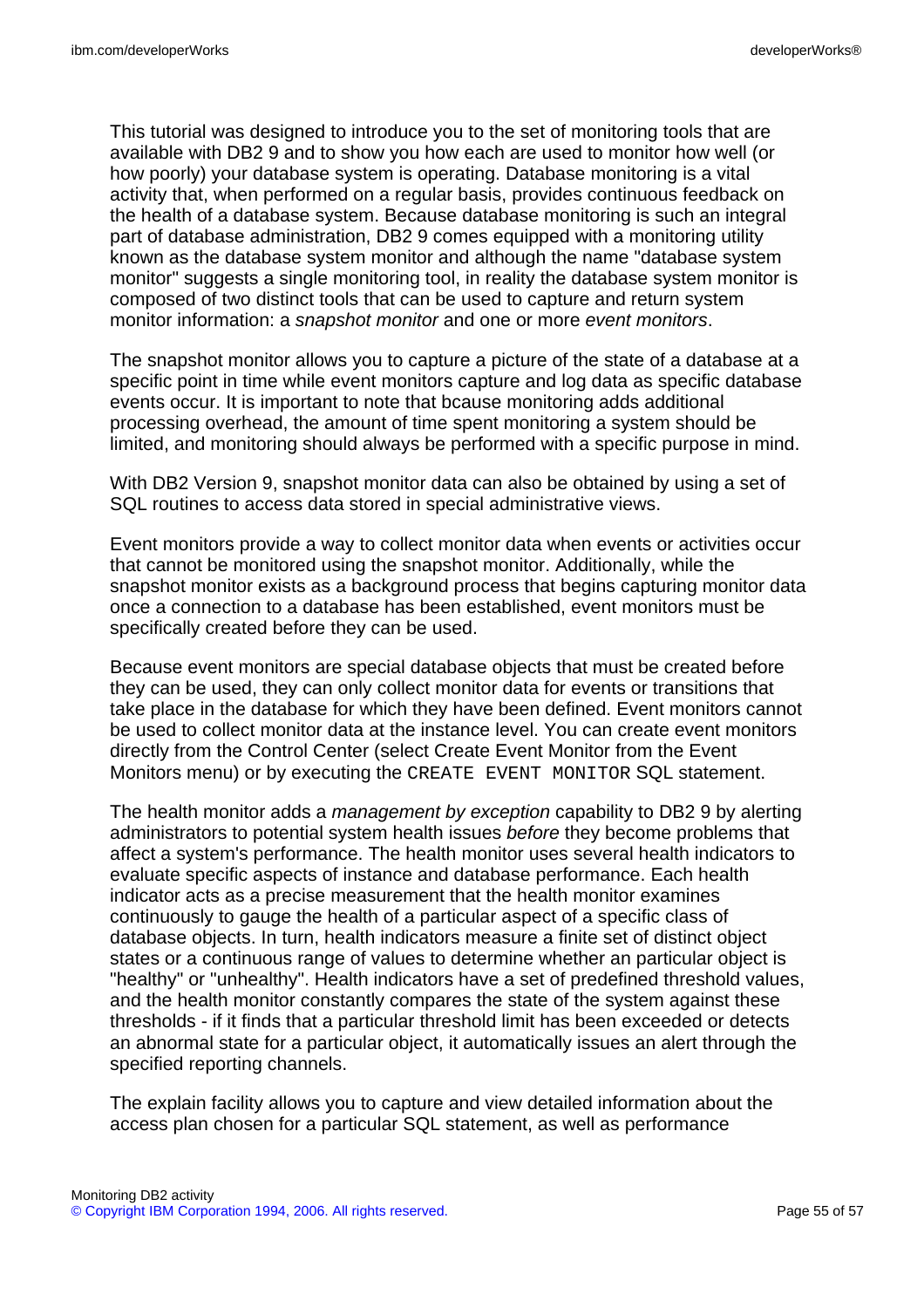This tutorial was designed to introduce you to the set of monitoring tools that are available with DB2 9 and to show you how each are used to monitor how well (or how poorly) your database system is operating. Database monitoring is a vital activity that, when performed on a regular basis, provides continuous feedback on the health of a database system. Because database monitoring is such an integral part of database administration, DB2 9 comes equipped with a monitoring utility known as the database system monitor and although the name "database system monitor" suggests a single monitoring tool, in reality the database system monitor is composed of two distinct tools that can be used to capture and return system monitor information: a *snapshot monitor* and one or more *event monitors*.

The snapshot monitor allows you to capture a picture of the state of a database at a specific point in time while event monitors capture and log data as specific database events occur. It is important to note that bcause monitoring adds additional processing overhead, the amount of time spent monitoring a system should be limited, and monitoring should always be performed with a specific purpose in mind.

With DB2 Version 9, snapshot monitor data can also be obtained by using a set of SQL routines to access data stored in special administrative views.

Event monitors provide a way to collect monitor data when events or activities occur that cannot be monitored using the snapshot monitor. Additionally, while the snapshot monitor exists as a background process that begins capturing monitor data once a connection to a database has been established, event monitors must be specifically created before they can be used.

Because event monitors are special database objects that must be created before they can be used, they can only collect monitor data for events or transitions that take place in the database for which they have been defined. Event monitors cannot be used to collect monitor data at the instance level. You can create event monitors directly from the Control Center (select Create Event Monitor from the Event Monitors menu) or by executing the `CREATE EVENT MONITOR` SQL statement.

The health monitor adds a *management by exception* capability to DB2 9 by alerting administrators to potential system health issues *before* they become problems that affect a system's performance. The health monitor uses several health indicators to evaluate specific aspects of instance and database performance. Each health indicator acts as a precise measurement that the health monitor examines continuously to gauge the health of a particular aspect of a specific class of database objects. In turn, health indicators measure a finite set of distinct object states or a continuous range of values to determine whether an particular object is "healthy" or "unhealthy". Health indicators have a set of predefined threshold values, and the health monitor constantly compares the state of the system against these thresholds - if it finds that a particular threshold limit has been exceeded or detects an abnormal state for a particular object, it automatically issues an alert through the specified reporting channels.

The explain facility allows you to capture and view detailed information about the access plan chosen for a particular SQL statement, as well as performance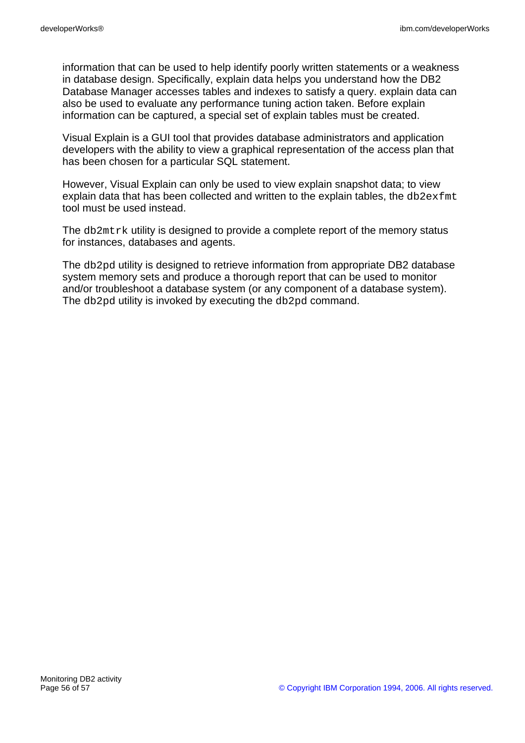information that can be used to help identify poorly written statements or a weakness in database design. Specifically, explain data helps you understand how the DB2 Database Manager accesses tables and indexes to satisfy a query. explain data can also be used to evaluate any performance tuning action taken. Before explain information can be captured, a special set of explain tables must be created.

Visual Explain is a GUI tool that provides database administrators and application developers with the ability to view a graphical representation of the access plan that has been chosen for a particular SQL statement.

However, Visual Explain can only be used to view explain snapshot data; to view explain data that has been collected and written to the explain tables, the `db2exfmt` tool must be used instead.

The `db2mtrk` utility is designed to provide a complete report of the memory status for instances, databases and agents.

The `db2pd` utility is designed to retrieve information from appropriate DB2 database system memory sets and produce a thorough report that can be used to monitor and/or troubleshoot a database system (or any component of a database system). The `db2pd` utility is invoked by executing the `db2pd` command.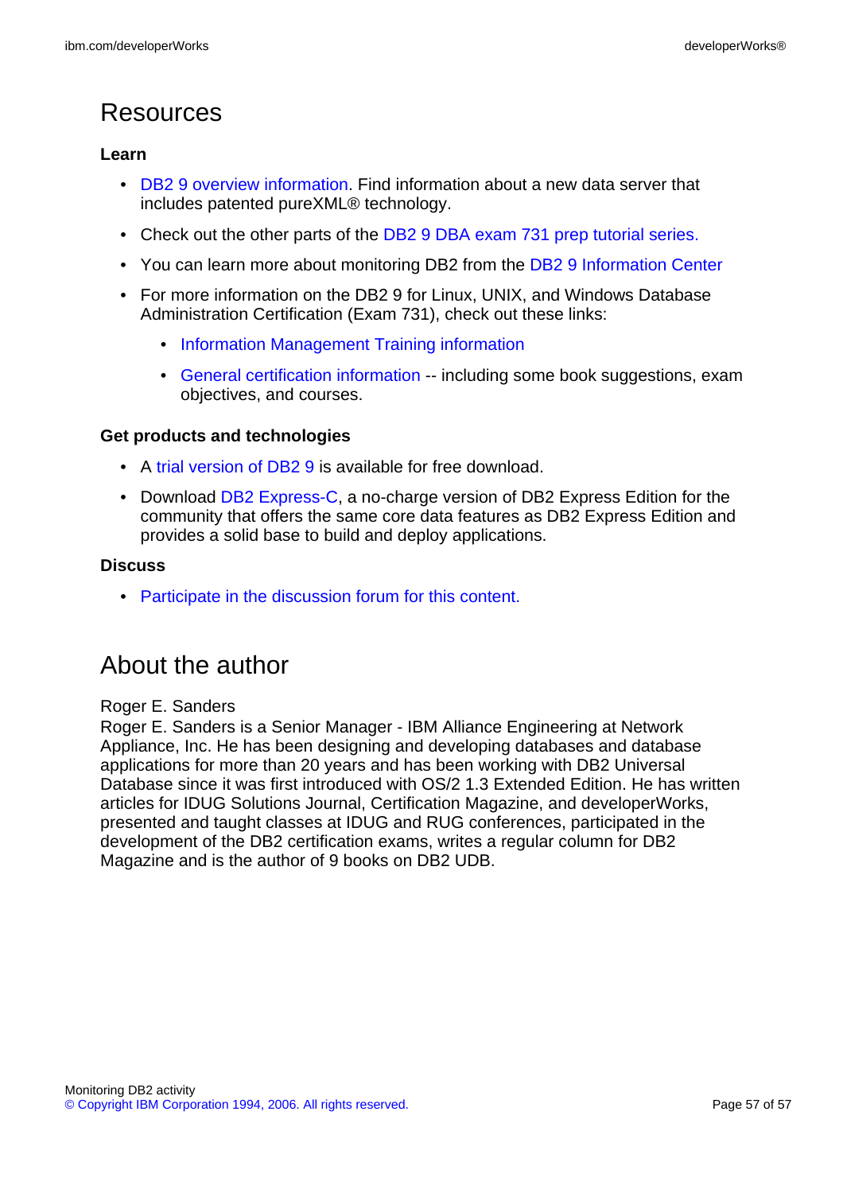## Resources

### Learn

- DB2 9 overview information. Find information about a new data server that includes patented pureXML® technology.
- Check out the other parts of the DB2 9 DBA exam 731 prep tutorial series.
- You can learn more about monitoring DB2 from the DB2 9 Information Center
- For more information on the DB2 9 for Linux, UNIX, and Windows Database Administration Certification (Exam 731), check out these links:
  - Information Management Training information
  - General certification information -- including some book suggestions, exam objectives, and courses.

### Get products and technologies

- A trial version of DB2 9 is available for free download.
- Download DB2 Express-C, a no-charge version of DB2 Express Edition for the community that offers the same core data features as DB2 Express Edition and provides a solid base to build and deploy applications.

### Discuss

- Participate in the discussion forum for this content.

## About the author

Roger E. Sanders

Roger E. Sanders is a Senior Manager - IBM Alliance Engineering at Network Appliance, Inc. He has been designing and developing databases and database applications for more than 20 years and has been working with DB2 Universal Database since it was first introduced with OS/2 1.3 Extended Edition. He has written articles for IDUG Solutions Journal, Certification Magazine, and developerWorks, presented and taught classes at IDUG and RUG conferences, participated in the development of the DB2 certification exams, writes a regular column for DB2 Magazine and is the author of 9 books on DB2 UDB.